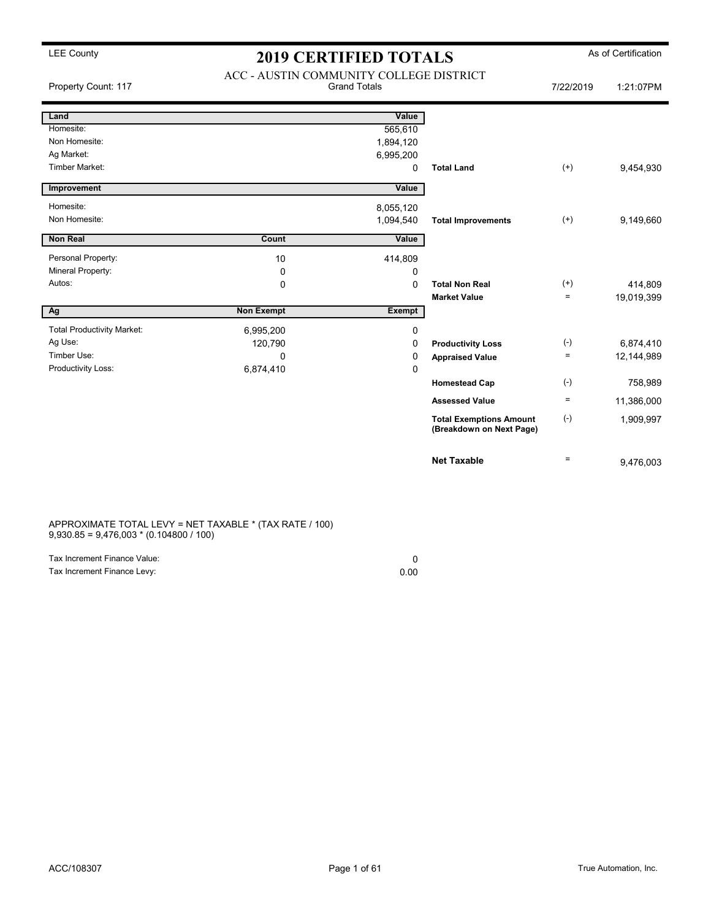LEE County

# 2019 CERTIFIED TOTALS

As of Certification

ACC - AUSTIN COMMUNITY COLLEGE DISTRICT

Property Count: 117 — Grand Totals — 7/22/2019 1:21:07PM

| Land | | Value | | | |
|---|---|---|---|---|---|
| Homesite: | | 565,610 | | | |
| Non Homesite: | | 1,894,120 | | | |
| Ag Market: | | 6,995,200 | | | |
| Timber Market: | | 0 | **Total Land** | (+) | 9,454,930 |

| Improvement | | Value | | | |
|---|---|---|---|---|---|
| Homesite: | | 8,055,120 | | | |
| Non Homesite: | | 1,094,540 | **Total Improvements** | (+) | 9,149,660 |

| Non Real | Count | Value | | | |
|---|---|---|---|---|---|
| Personal Property: | 10 | 414,809 | | | |
| Mineral Property: | 0 | 0 | | | |
| Autos: | 0 | 0 | **Total Non Real** | (+) | 414,809 |
| | | | **Market Value** | = | 19,019,399 |

| Ag | Non Exempt | Exempt | | | |
|---|---|---|---|---|---|
| Total Productivity Market: | 6,995,200 | 0 | | | |
| Ag Use: | 120,790 | 0 | **Productivity Loss** | (-) | 6,874,410 |
| Timber Use: | 0 | 0 | **Appraised Value** | = | 12,144,989 |
| Productivity Loss: | 6,874,410 | 0 | | | |
| | | | **Homestead Cap** | (-) | 758,989 |
| | | | **Assessed Value** | = | 11,386,000 |
| | | | **Total Exemptions Amount (Breakdown on Next Page)** | (-) | 1,909,997 |
| | | | **Net Taxable** | = | 9,476,003 |

APPROXIMATE TOTAL LEVY = NET TAXABLE * (TAX RATE / 100)
9,930.85 = 9,476,003 * (0.104800 / 100)

| | |
|---|---|
| Tax Increment Finance Value: | 0 |
| Tax Increment Finance Levy: | 0.00 |

ACC/108307

True Automation, Inc.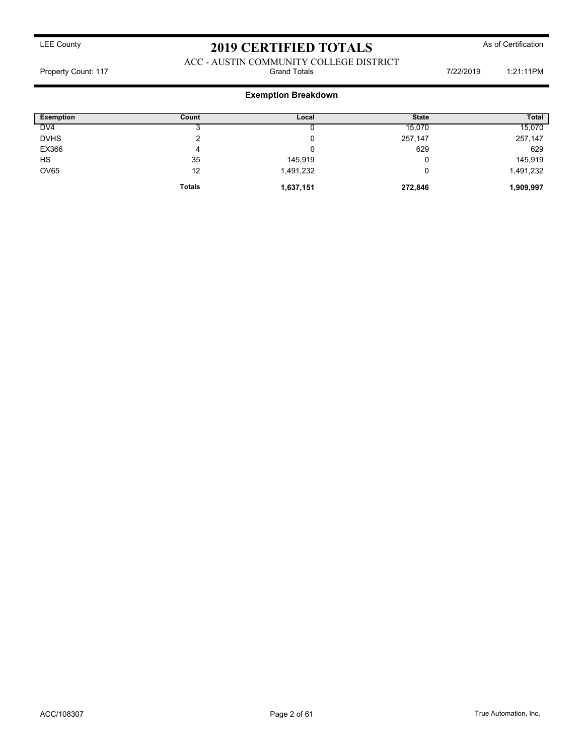LEE County

# 2019 CERTIFIED TOTALS

As of Certification

ACC - AUSTIN COMMUNITY COLLEGE DISTRICT

Property Count: 117 — Grand Totals — 7/22/2019 1:21:11PM

## Exemption Breakdown

| Exemption | Count | Local | State | Total |
|---|---|---|---|---|
| DV4 | 3 | 0 | 15,070 | 15,070 |
| DVHS | 2 | 0 | 257,147 | 257,147 |
| EX366 | 4 | 0 | 629 | 629 |
| HS | 35 | 145,919 | 0 | 145,919 |
| OV65 | 12 | 1,491,232 | 0 | 1,491,232 |
| | **Totals** | **1,637,151** | **272,846** | **1,909,997** |

ACC/108307

True Automation, Inc.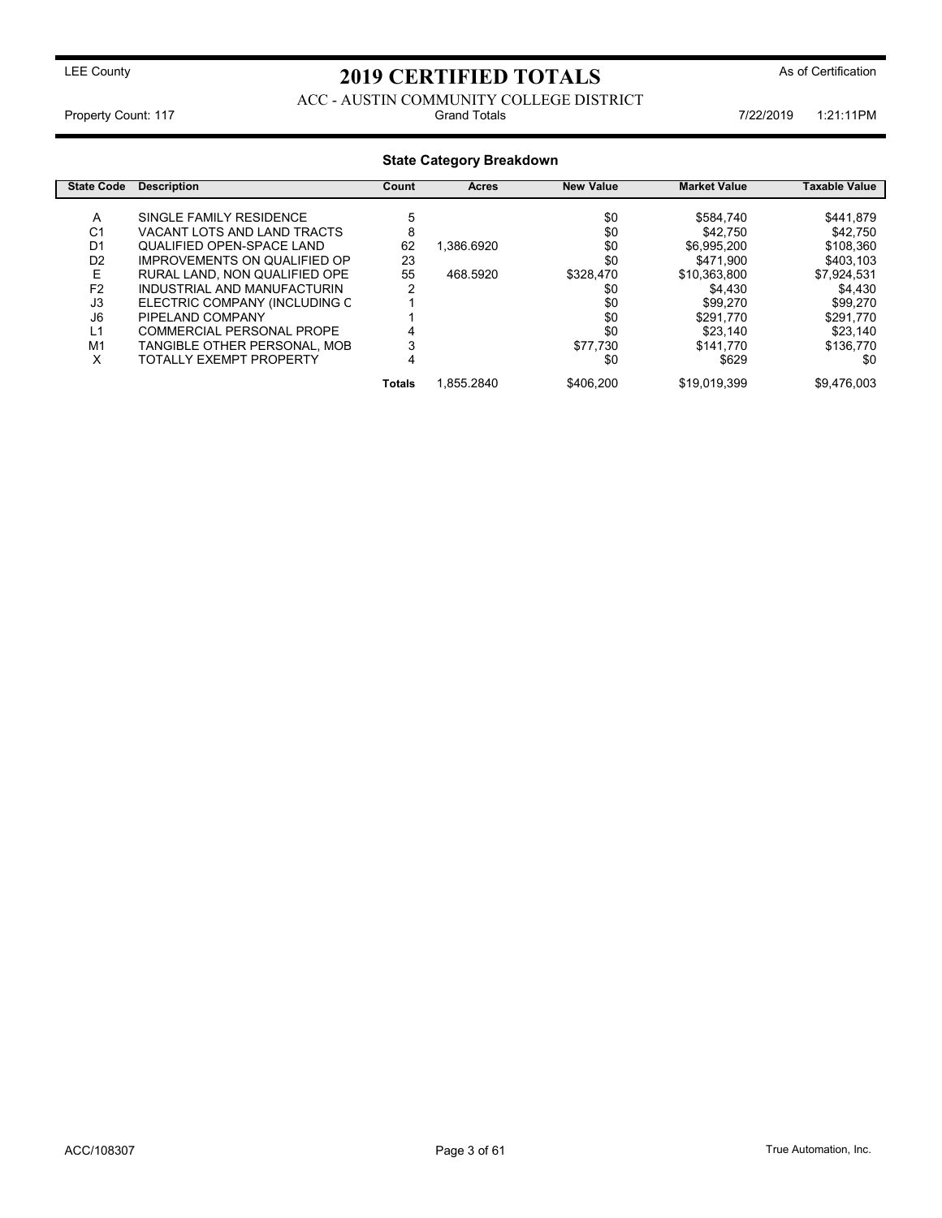LEE County

# 2019 CERTIFIED TOTALS

As of Certification

ACC - AUSTIN COMMUNITY COLLEGE DISTRICT

Property Count: 117 Grand Totals 7/22/2019 1:21:11PM

## State Category Breakdown

| State Code | Description | Count | Acres | New Value | Market Value | Taxable Value |
|---|---|---|---|---|---|---|
| A | SINGLE FAMILY RESIDENCE | 5 | | $0 | $584,740 | $441,879 |
| C1 | VACANT LOTS AND LAND TRACTS | 8 | | $0 | $42,750 | $42,750 |
| D1 | QUALIFIED OPEN-SPACE LAND | 62 | 1,386.6920 | $0 | $6,995,200 | $108,360 |
| D2 | IMPROVEMENTS ON QUALIFIED OP | 23 | | $0 | $471,900 | $403,103 |
| E | RURAL LAND, NON QUALIFIED OPE | 55 | 468.5920 | $328,470 | $10,363,800 | $7,924,531 |
| F2 | INDUSTRIAL AND MANUFACTURIN | 2 | | $0 | $4,430 | $4,430 |
| J3 | ELECTRIC COMPANY (INCLUDING C | 1 | | $0 | $99,270 | $99,270 |
| J6 | PIPELAND COMPANY | 1 | | $0 | $291,770 | $291,770 |
| L1 | COMMERCIAL PERSONAL PROPE | 4 | | $0 | $23,140 | $23,140 |
| M1 | TANGIBLE OTHER PERSONAL, MOB | 3 | | $77,730 | $141,770 | $136,770 |
| X | TOTALLY EXEMPT PROPERTY | 4 | | $0 | $629 | $0 |
| | | **Totals** | 1,855.2840 | $406,200 | $19,019,399 | $9,476,003 |

ACC/108307 True Automation, Inc.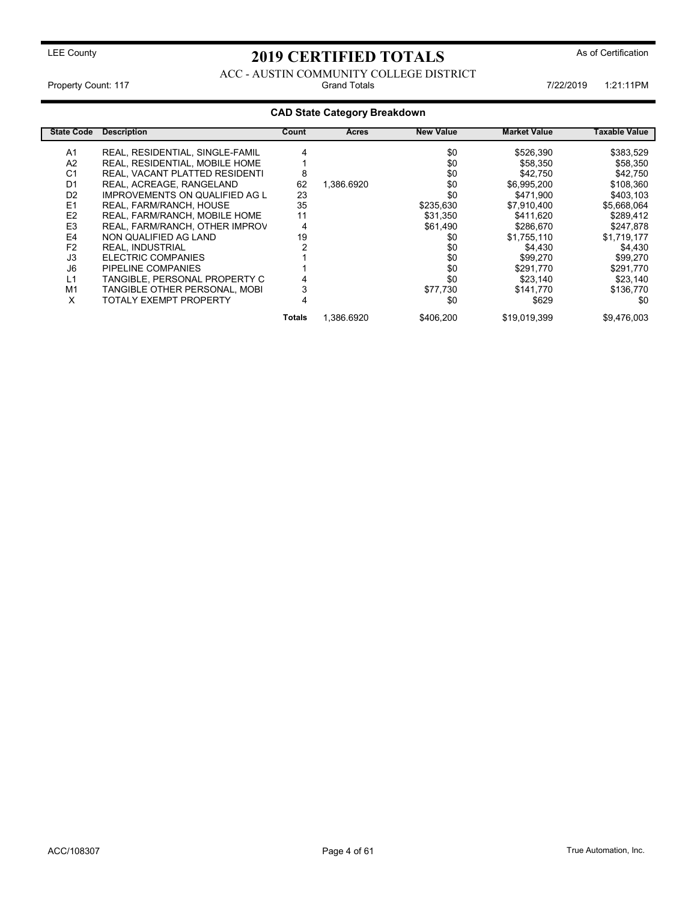LEE County

# 2019 CERTIFIED TOTALS

As of Certification

ACC - AUSTIN COMMUNITY COLLEGE DISTRICT

Property Count: 117 | Grand Totals | 7/22/2019 1:21:11PM

## CAD State Category Breakdown

| State Code | Description | Count | Acres | New Value | Market Value | Taxable Value |
|---|---|---|---|---|---|---|
| A1 | REAL, RESIDENTIAL, SINGLE-FAMIL | 4 | | $0 | $526,390 | $383,529 |
| A2 | REAL, RESIDENTIAL, MOBILE HOME | 1 | | $0 | $58,350 | $58,350 |
| C1 | REAL, VACANT PLATTED RESIDENTI | 8 | | $0 | $42,750 | $42,750 |
| D1 | REAL, ACREAGE, RANGELAND | 62 | 1,386.6920 | $0 | $6,995,200 | $108,360 |
| D2 | IMPROVEMENTS ON QUALIFIED AG L | 23 | | $0 | $471,900 | $403,103 |
| E1 | REAL, FARM/RANCH, HOUSE | 35 | | $235,630 | $7,910,400 | $5,668,064 |
| E2 | REAL, FARM/RANCH, MOBILE HOME | 11 | | $31,350 | $411,620 | $289,412 |
| E3 | REAL, FARM/RANCH, OTHER IMPROV | 4 | | $61,490 | $286,670 | $247,878 |
| E4 | NON QUALIFIED AG LAND | 19 | | $0 | $1,755,110 | $1,719,177 |
| F2 | REAL, INDUSTRIAL | 2 | | $0 | $4,430 | $4,430 |
| J3 | ELECTRIC COMPANIES | 1 | | $0 | $99,270 | $99,270 |
| J6 | PIPELINE COMPANIES | 1 | | $0 | $291,770 | $291,770 |
| L1 | TANGIBLE, PERSONAL PROPERTY C | 4 | | $0 | $23,140 | $23,140 |
| M1 | TANGIBLE OTHER PERSONAL, MOBI | 3 | | $77,730 | $141,770 | $136,770 |
| X | TOTALY EXEMPT PROPERTY | 4 | | $0 | $629 | $0 |
| | | **Totals** | 1,386.6920 | $406,200 | $19,019,399 | $9,476,003 |

ACC/108307 | True Automation, Inc.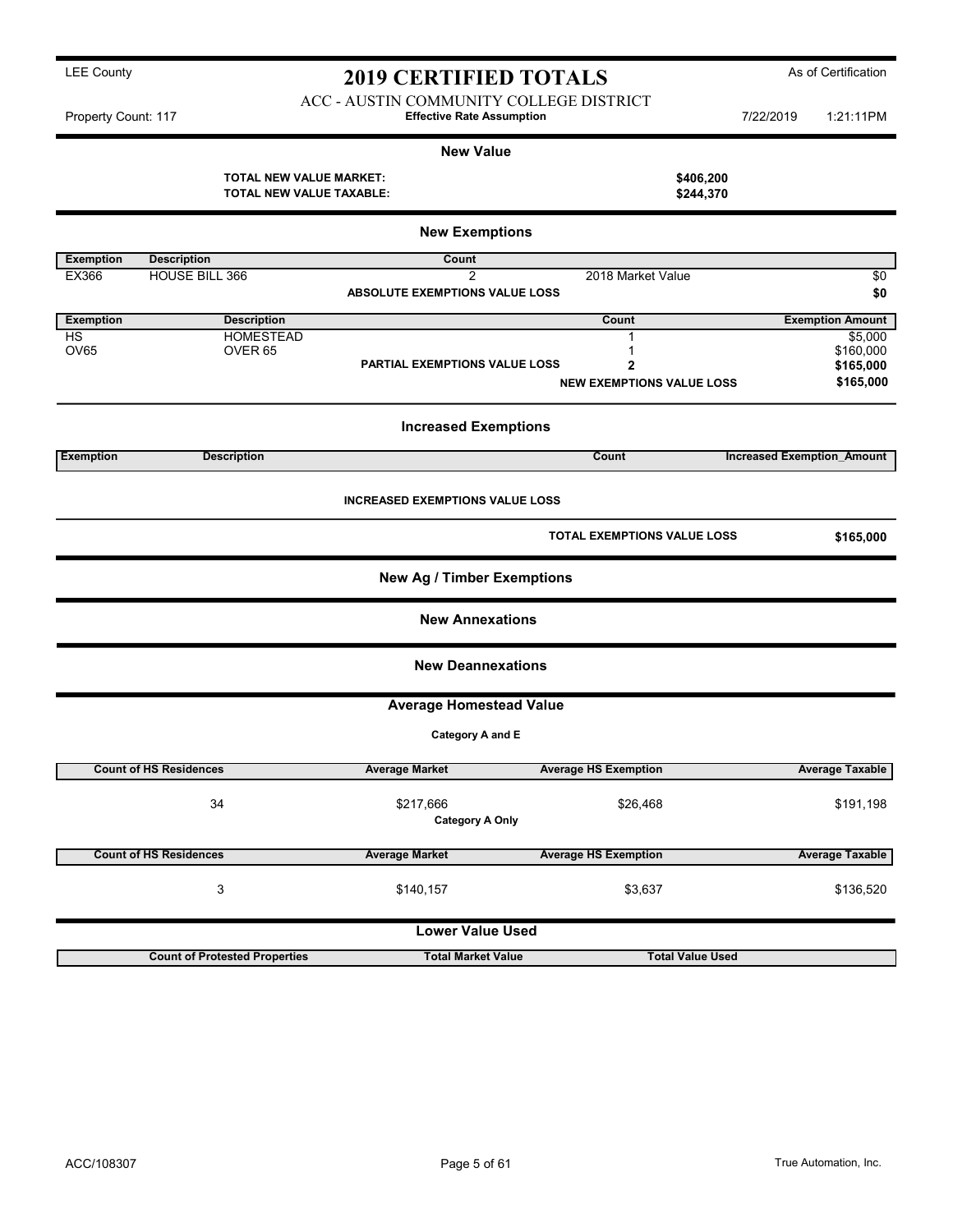LEE County

# 2019 CERTIFIED TOTALS

As of Certification

ACC - AUSTIN COMMUNITY COLLEGE DISTRICT

Property Count: 117 | **Effective Rate Assumption** | 7/22/2019 1:21:11PM

## New Value

| | |
|---|---|
| **TOTAL NEW VALUE MARKET:** | **$406,200** |
| **TOTAL NEW VALUE TAXABLE:** | **$244,370** |

## New Exemptions

| Exemption | Description | Count | | |
|---|---|---|---|---|
| EX366 | HOUSE BILL 366 | 2 | 2018 Market Value | $0 |
| | | **ABSOLUTE EXEMPTIONS VALUE LOSS** | | **$0** |

| Exemption | Description | | Count | Exemption Amount |
|---|---|---|---|---|
| HS | HOMESTEAD | | 1 | $5,000 |
| OV65 | OVER 65 | | 1 | $160,000 |
| | | **PARTIAL EXEMPTIONS VALUE LOSS** | **2** | **$165,000** |
| | | | **NEW EXEMPTIONS VALUE LOSS** | **$165,000** |

## Increased Exemptions

| Exemption | Description | Count | Increased Exemption_Amount |
|---|---|---|---|

**INCREASED EXEMPTIONS VALUE LOSS**

**TOTAL EXEMPTIONS VALUE LOSS** **$165,000**

## New Ag / Timber Exemptions

## New Annexations

## New Deannexations

## Average Homestead Value

**Category A and E**

| Count of HS Residences | Average Market | Average HS Exemption | Average Taxable |
|---|---|---|---|
| 34 | $217,666 | $26,468 | $191,198 |

**Category A Only**

| Count of HS Residences | Average Market | Average HS Exemption | Average Taxable |
|---|---|---|---|
| 3 | $140,157 | $3,637 | $136,520 |

## Lower Value Used

| Count of Protested Properties | Total Market Value | Total Value Used |
|---|---|---|

ACC/108307

True Automation, Inc.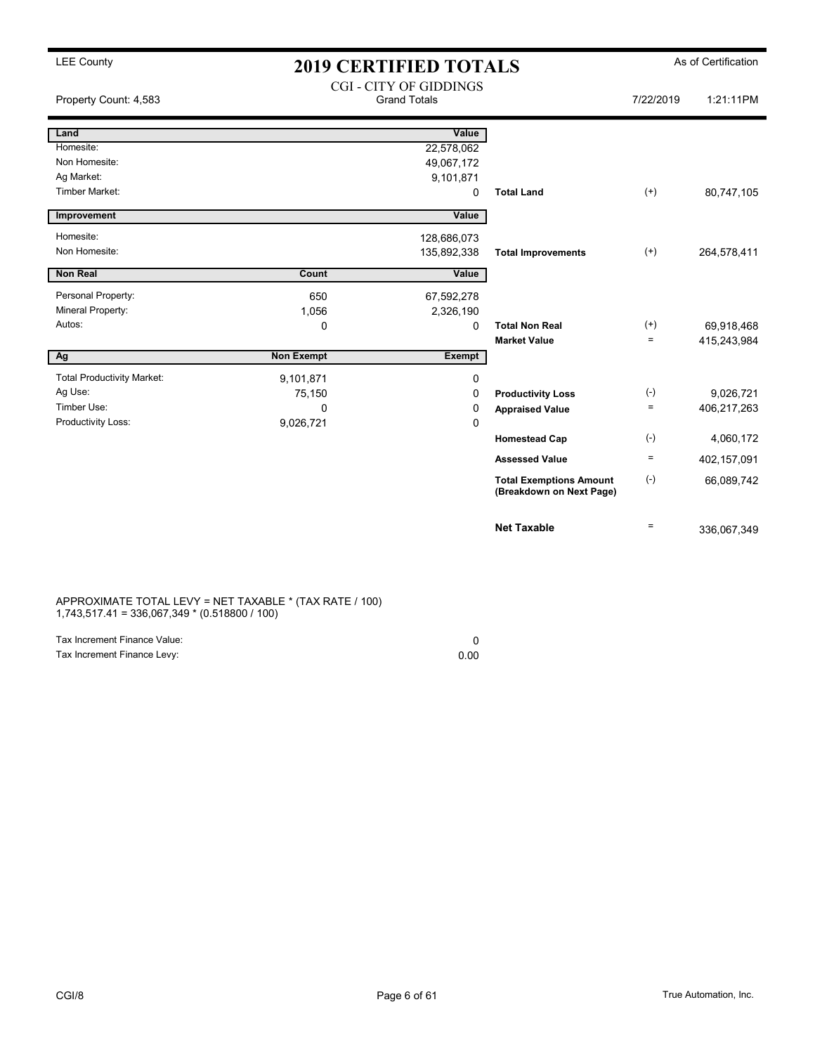LEE County

# 2019 CERTIFIED TOTALS

As of Certification

CGI - CITY OF GIDDINGS
Grand Totals

Property Count: 4,583 | 7/22/2019 1:21:11PM

| Land | | Value | | | |
|---|---|---|---|---|---|
| Homesite: | | 22,578,062 | | | |
| Non Homesite: | | 49,067,172 | | | |
| Ag Market: | | 9,101,871 | | | |
| Timber Market: | | 0 | Total Land | (+) | 80,747,105 |

| Improvement | | Value | | | |
|---|---|---|---|---|---|
| Homesite: | | 128,686,073 | | | |
| Non Homesite: | | 135,892,338 | Total Improvements | (+) | 264,578,411 |

| Non Real | Count | Value | | | |
|---|---|---|---|---|---|
| Personal Property: | 650 | 67,592,278 | | | |
| Mineral Property: | 1,056 | 2,326,190 | | | |
| Autos: | 0 | 0 | Total Non Real | (+) | 69,918,468 |
| | | | Market Value | = | 415,243,984 |

| Ag | Non Exempt | Exempt | | | |
|---|---|---|---|---|---|
| Total Productivity Market: | 9,101,871 | 0 | | | |
| Ag Use: | 75,150 | 0 | Productivity Loss | (-) | 9,026,721 |
| Timber Use: | 0 | 0 | Appraised Value | = | 406,217,263 |
| Productivity Loss: | 9,026,721 | 0 | | | |
| | | | Homestead Cap | (-) | 4,060,172 |
| | | | Assessed Value | = | 402,157,091 |
| | | | Total Exemptions Amount (Breakdown on Next Page) | (-) | 66,089,742 |
| | | | Net Taxable | = | 336,067,349 |

APPROXIMATE TOTAL LEVY = NET TAXABLE * (TAX RATE / 100)
1,743,517.41 = 336,067,349 * (0.518800 / 100)

| | |
|---|---|
| Tax Increment Finance Value: | 0 |
| Tax Increment Finance Levy: | 0.00 |

CGI/8 | True Automation, Inc.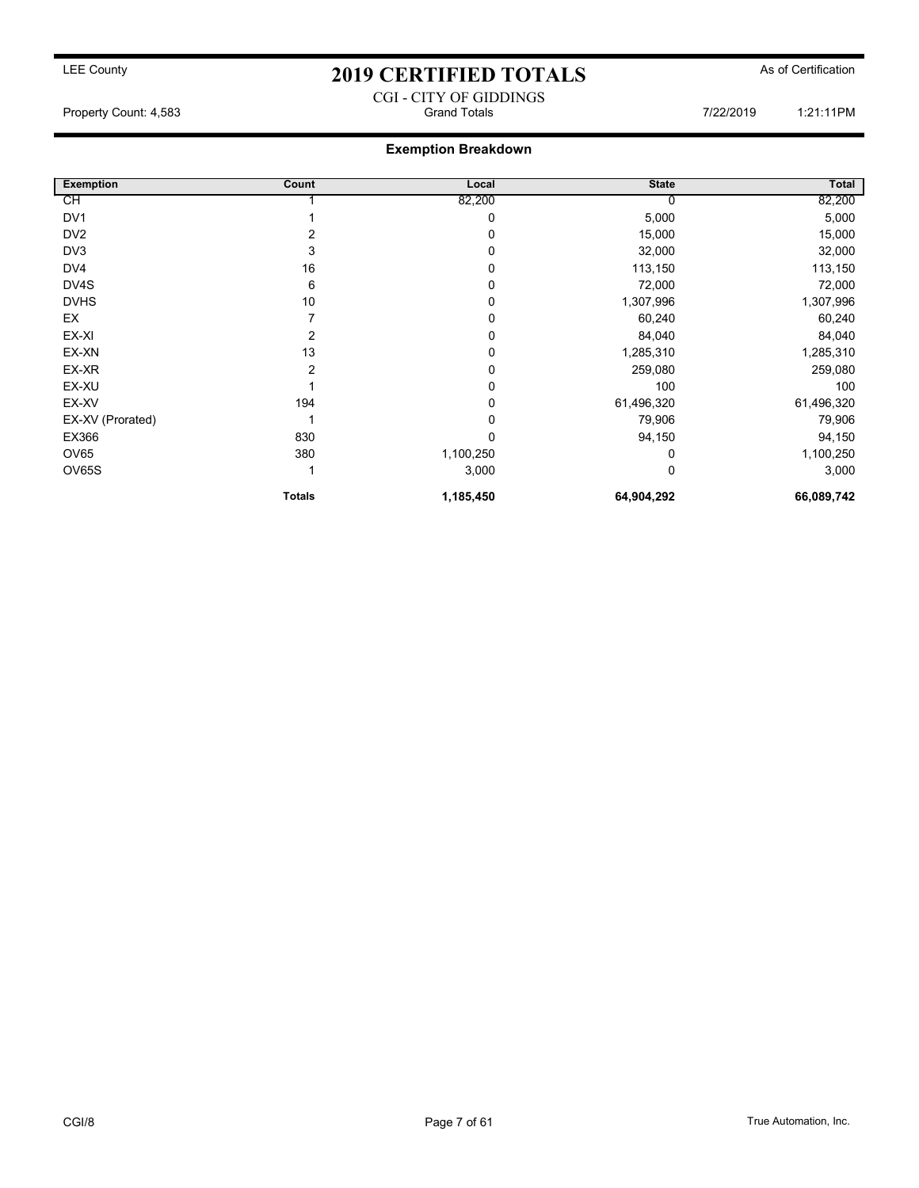LEE County

# 2019 CERTIFIED TOTALS

As of Certification

CGI - CITY OF GIDDINGS

Property Count: 4,583 | Grand Totals | 7/22/2019 1:21:11PM

## Exemption Breakdown

| Exemption | Count | Local | State | Total |
|---|---|---|---|---|
| CH | 1 | 82,200 | 0 | 82,200 |
| DV1 | 1 | 0 | 5,000 | 5,000 |
| DV2 | 2 | 0 | 15,000 | 15,000 |
| DV3 | 3 | 0 | 32,000 | 32,000 |
| DV4 | 16 | 0 | 113,150 | 113,150 |
| DV4S | 6 | 0 | 72,000 | 72,000 |
| DVHS | 10 | 0 | 1,307,996 | 1,307,996 |
| EX | 7 | 0 | 60,240 | 60,240 |
| EX-XI | 2 | 0 | 84,040 | 84,040 |
| EX-XN | 13 | 0 | 1,285,310 | 1,285,310 |
| EX-XR | 2 | 0 | 259,080 | 259,080 |
| EX-XU | 1 | 0 | 100 | 100 |
| EX-XV | 194 | 0 | 61,496,320 | 61,496,320 |
| EX-XV (Prorated) | 1 | 0 | 79,906 | 79,906 |
| EX366 | 830 | 0 | 94,150 | 94,150 |
| OV65 | 380 | 1,100,250 | 0 | 1,100,250 |
| OV65S | 1 | 3,000 | 0 | 3,000 |
| | **Totals** | **1,185,450** | **64,904,292** | **66,089,742** |

CGI/8

True Automation, Inc.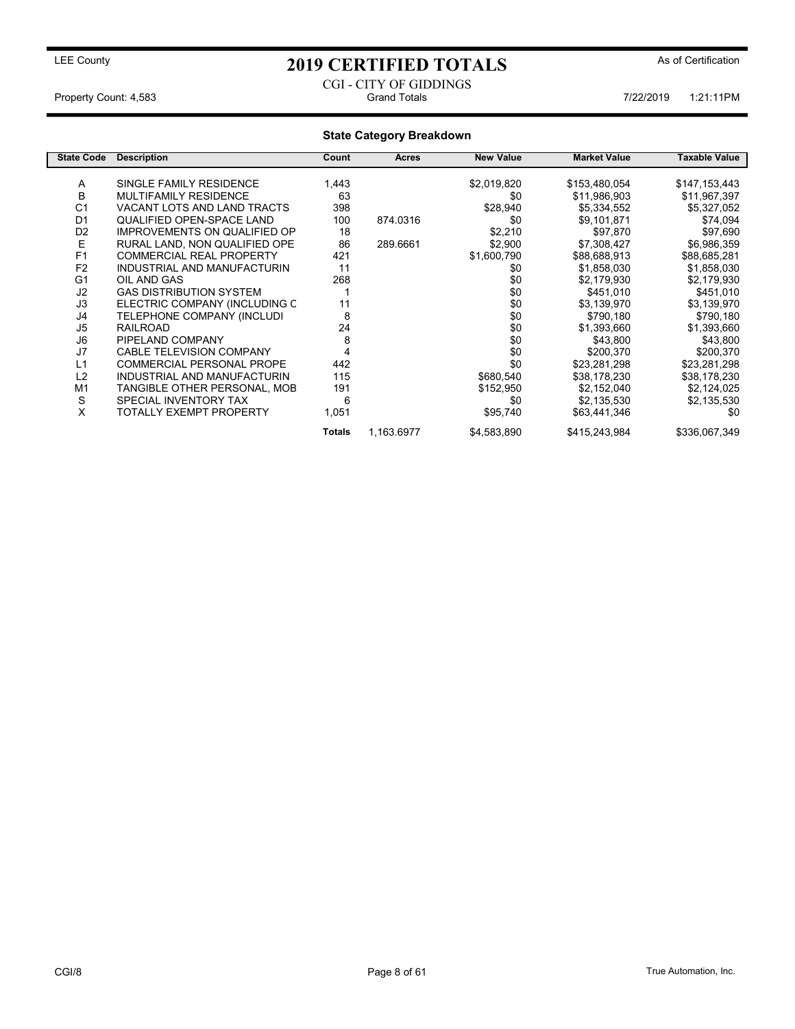LEE County

# 2019 CERTIFIED TOTALS

As of Certification

CGI - CITY OF GIDDINGS

Property Count: 4,583 | Grand Totals | 7/22/2019 1:21:11PM

## State Category Breakdown

| State Code | Description | Count | Acres | New Value | Market Value | Taxable Value |
|---|---|---|---|---|---|---|
| A | SINGLE FAMILY RESIDENCE | 1,443 | | $2,019,820 | $153,480,054 | $147,153,443 |
| B | MULTIFAMILY RESIDENCE | 63 | | $0 | $11,986,903 | $11,967,397 |
| C1 | VACANT LOTS AND LAND TRACTS | 398 | | $28,940 | $5,334,552 | $5,327,052 |
| D1 | QUALIFIED OPEN-SPACE LAND | 100 | 874.0316 | $0 | $9,101,871 | $74,094 |
| D2 | IMPROVEMENTS ON QUALIFIED OP | 18 | | $2,210 | $97,870 | $97,690 |
| E | RURAL LAND, NON QUALIFIED OPE | 86 | 289.6661 | $2,900 | $7,308,427 | $6,986,359 |
| F1 | COMMERCIAL REAL PROPERTY | 421 | | $1,600,790 | $88,688,913 | $88,685,281 |
| F2 | INDUSTRIAL AND MANUFACTURIN | 11 | | $0 | $1,858,030 | $1,858,030 |
| G1 | OIL AND GAS | 268 | | $0 | $2,179,930 | $2,179,930 |
| J2 | GAS DISTRIBUTION SYSTEM | 1 | | $0 | $451,010 | $451,010 |
| J3 | ELECTRIC COMPANY (INCLUDING C | 11 | | $0 | $3,139,970 | $3,139,970 |
| J4 | TELEPHONE COMPANY (INCLUDI | 8 | | $0 | $790,180 | $790,180 |
| J5 | RAILROAD | 24 | | $0 | $1,393,660 | $1,393,660 |
| J6 | PIPELAND COMPANY | 8 | | $0 | $43,800 | $43,800 |
| J7 | CABLE TELEVISION COMPANY | 4 | | $0 | $200,370 | $200,370 |
| L1 | COMMERCIAL PERSONAL PROPE | 442 | | $0 | $23,281,298 | $23,281,298 |
| L2 | INDUSTRIAL AND MANUFACTURIN | 115 | | $680,540 | $38,178,230 | $38,178,230 |
| M1 | TANGIBLE OTHER PERSONAL, MOB | 191 | | $152,950 | $2,152,040 | $2,124,025 |
| S | SPECIAL INVENTORY TAX | 6 | | $0 | $2,135,530 | $2,135,530 |
| X | TOTALLY EXEMPT PROPERTY | 1,051 | | $95,740 | $63,441,346 | $0 |
| | | **Totals** | 1,163.6977 | $4,583,890 | $415,243,984 | $336,067,349 |

CGI/8 | True Automation, Inc.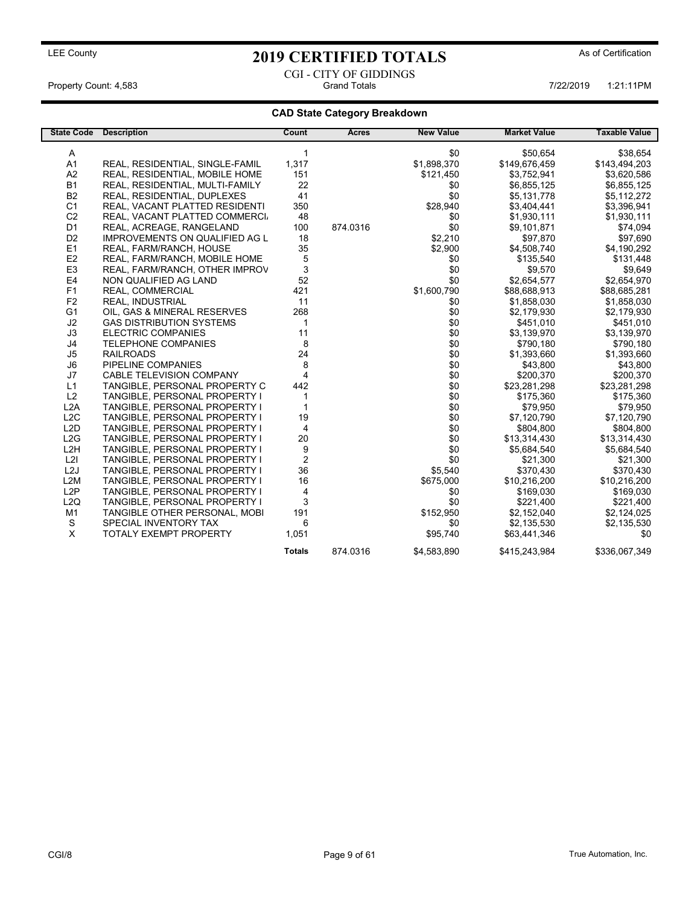LEE County

# 2019 CERTIFIED TOTALS

As of Certification

CGI - CITY OF GIDDINGS

Property Count: 4,583 &nbsp;&nbsp;&nbsp;&nbsp; Grand Totals &nbsp;&nbsp;&nbsp;&nbsp; 7/22/2019 1:21:11PM

## CAD State Category Breakdown

| State Code | Description | Count | Acres | New Value | Market Value | Taxable Value |
|---|---|---|---|---|---|---|
| A | | 1 | | $0 | $50,654 | $38,654 |
| A1 | REAL, RESIDENTIAL, SINGLE-FAMIL | 1,317 | | $1,898,370 | $149,676,459 | $143,494,203 |
| A2 | REAL, RESIDENTIAL, MOBILE HOME | 151 | | $121,450 | $3,752,941 | $3,620,586 |
| B1 | REAL, RESIDENTIAL, MULTI-FAMILY | 22 | | $0 | $6,855,125 | $6,855,125 |
| B2 | REAL, RESIDENTIAL, DUPLEXES | 41 | | $0 | $5,131,778 | $5,112,272 |
| C1 | REAL, VACANT PLATTED RESIDENTI | 350 | | $28,940 | $3,404,441 | $3,396,941 |
| C2 | REAL, VACANT PLATTED COMMERCI/ | 48 | | $0 | $1,930,111 | $1,930,111 |
| D1 | REAL, ACREAGE, RANGELAND | 100 | 874.0316 | $0 | $9,101,871 | $74,094 |
| D2 | IMPROVEMENTS ON QUALIFIED AG L | 18 | | $2,210 | $97,870 | $97,690 |
| E1 | REAL, FARM/RANCH, HOUSE | 35 | | $2,900 | $4,508,740 | $4,190,292 |
| E2 | REAL, FARM/RANCH, MOBILE HOME | 5 | | $0 | $135,540 | $131,448 |
| E3 | REAL, FARM/RANCH, OTHER IMPROV | 3 | | $0 | $9,570 | $9,649 |
| E4 | NON QUALIFIED AG LAND | 52 | | $0 | $2,654,577 | $2,654,970 |
| F1 | REAL, COMMERCIAL | 421 | | $1,600,790 | $88,688,913 | $88,685,281 |
| F2 | REAL, INDUSTRIAL | 11 | | $0 | $1,858,030 | $1,858,030 |
| G1 | OIL, GAS & MINERAL RESERVES | 268 | | $0 | $2,179,930 | $2,179,930 |
| J2 | GAS DISTRIBUTION SYSTEMS | 1 | | $0 | $451,010 | $451,010 |
| J3 | ELECTRIC COMPANIES | 11 | | $0 | $3,139,970 | $3,139,970 |
| J4 | TELEPHONE COMPANIES | 8 | | $0 | $790,180 | $790,180 |
| J5 | RAILROADS | 24 | | $0 | $1,393,660 | $1,393,660 |
| J6 | PIPELINE COMPANIES | 8 | | $0 | $43,800 | $43,800 |
| J7 | CABLE TELEVISION COMPANY | 4 | | $0 | $200,370 | $200,370 |
| L1 | TANGIBLE, PERSONAL PROPERTY C | 442 | | $0 | $23,281,298 | $23,281,298 |
| L2 | TANGIBLE, PERSONAL PROPERTY I | 1 | | $0 | $175,360 | $175,360 |
| L2A | TANGIBLE, PERSONAL PROPERTY I | 1 | | $0 | $79,950 | $79,950 |
| L2C | TANGIBLE, PERSONAL PROPERTY I | 19 | | $0 | $7,120,790 | $7,120,790 |
| L2D | TANGIBLE, PERSONAL PROPERTY I | 4 | | $0 | $804,800 | $804,800 |
| L2G | TANGIBLE, PERSONAL PROPERTY I | 20 | | $0 | $13,314,430 | $13,314,430 |
| L2H | TANGIBLE, PERSONAL PROPERTY I | 9 | | $0 | $5,684,540 | $5,684,540 |
| L2I | TANGIBLE, PERSONAL PROPERTY I | 2 | | $0 | $21,300 | $21,300 |
| L2J | TANGIBLE, PERSONAL PROPERTY I | 36 | | $5,540 | $370,430 | $370,430 |
| L2M | TANGIBLE, PERSONAL PROPERTY I | 16 | | $675,000 | $10,216,200 | $10,216,200 |
| L2P | TANGIBLE, PERSONAL PROPERTY I | 4 | | $0 | $169,030 | $169,030 |
| L2Q | TANGIBLE, PERSONAL PROPERTY I | 3 | | $0 | $221,400 | $221,400 |
| M1 | TANGIBLE OTHER PERSONAL, MOBI | 191 | | $152,950 | $2,152,040 | $2,124,025 |
| S | SPECIAL INVENTORY TAX | 6 | | $0 | $2,135,530 | $2,135,530 |
| X | TOTALY EXEMPT PROPERTY | 1,051 | | $95,740 | $63,441,346 | $0 |
| | | **Totals** | 874.0316 | $4,583,890 | $415,243,984 | $336,067,349 |

CGI/8 &nbsp;&nbsp;&nbsp;&nbsp; True Automation, Inc.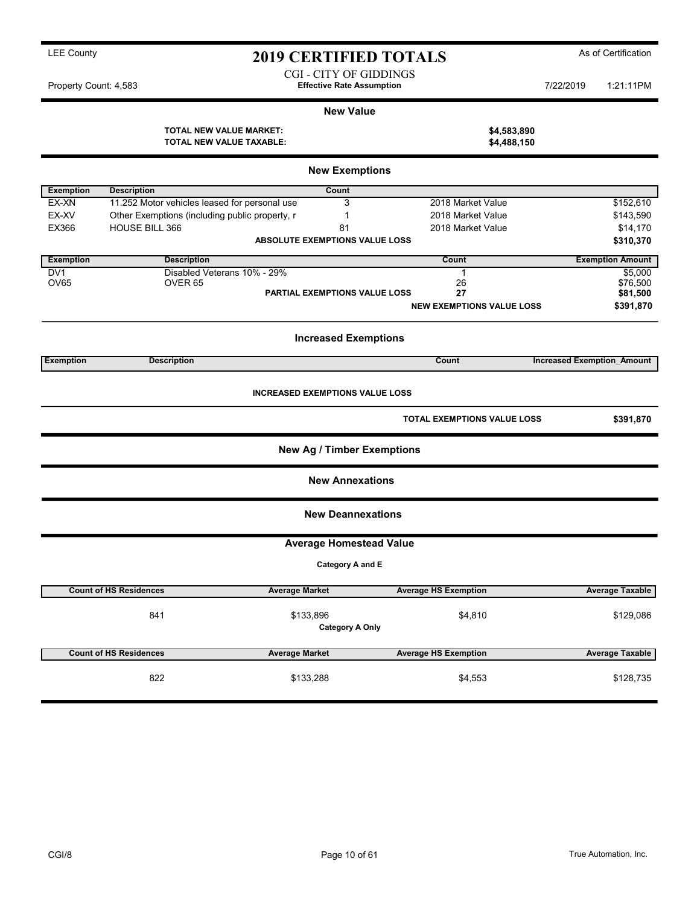LEE County

# 2019 CERTIFIED TOTALS

As of Certification

CGI - CITY OF GIDDINGS

Property Count: 4,583 | **Effective Rate Assumption** | 7/22/2019 1:21:11PM

## New Value

| | |
|---|---|
| **TOTAL NEW VALUE MARKET:** | **$4,583,890** |
| **TOTAL NEW VALUE TAXABLE:** | **$4,488,150** |

## New Exemptions

| Exemption | Description | Count | | |
|---|---|---|---|---|
| EX-XN | 11.252 Motor vehicles leased for personal use | 3 | 2018 Market Value | $152,610 |
| EX-XV | Other Exemptions (including public property, r | 1 | 2018 Market Value | $143,590 |
| EX366 | HOUSE BILL 366 | 81 | 2018 Market Value | $14,170 |
| | | **ABSOLUTE EXEMPTIONS VALUE LOSS** | | **$310,370** |

| Exemption | Description | Count | Exemption Amount |
|---|---|---|---|
| DV1 | Disabled Veterans 10% - 29% | 1 | $5,000 |
| OV65 | OVER 65 | 26 | $76,500 |
| | **PARTIAL EXEMPTIONS VALUE LOSS** | **27** | **$81,500** |
| | | **NEW EXEMPTIONS VALUE LOSS** | **$391,870** |

## Increased Exemptions

| Exemption | Description | Count | Increased Exemption_Amount |
|---|---|---|---|

**INCREASED EXEMPTIONS VALUE LOSS**

**TOTAL EXEMPTIONS VALUE LOSS** **$391,870**

## New Ag / Timber Exemptions

## New Annexations

## New Deannexations

## Average Homestead Value

**Category A and E**

| Count of HS Residences | Average Market | Average HS Exemption | Average Taxable |
|---|---|---|---|
| 841 | $133,896 | $4,810 | $129,086 |

**Category A Only**

| Count of HS Residences | Average Market | Average HS Exemption | Average Taxable |
|---|---|---|---|
| 822 | $133,288 | $4,553 | $128,735 |

CGI/8

True Automation, Inc.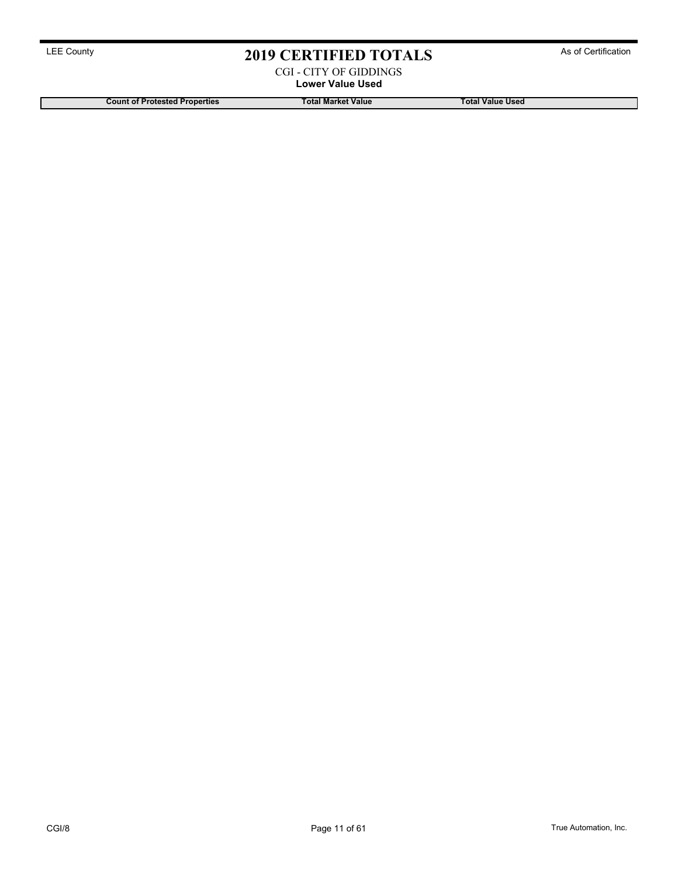# 2019 CERTIFIED TOTALS

CGI - CITY OF GIDDINGS

**Lower Value Used**

| Count of Protested Properties | Total Market Value | Total Value Used |
|---|---|---|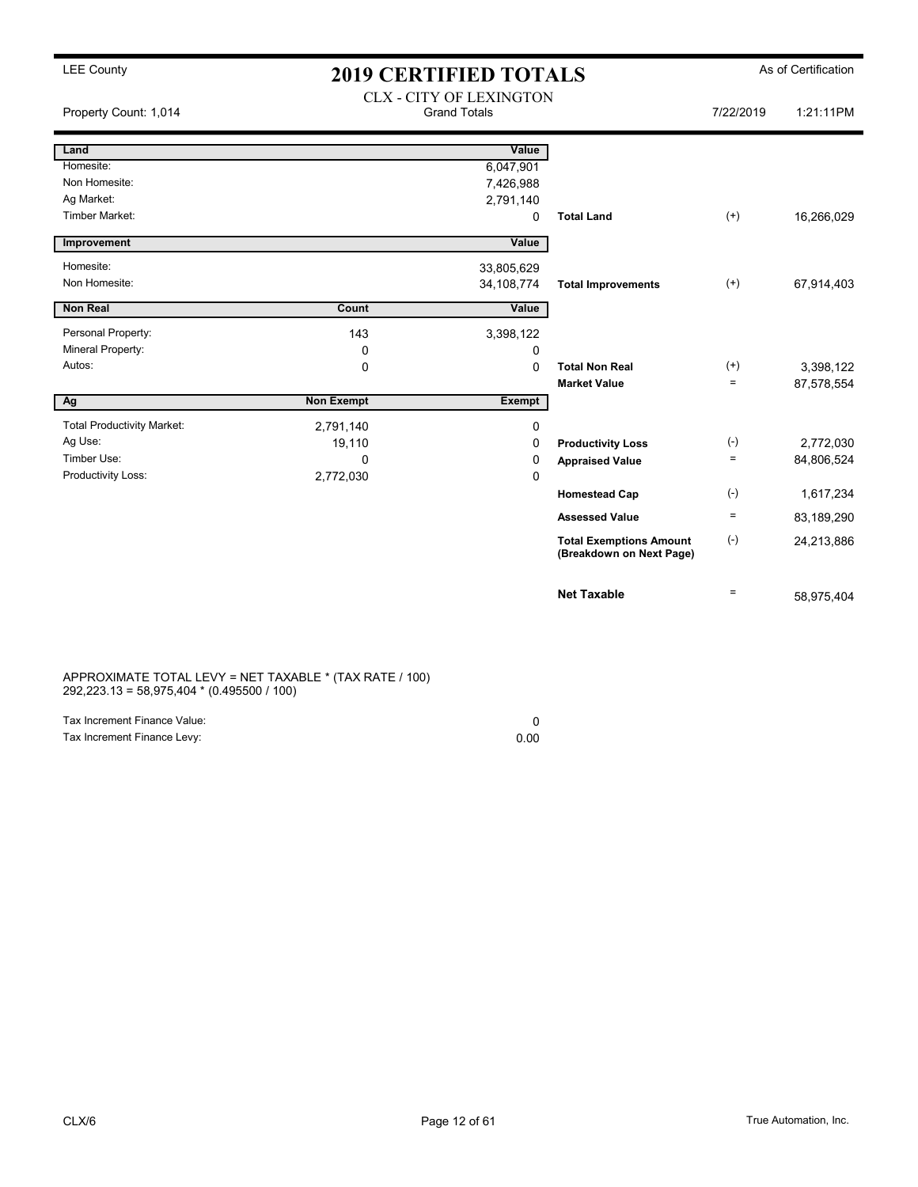LEE County

# 2019 CERTIFIED TOTALS

As of Certification

## CLX - CITY OF LEXINGTON

Grand Totals

Property Count: 1,014 | 7/22/2019 | 1:21:11PM

| Land | | Value | | | |
|---|---|---|---|---|---|
| Homesite: | | 6,047,901 | | | |
| Non Homesite: | | 7,426,988 | | | |
| Ag Market: | | 2,791,140 | | | |
| Timber Market: | | 0 | **Total Land** | (+) | 16,266,029 |

| Improvement | | Value | | | |
|---|---|---|---|---|---|
| Homesite: | | 33,805,629 | | | |
| Non Homesite: | | 34,108,774 | **Total Improvements** | (+) | 67,914,403 |

| Non Real | Count | Value | | | |
|---|---|---|---|---|---|
| Personal Property: | 143 | 3,398,122 | | | |
| Mineral Property: | 0 | 0 | | | |
| Autos: | 0 | 0 | **Total Non Real** | (+) | 3,398,122 |
| | | | **Market Value** | = | 87,578,554 |

| Ag | Non Exempt | Exempt | | | |
|---|---|---|---|---|---|
| Total Productivity Market: | 2,791,140 | 0 | | | |
| Ag Use: | 19,110 | 0 | **Productivity Loss** | (-) | 2,772,030 |
| Timber Use: | 0 | 0 | **Appraised Value** | = | 84,806,524 |
| Productivity Loss: | 2,772,030 | 0 | | | |
| | | | **Homestead Cap** | (-) | 1,617,234 |
| | | | **Assessed Value** | = | 83,189,290 |
| | | | **Total Exemptions Amount (Breakdown on Next Page)** | (-) | 24,213,886 |
| | | | **Net Taxable** | = | 58,975,404 |

APPROXIMATE TOTAL LEVY = NET TAXABLE * (TAX RATE / 100)
292,223.13 = 58,975,404 * (0.495500 / 100)

| | |
|---|---|
| Tax Increment Finance Value: | 0 |
| Tax Increment Finance Levy: | 0.00 |

CLX/6

True Automation, Inc.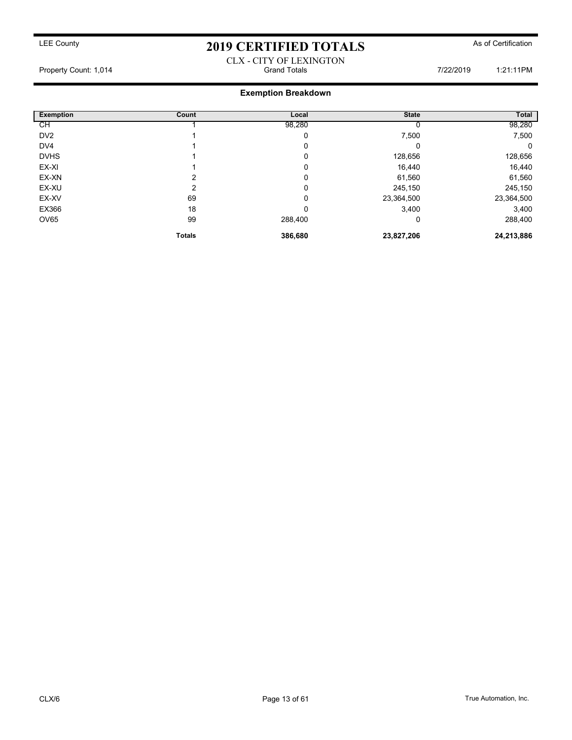LEE County

# 2019 CERTIFIED TOTALS

As of Certification

CLX - CITY OF LEXINGTON

Property Count: 1,014 | Grand Totals | 7/22/2019 1:21:11PM

## Exemption Breakdown

| Exemption | Count | Local | State | Total |
|---|---|---|---|---|
| CH | 1 | 98,280 | 0 | 98,280 |
| DV2 | 1 | 0 | 7,500 | 7,500 |
| DV4 | 1 | 0 | 0 | 0 |
| DVHS | 1 | 0 | 128,656 | 128,656 |
| EX-XI | 1 | 0 | 16,440 | 16,440 |
| EX-XN | 2 | 0 | 61,560 | 61,560 |
| EX-XU | 2 | 0 | 245,150 | 245,150 |
| EX-XV | 69 | 0 | 23,364,500 | 23,364,500 |
| EX366 | 18 | 0 | 3,400 | 3,400 |
| OV65 | 99 | 288,400 | 0 | 288,400 |
| | **Totals** | **386,680** | **23,827,206** | **24,213,886** |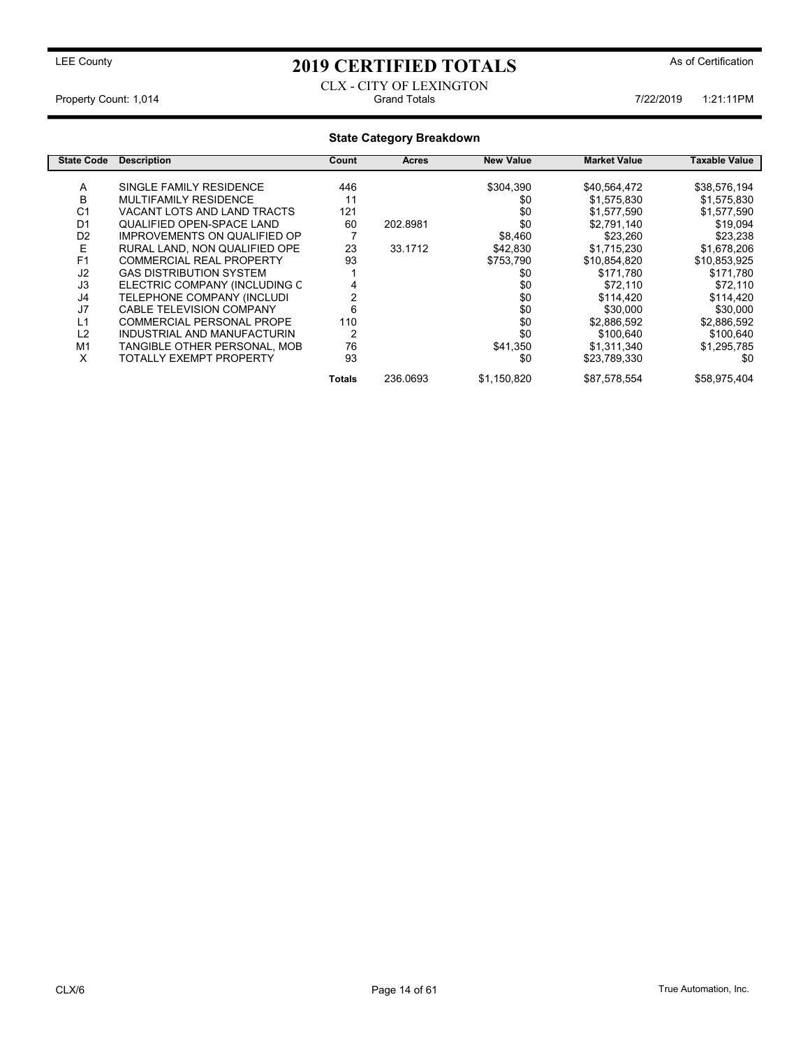LEE County

# 2019 CERTIFIED TOTALS

As of Certification

CLX - CITY OF LEXINGTON

Property Count: 1,014 | Grand Totals | 7/22/2019 1:21:11PM

## State Category Breakdown

| State Code | Description | Count | Acres | New Value | Market Value | Taxable Value |
|---|---|---|---|---|---|---|
| A | SINGLE FAMILY RESIDENCE | 446 | | $304,390 | $40,564,472 | $38,576,194 |
| B | MULTIFAMILY RESIDENCE | 11 | | $0 | $1,575,830 | $1,575,830 |
| C1 | VACANT LOTS AND LAND TRACTS | 121 | | $0 | $1,577,590 | $1,577,590 |
| D1 | QUALIFIED OPEN-SPACE LAND | 60 | 202.8981 | $0 | $2,791,140 | $19,094 |
| D2 | IMPROVEMENTS ON QUALIFIED OP | 7 | | $8,460 | $23,260 | $23,238 |
| E | RURAL LAND, NON QUALIFIED OPE | 23 | 33.1712 | $42,830 | $1,715,230 | $1,678,206 |
| F1 | COMMERCIAL REAL PROPERTY | 93 | | $753,790 | $10,854,820 | $10,853,925 |
| J2 | GAS DISTRIBUTION SYSTEM | 1 | | $0 | $171,780 | $171,780 |
| J3 | ELECTRIC COMPANY (INCLUDING C | 4 | | $0 | $72,110 | $72,110 |
| J4 | TELEPHONE COMPANY (INCLUDI | 2 | | $0 | $114,420 | $114,420 |
| J7 | CABLE TELEVISION COMPANY | 6 | | $0 | $30,000 | $30,000 |
| L1 | COMMERCIAL PERSONAL PROPE | 110 | | $0 | $2,886,592 | $2,886,592 |
| L2 | INDUSTRIAL AND MANUFACTURIN | 2 | | $0 | $100,640 | $100,640 |
| M1 | TANGIBLE OTHER PERSONAL, MOB | 76 | | $41,350 | $1,311,340 | $1,295,785 |
| X | TOTALLY EXEMPT PROPERTY | 93 | | $0 | $23,789,330 | $0 |
| | | **Totals** | 236.0693 | $1,150,820 | $87,578,554 | $58,975,404 |

CLX/6 | True Automation, Inc.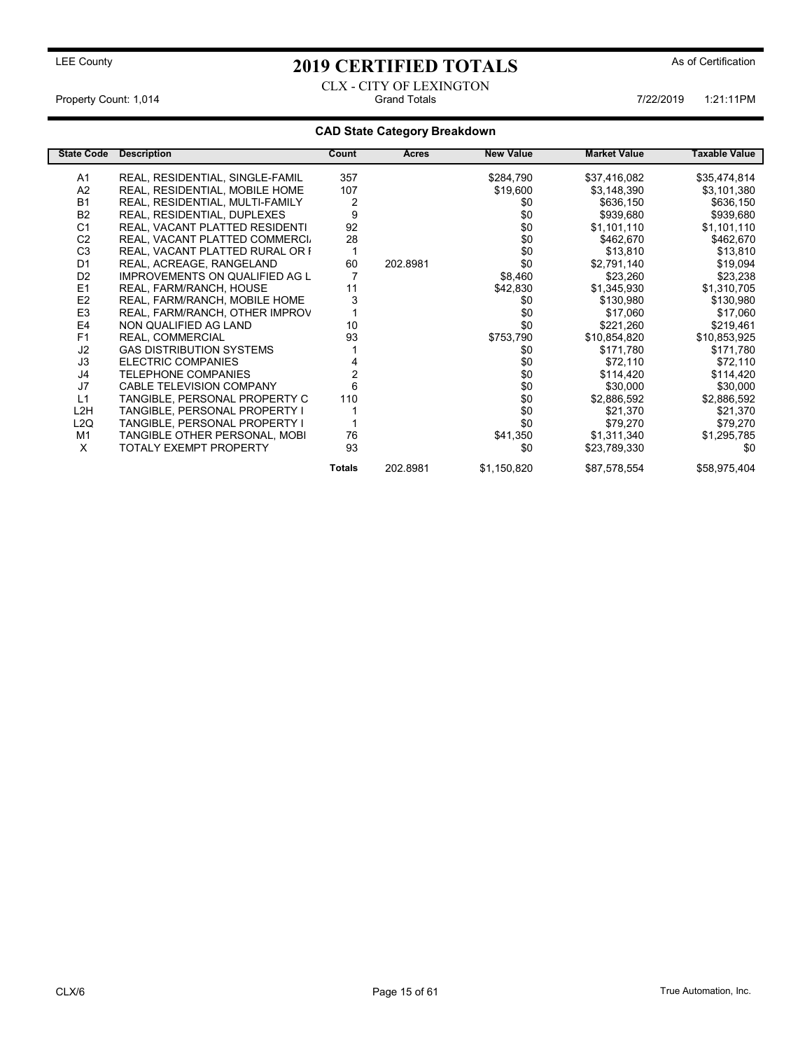LEE County

# 2019 CERTIFIED TOTALS

As of Certification

CLX - CITY OF LEXINGTON

Property Count: 1,014 | Grand Totals | 7/22/2019 1:21:11PM

## CAD State Category Breakdown

| State Code | Description | Count | Acres | New Value | Market Value | Taxable Value |
|---|---|---|---|---|---|---|
| A1 | REAL, RESIDENTIAL, SINGLE-FAMIL | 357 | | $284,790 | $37,416,082 | $35,474,814 |
| A2 | REAL, RESIDENTIAL, MOBILE HOME | 107 | | $19,600 | $3,148,390 | $3,101,380 |
| B1 | REAL, RESIDENTIAL, MULTI-FAMILY | 2 | | $0 | $636,150 | $636,150 |
| B2 | REAL, RESIDENTIAL, DUPLEXES | 9 | | $0 | $939,680 | $939,680 |
| C1 | REAL, VACANT PLATTED RESIDENTI | 92 | | $0 | $1,101,110 | $1,101,110 |
| C2 | REAL, VACANT PLATTED COMMERCI | 28 | | $0 | $462,670 | $462,670 |
| C3 | REAL, VACANT PLATTED RURAL OR I | 1 | | $0 | $13,810 | $13,810 |
| D1 | REAL, ACREAGE, RANGELAND | 60 | 202.8981 | $0 | $2,791,140 | $19,094 |
| D2 | IMPROVEMENTS ON QUALIFIED AG L | 7 | | $8,460 | $23,260 | $23,238 |
| E1 | REAL, FARM/RANCH, HOUSE | 11 | | $42,830 | $1,345,930 | $1,310,705 |
| E2 | REAL, FARM/RANCH, MOBILE HOME | 3 | | $0 | $130,980 | $130,980 |
| E3 | REAL, FARM/RANCH, OTHER IMPROV | 1 | | $0 | $17,060 | $17,060 |
| E4 | NON QUALIFIED AG LAND | 10 | | $0 | $221,260 | $219,461 |
| F1 | REAL, COMMERCIAL | 93 | | $753,790 | $10,854,820 | $10,853,925 |
| J2 | GAS DISTRIBUTION SYSTEMS | 1 | | $0 | $171,780 | $171,780 |
| J3 | ELECTRIC COMPANIES | 4 | | $0 | $72,110 | $72,110 |
| J4 | TELEPHONE COMPANIES | 2 | | $0 | $114,420 | $114,420 |
| J7 | CABLE TELEVISION COMPANY | 6 | | $0 | $30,000 | $30,000 |
| L1 | TANGIBLE, PERSONAL PROPERTY C | 110 | | $0 | $2,886,592 | $2,886,592 |
| L2H | TANGIBLE, PERSONAL PROPERTY I | 1 | | $0 | $21,370 | $21,370 |
| L2Q | TANGIBLE, PERSONAL PROPERTY I | 1 | | $0 | $79,270 | $79,270 |
| M1 | TANGIBLE OTHER PERSONAL, MOBI | 76 | | $41,350 | $1,311,340 | $1,295,785 |
| X | TOTALY EXEMPT PROPERTY | 93 | | $0 | $23,789,330 | $0 |
| | | **Totals** | 202.8981 | $1,150,820 | $87,578,554 | $58,975,404 |

CLX/6 | True Automation, Inc.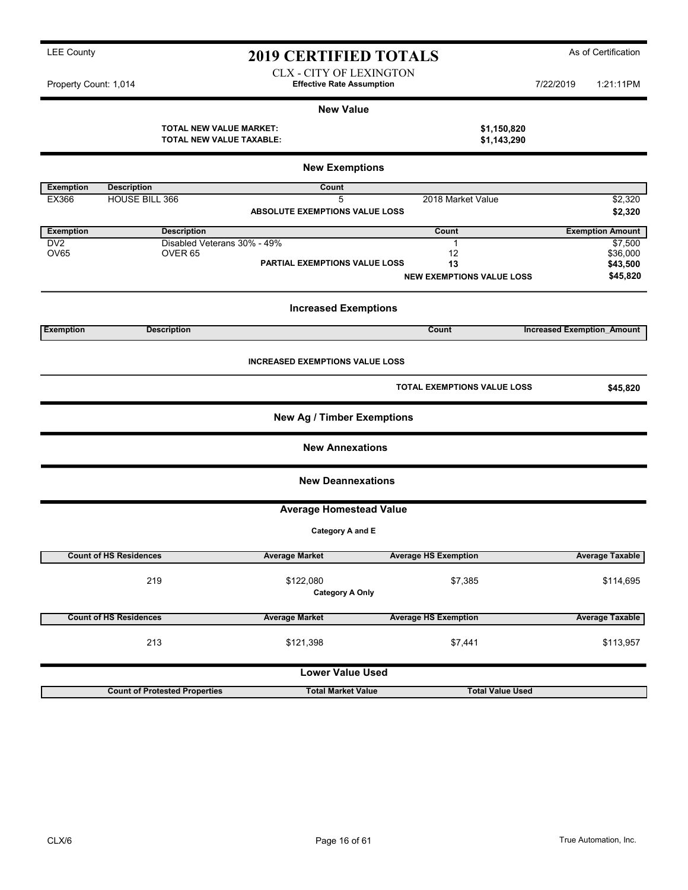LEE County

# 2019 CERTIFIED TOTALS

As of Certification

CLX - CITY OF LEXINGTON

Property Count: 1,014 — **Effective Rate Assumption** — 7/22/2019 1:21:11PM

## New Value

| | |
|---|---|
| **TOTAL NEW VALUE MARKET:** | **$1,150,820** |
| **TOTAL NEW VALUE TAXABLE:** | **$1,143,290** |

## New Exemptions

| Exemption | Description | Count | | |
|---|---|---|---|---|
| EX366 | HOUSE BILL 366 | 5 | 2018 Market Value | $2,320 |
| | | **ABSOLUTE EXEMPTIONS VALUE LOSS** | | **$2,320** |

| Exemption | Description | | Count | Exemption Amount |
|---|---|---|---|---|
| DV2 | Disabled Veterans 30% - 49% | | 1 | $7,500 |
| OV65 | OVER 65 | | 12 | $36,000 |
| | | **PARTIAL EXEMPTIONS VALUE LOSS** | **13** | **$43,500** |
| | | | **NEW EXEMPTIONS VALUE LOSS** | **$45,820** |

## Increased Exemptions

| Exemption | Description | Count | Increased Exemption_Amount |
|---|---|---|---|

**INCREASED EXEMPTIONS VALUE LOSS**

| | |
|---|---|
| **TOTAL EXEMPTIONS VALUE LOSS** | **$45,820** |

## New Ag / Timber Exemptions

## New Annexations

## New Deannexations

## Average Homestead Value

**Category A and E**

| Count of HS Residences | Average Market | Average HS Exemption | Average Taxable |
|---|---|---|---|
| 219 | $122,080 | $7,385 | $114,695 |

**Category A Only**

| Count of HS Residences | Average Market | Average HS Exemption | Average Taxable |
|---|---|---|---|
| 213 | $121,398 | $7,441 | $113,957 |

## Lower Value Used

| Count of Protested Properties | Total Market Value | Total Value Used |
|---|---|---|

CLX/6

True Automation, Inc.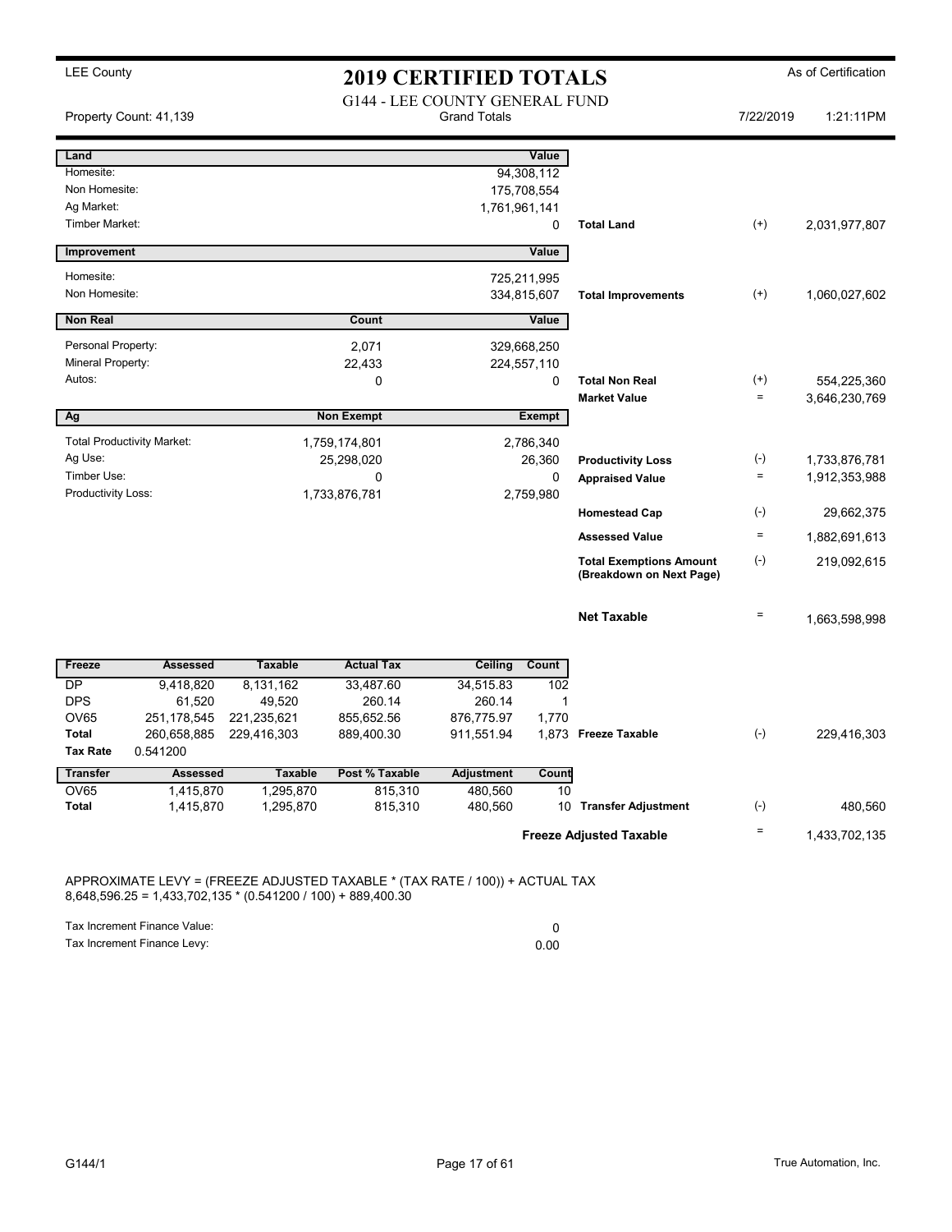LEE County

# 2019 CERTIFIED TOTALS

As of Certification

Property Count: 41,139

## G144 - LEE COUNTY GENERAL FUND

Grand Totals

7/22/2019 1:21:11PM

| Land | | Value | | | |
|---|---|---|---|---|---|
| Homesite: | | 94,308,112 | | | |
| Non Homesite: | | 175,708,554 | | | |
| Ag Market: | | 1,761,961,141 | | | |
| Timber Market: | | 0 | **Total Land** | (+) | 2,031,977,807 |

| Improvement | | Value | | | |
|---|---|---|---|---|---|
| Homesite: | | 725,211,995 | | | |
| Non Homesite: | | 334,815,607 | **Total Improvements** | (+) | 1,060,027,602 |

| Non Real | Count | Value | | | |
|---|---|---|---|---|---|
| Personal Property: | 2,071 | 329,668,250 | | | |
| Mineral Property: | 22,433 | 224,557,110 | | | |
| Autos: | 0 | 0 | **Total Non Real** | (+) | 554,225,360 |
| | | | **Market Value** | = | 3,646,230,769 |

| Ag | Non Exempt | Exempt | | | |
|---|---|---|---|---|---|
| Total Productivity Market: | 1,759,174,801 | 2,786,340 | | | |
| Ag Use: | 25,298,020 | 26,360 | **Productivity Loss** | (-) | 1,733,876,781 |
| Timber Use: | 0 | 0 | **Appraised Value** | = | 1,912,353,988 |
| Productivity Loss: | 1,733,876,781 | 2,759,980 | | | |
| | | | **Homestead Cap** | (-) | 29,662,375 |
| | | | **Assessed Value** | = | 1,882,691,613 |
| | | | **Total Exemptions Amount (Breakdown on Next Page)** | (-) | 219,092,615 |
| | | | **Net Taxable** | = | 1,663,598,998 |

| Freeze | Assessed | Taxable | Actual Tax | Ceiling | Count | | | |
|---|---|---|---|---|---|---|---|---|
| DP | 9,418,820 | 8,131,162 | 33,487.60 | 34,515.83 | 102 | | | |
| DPS | 61,520 | 49,520 | 260.14 | 260.14 | 1 | | | |
| OV65 | 251,178,545 | 221,235,621 | 855,652.56 | 876,775.97 | 1,770 | | | |
| **Total** | 260,658,885 | 229,416,303 | 889,400.30 | 911,551.94 | 1,873 | **Freeze Taxable** | (-) | 229,416,303 |
| **Tax Rate** | 0.541200 | | | | | | | |

| Transfer | Assessed | Taxable | Post % Taxable | Adjustment | Count | | | |
|---|---|---|---|---|---|---|---|---|
| OV65 | 1,415,870 | 1,295,870 | 815,310 | 480,560 | 10 | | | |
| **Total** | 1,415,870 | 1,295,870 | 815,310 | 480,560 | 10 | **Transfer Adjustment** | (-) | 480,560 |
| | | | | | | **Freeze Adjusted Taxable** | = | 1,433,702,135 |

APPROXIMATE LEVY = (FREEZE ADJUSTED TAXABLE * (TAX RATE / 100)) + ACTUAL TAX
8,648,596.25 = 1,433,702,135 * (0.541200 / 100) + 889,400.30

| | |
|---|---|
| Tax Increment Finance Value: | 0 |
| Tax Increment Finance Levy: | 0.00 |

G144/1

True Automation, Inc.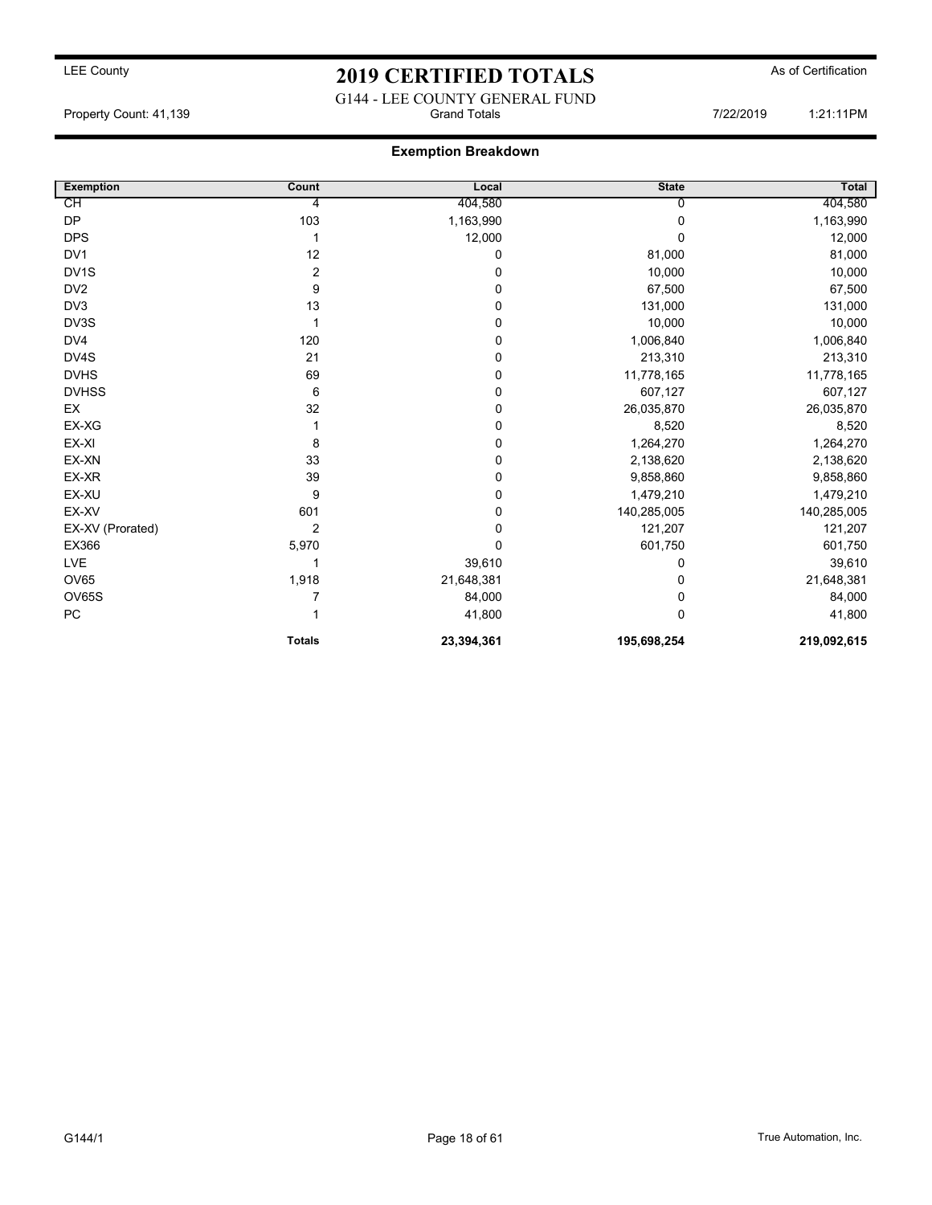LEE County

# 2019 CERTIFIED TOTALS

As of Certification

G144 - LEE COUNTY GENERAL FUND

Property Count: 41,139 Grand Totals 7/22/2019 1:21:11PM

## Exemption Breakdown

| Exemption | Count | Local | State | Total |
|---|---|---|---|---|
| CH | 4 | 404,580 | 0 | 404,580 |
| DP | 103 | 1,163,990 | 0 | 1,163,990 |
| DPS | 1 | 12,000 | 0 | 12,000 |
| DV1 | 12 | 0 | 81,000 | 81,000 |
| DV1S | 2 | 0 | 10,000 | 10,000 |
| DV2 | 9 | 0 | 67,500 | 67,500 |
| DV3 | 13 | 0 | 131,000 | 131,000 |
| DV3S | 1 | 0 | 10,000 | 10,000 |
| DV4 | 120 | 0 | 1,006,840 | 1,006,840 |
| DV4S | 21 | 0 | 213,310 | 213,310 |
| DVHS | 69 | 0 | 11,778,165 | 11,778,165 |
| DVHSS | 6 | 0 | 607,127 | 607,127 |
| EX | 32 | 0 | 26,035,870 | 26,035,870 |
| EX-XG | 1 | 0 | 8,520 | 8,520 |
| EX-XI | 8 | 0 | 1,264,270 | 1,264,270 |
| EX-XN | 33 | 0 | 2,138,620 | 2,138,620 |
| EX-XR | 39 | 0 | 9,858,860 | 9,858,860 |
| EX-XU | 9 | 0 | 1,479,210 | 1,479,210 |
| EX-XV | 601 | 0 | 140,285,005 | 140,285,005 |
| EX-XV (Prorated) | 2 | 0 | 121,207 | 121,207 |
| EX366 | 5,970 | 0 | 601,750 | 601,750 |
| LVE | 1 | 39,610 | 0 | 39,610 |
| OV65 | 1,918 | 21,648,381 | 0 | 21,648,381 |
| OV65S | 7 | 84,000 | 0 | 84,000 |
| PC | 1 | 41,800 | 0 | 41,800 |
| | **Totals** | **23,394,361** | **195,698,254** | **219,092,615** |

G144/1 True Automation, Inc.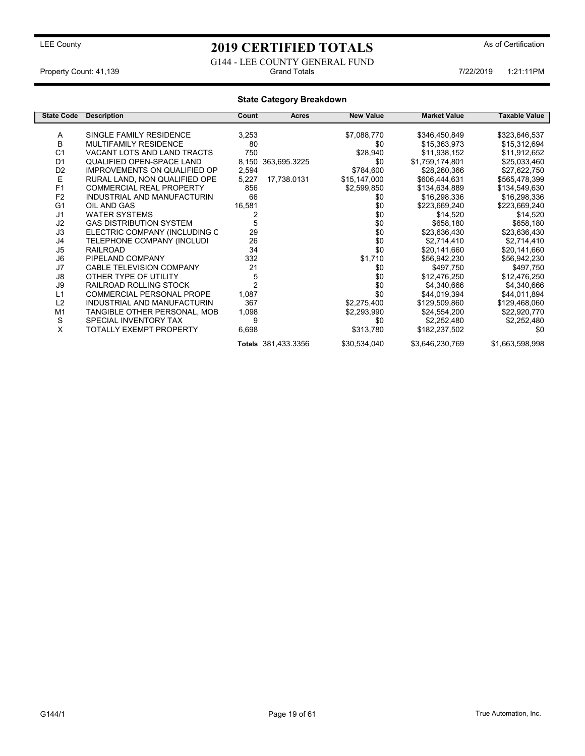LEE County

# 2019 CERTIFIED TOTALS

As of Certification

G144 - LEE COUNTY GENERAL FUND

Property Count: 41,139 Grand Totals 7/22/2019 1:21:11PM

## State Category Breakdown

| State Code | Description | Count | Acres | New Value | Market Value | Taxable Value |
|---|---|---|---|---|---|---|
| A | SINGLE FAMILY RESIDENCE | 3,253 | | $7,088,770 | $346,450,849 | $323,646,537 |
| B | MULTIFAMILY RESIDENCE | 80 | | $0 | $15,363,973 | $15,312,694 |
| C1 | VACANT LOTS AND LAND TRACTS | 750 | | $28,940 | $11,938,152 | $11,912,652 |
| D1 | QUALIFIED OPEN-SPACE LAND | 8,150 | 363,695.3225 | $0 | $1,759,174,801 | $25,033,460 |
| D2 | IMPROVEMENTS ON QUALIFIED OP | 2,594 | | $784,600 | $28,260,366 | $27,622,750 |
| E | RURAL LAND, NON QUALIFIED OPE | 5,227 | 17,738.0131 | $15,147,000 | $606,444,631 | $565,478,399 |
| F1 | COMMERCIAL REAL PROPERTY | 856 | | $2,599,850 | $134,634,889 | $134,549,630 |
| F2 | INDUSTRIAL AND MANUFACTURIN | 66 | | $0 | $16,298,336 | $16,298,336 |
| G1 | OIL AND GAS | 16,581 | | $0 | $223,669,240 | $223,669,240 |
| J1 | WATER SYSTEMS | 2 | | $0 | $14,520 | $14,520 |
| J2 | GAS DISTRIBUTION SYSTEM | 5 | | $0 | $658,180 | $658,180 |
| J3 | ELECTRIC COMPANY (INCLUDING C | 29 | | $0 | $23,636,430 | $23,636,430 |
| J4 | TELEPHONE COMPANY (INCLUDI | 26 | | $0 | $2,714,410 | $2,714,410 |
| J5 | RAILROAD | 34 | | $0 | $20,141,660 | $20,141,660 |
| J6 | PIPELAND COMPANY | 332 | | $1,710 | $56,942,230 | $56,942,230 |
| J7 | CABLE TELEVISION COMPANY | 21 | | $0 | $497,750 | $497,750 |
| J8 | OTHER TYPE OF UTILITY | 5 | | $0 | $12,476,250 | $12,476,250 |
| J9 | RAILROAD ROLLING STOCK | 2 | | $0 | $4,340,666 | $4,340,666 |
| L1 | COMMERCIAL PERSONAL PROPE | 1,087 | | $0 | $44,019,394 | $44,011,894 |
| L2 | INDUSTRIAL AND MANUFACTURIN | 367 | | $2,275,400 | $129,509,860 | $129,468,060 |
| M1 | TANGIBLE OTHER PERSONAL, MOB | 1,098 | | $2,293,990 | $24,554,200 | $22,920,770 |
| S | SPECIAL INVENTORY TAX | 9 | | $0 | $2,252,480 | $2,252,480 |
| X | TOTALLY EXEMPT PROPERTY | 6,698 | | $313,780 | $182,237,502 | $0 |
| | | **Totals** | 381,433.3356 | $30,534,040 | $3,646,230,769 | $1,663,598,998 |

G144/1 True Automation, Inc.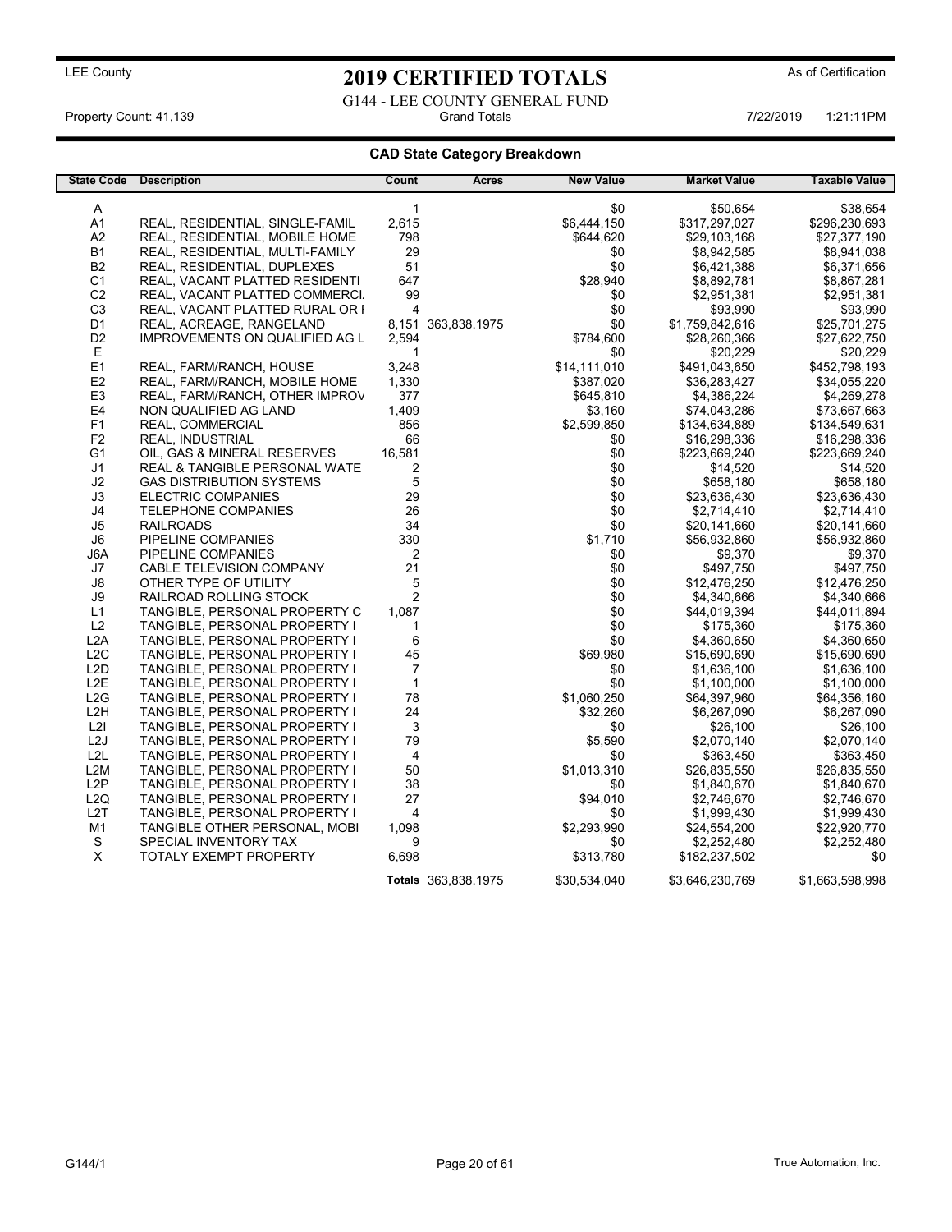LEE County

# 2019 CERTIFIED TOTALS

As of Certification

G144 - LEE COUNTY GENERAL FUND

Property Count: 41,139 | Grand Totals | 7/22/2019 1:21:11PM

## CAD State Category Breakdown

| State Code | Description | Count | Acres | New Value | Market Value | Taxable Value |
|---|---|---|---|---|---|---|
| A | | 1 | | $0 | $50,654 | $38,654 |
| A1 | REAL, RESIDENTIAL, SINGLE-FAMIL | 2,615 | | $6,444,150 | $317,297,027 | $296,230,693 |
| A2 | REAL, RESIDENTIAL, MOBILE HOME | 798 | | $644,620 | $29,103,168 | $27,377,190 |
| B1 | REAL, RESIDENTIAL, MULTI-FAMILY | 29 | | $0 | $8,942,585 | $8,941,038 |
| B2 | REAL, RESIDENTIAL, DUPLEXES | 51 | | $0 | $6,421,388 | $6,371,656 |
| C1 | REAL, VACANT PLATTED RESIDENTI | 647 | | $28,940 | $8,892,781 | $8,867,281 |
| C2 | REAL, VACANT PLATTED COMMERCI | 99 | | $0 | $2,951,381 | $2,951,381 |
| C3 | REAL, VACANT PLATTED RURAL OR I | 4 | | $0 | $93,990 | $93,990 |
| D1 | REAL, ACREAGE, RANGELAND | 8,151 | 363,838.1975 | $0 | $1,759,842,616 | $25,701,275 |
| D2 | IMPROVEMENTS ON QUALIFIED AG L | 2,594 | | $784,600 | $28,260,366 | $27,622,750 |
| E | | 1 | | $0 | $20,229 | $20,229 |
| E1 | REAL, FARM/RANCH, HOUSE | 3,248 | | $14,111,010 | $491,043,650 | $452,798,193 |
| E2 | REAL, FARM/RANCH, MOBILE HOME | 1,330 | | $387,020 | $36,283,427 | $34,055,220 |
| E3 | REAL, FARM/RANCH, OTHER IMPROV | 377 | | $645,810 | $4,386,224 | $4,269,278 |
| E4 | NON QUALIFIED AG LAND | 1,409 | | $3,160 | $74,043,286 | $73,667,663 |
| F1 | REAL, COMMERCIAL | 856 | | $2,599,850 | $134,634,889 | $134,549,631 |
| F2 | REAL, INDUSTRIAL | 66 | | $0 | $16,298,336 | $16,298,336 |
| G1 | OIL, GAS & MINERAL RESERVES | 16,581 | | $0 | $223,669,240 | $223,669,240 |
| J1 | REAL & TANGIBLE PERSONAL WATE | 2 | | $0 | $14,520 | $14,520 |
| J2 | GAS DISTRIBUTION SYSTEMS | 5 | | $0 | $658,180 | $658,180 |
| J3 | ELECTRIC COMPANIES | 29 | | $0 | $23,636,430 | $23,636,430 |
| J4 | TELEPHONE COMPANIES | 26 | | $0 | $2,714,410 | $2,714,410 |
| J5 | RAILROADS | 34 | | $0 | $20,141,660 | $20,141,660 |
| J6 | PIPELINE COMPANIES | 330 | | $1,710 | $56,932,860 | $56,932,860 |
| J6A | PIPELINE COMPANIES | 2 | | $0 | $9,370 | $9,370 |
| J7 | CABLE TELEVISION COMPANY | 21 | | $0 | $497,750 | $497,750 |
| J8 | OTHER TYPE OF UTILITY | 5 | | $0 | $12,476,250 | $12,476,250 |
| J9 | RAILROAD ROLLING STOCK | 2 | | $0 | $4,340,666 | $4,340,666 |
| L1 | TANGIBLE, PERSONAL PROPERTY C | 1,087 | | $0 | $44,019,394 | $44,011,894 |
| L2 | TANGIBLE, PERSONAL PROPERTY I | 1 | | $0 | $175,360 | $175,360 |
| L2A | TANGIBLE, PERSONAL PROPERTY I | 6 | | $0 | $4,360,650 | $4,360,650 |
| L2C | TANGIBLE, PERSONAL PROPERTY I | 45 | | $69,980 | $15,690,690 | $15,690,690 |
| L2D | TANGIBLE, PERSONAL PROPERTY I | 7 | | $0 | $1,636,100 | $1,636,100 |
| L2E | TANGIBLE, PERSONAL PROPERTY I | 1 | | $0 | $1,100,000 | $1,100,000 |
| L2G | TANGIBLE, PERSONAL PROPERTY I | 78 | | $1,060,250 | $64,397,960 | $64,356,160 |
| L2H | TANGIBLE, PERSONAL PROPERTY I | 24 | | $32,260 | $6,267,090 | $6,267,090 |
| L2I | TANGIBLE, PERSONAL PROPERTY I | 3 | | $0 | $26,100 | $26,100 |
| L2J | TANGIBLE, PERSONAL PROPERTY I | 79 | | $5,590 | $2,070,140 | $2,070,140 |
| L2L | TANGIBLE, PERSONAL PROPERTY I | 4 | | $0 | $363,450 | $363,450 |
| L2M | TANGIBLE, PERSONAL PROPERTY I | 50 | | $1,013,310 | $26,835,550 | $26,835,550 |
| L2P | TANGIBLE, PERSONAL PROPERTY I | 38 | | $0 | $1,840,670 | $1,840,670 |
| L2Q | TANGIBLE, PERSONAL PROPERTY I | 27 | | $94,010 | $2,746,670 | $2,746,670 |
| L2T | TANGIBLE, PERSONAL PROPERTY I | 4 | | $0 | $1,999,430 | $1,999,430 |
| M1 | TANGIBLE OTHER PERSONAL, MOBI | 1,098 | | $2,293,990 | $24,554,200 | $22,920,770 |
| S | SPECIAL INVENTORY TAX | 9 | | $0 | $2,252,480 | $2,252,480 |
| X | TOTALY EXEMPT PROPERTY | 6,698 | | $313,780 | $182,237,502 | $0 |
| | | **Totals** | 363,838.1975 | $30,534,040 | $3,646,230,769 | $1,663,598,998 |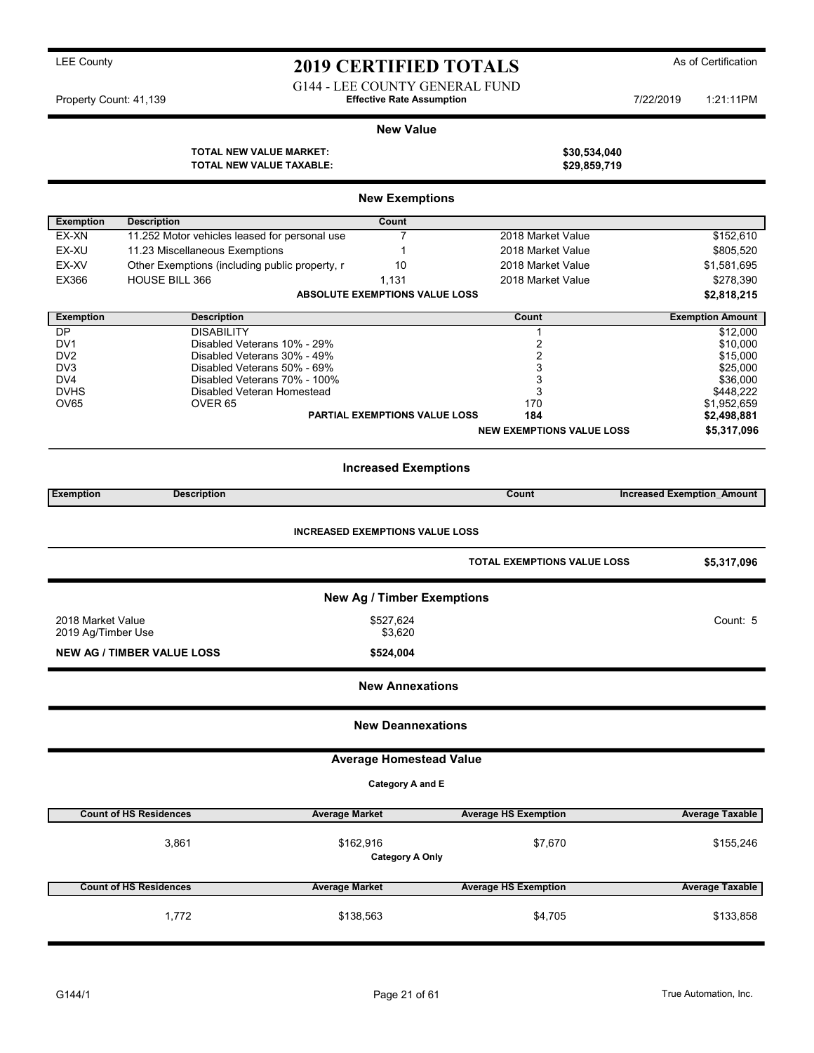LEE County

# 2019 CERTIFIED TOTALS

As of Certification

G144 - LEE COUNTY GENERAL FUND

Property Count: 41,139 — **Effective Rate Assumption** — 7/22/2019 1:21:11PM

## New Value

| | |
|---|---|
| **TOTAL NEW VALUE MARKET:** | **$30,534,040** |
| **TOTAL NEW VALUE TAXABLE:** | **$29,859,719** |

## New Exemptions

| Exemption | Description | Count | | |
|---|---|---|---|---|
| EX-XN | 11.252 Motor vehicles leased for personal use | 7 | 2018 Market Value | $152,610 |
| EX-XU | 11.23 Miscellaneous Exemptions | 1 | 2018 Market Value | $805,520 |
| EX-XV | Other Exemptions (including public property, r | 10 | 2018 Market Value | $1,581,695 |
| EX366 | HOUSE BILL 366 | 1,131 | 2018 Market Value | $278,390 |
| | | **ABSOLUTE EXEMPTIONS VALUE LOSS** | | **$2,818,215** |

| Exemption | Description | Count | Exemption Amount |
|---|---|---|---|
| DP | DISABILITY | 1 | $12,000 |
| DV1 | Disabled Veterans 10% - 29% | 2 | $10,000 |
| DV2 | Disabled Veterans 30% - 49% | 2 | $15,000 |
| DV3 | Disabled Veterans 50% - 69% | 3 | $25,000 |
| DV4 | Disabled Veterans 70% - 100% | 3 | $36,000 |
| DVHS | Disabled Veteran Homestead | 3 | $448,222 |
| OV65 | OVER 65 | 170 | $1,952,659 |
| | **PARTIAL EXEMPTIONS VALUE LOSS** | **184** | **$2,498,881** |
| | | **NEW EXEMPTIONS VALUE LOSS** | **$5,317,096** |

## Increased Exemptions

| Exemption | Description | Count | Increased Exemption_Amount |
|---|---|---|---|

**INCREASED EXEMPTIONS VALUE LOSS**

**TOTAL EXEMPTIONS VALUE LOSS** **$5,317,096**

## New Ag / Timber Exemptions

| | | |
|---|---|---|
| 2018 Market Value | $527,624 | Count: 5 |
| 2019 Ag/Timber Use | $3,620 | |
| **NEW AG / TIMBER VALUE LOSS** | **$524,004** | |

## New Annexations

## New Deannexations

## Average Homestead Value

**Category A and E**

| Count of HS Residences | Average Market | Average HS Exemption | Average Taxable |
|---|---|---|---|
| 3,861 | $162,916 | $7,670 | $155,246 |

**Category A Only**

| Count of HS Residences | Average Market | Average HS Exemption | Average Taxable |
|---|---|---|---|
| 1,772 | $138,563 | $4,705 | $133,858 |

G144/1 — True Automation, Inc.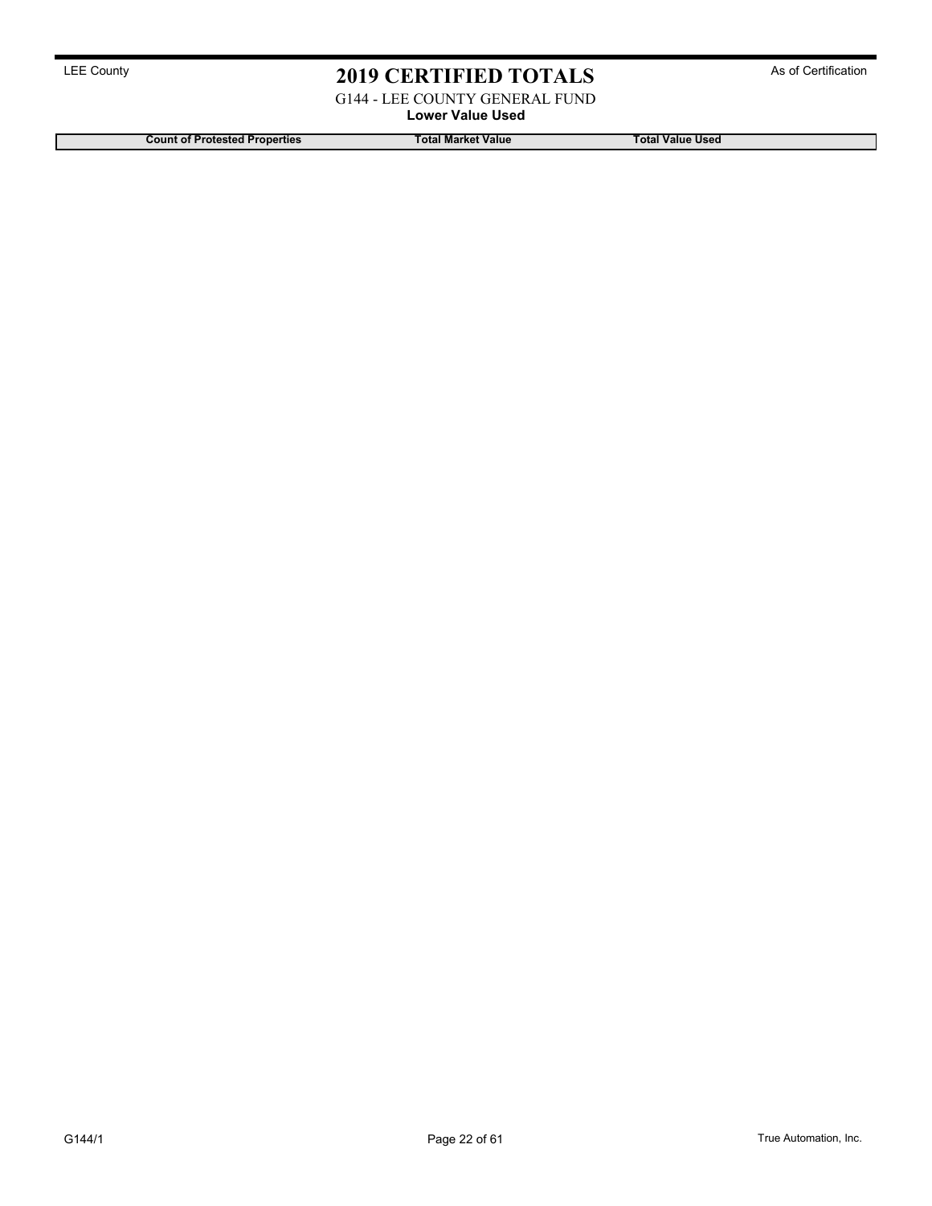# 2019 CERTIFIED TOTALS

LEE County

As of Certification

G144 - LEE COUNTY GENERAL FUND

**Lower Value Used**

| Count of Protested Properties | Total Market Value | Total Value Used |
|---|---|---|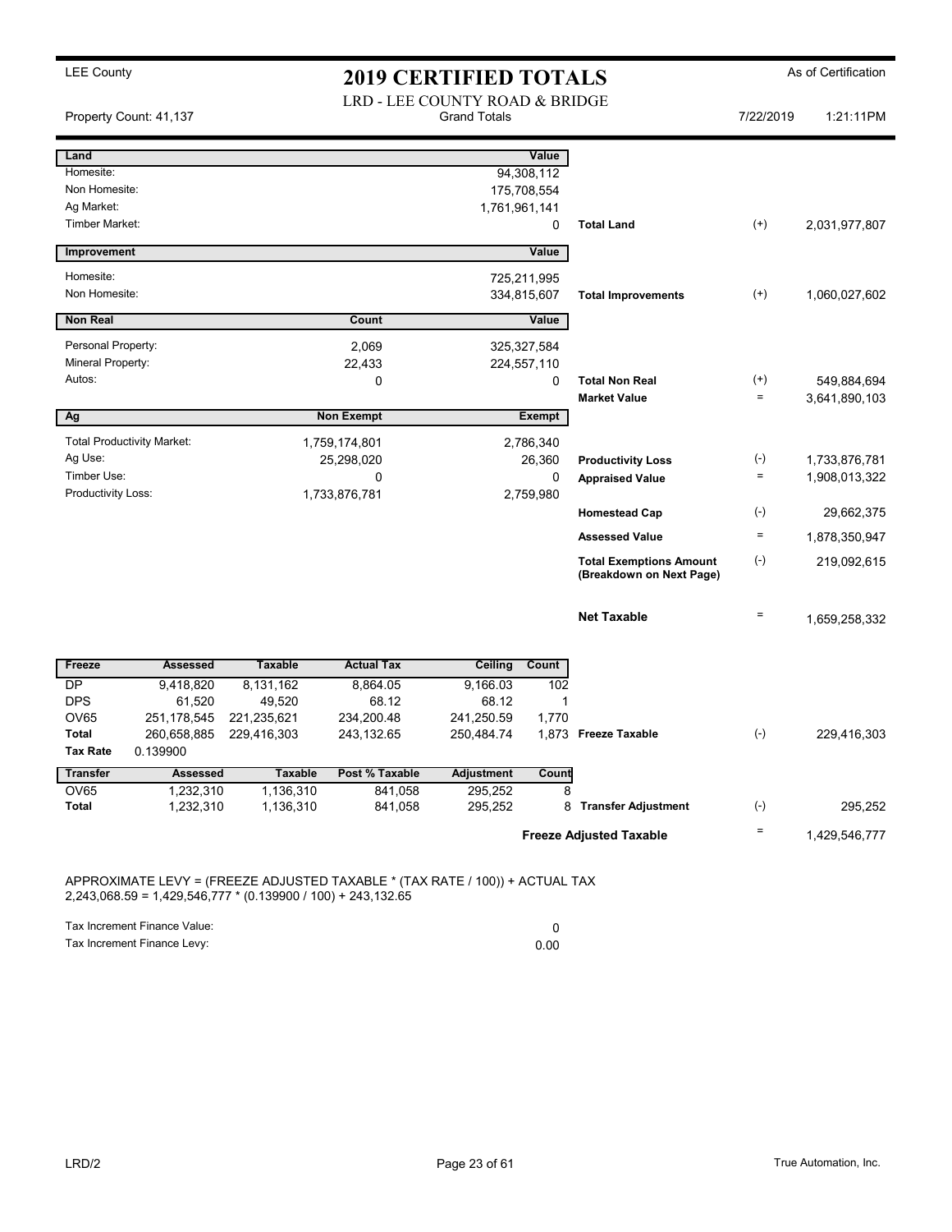LEE County

# 2019 CERTIFIED TOTALS

As of Certification

Property Count: 41,137

LRD - LEE COUNTY ROAD & BRIDGE
Grand Totals

7/22/2019 1:21:11PM

| Land | Value | | | |
|---|---|---|---|---|
| Homesite: | 94,308,112 | | | |
| Non Homesite: | 175,708,554 | | | |
| Ag Market: | 1,761,961,141 | | | |
| Timber Market: | 0 | **Total Land** | (+) | 2,031,977,807 |

| Improvement | Value | | | |
|---|---|---|---|---|
| Homesite: | 725,211,995 | | | |
| Non Homesite: | 334,815,607 | **Total Improvements** | (+) | 1,060,027,602 |

| Non Real | Count | Value | | | |
|---|---|---|---|---|---|
| Personal Property: | 2,069 | 325,327,584 | | | |
| Mineral Property: | 22,433 | 224,557,110 | | | |
| Autos: | 0 | 0 | **Total Non Real** | (+) | 549,884,694 |
| | | | **Market Value** | = | 3,641,890,103 |

| Ag | Non Exempt | Exempt | | | |
|---|---|---|---|---|---|
| Total Productivity Market: | 1,759,174,801 | 2,786,340 | | | |
| Ag Use: | 25,298,020 | 26,360 | **Productivity Loss** | (-) | 1,733,876,781 |
| Timber Use: | 0 | 0 | **Appraised Value** | = | 1,908,013,322 |
| Productivity Loss: | 1,733,876,781 | 2,759,980 | | | |
| | | | **Homestead Cap** | (-) | 29,662,375 |
| | | | **Assessed Value** | = | 1,878,350,947 |
| | | | **Total Exemptions Amount (Breakdown on Next Page)** | (-) | 219,092,615 |
| | | | **Net Taxable** | = | 1,659,258,332 |

| Freeze | Assessed | Taxable | Actual Tax | Ceiling | Count | | | |
|---|---|---|---|---|---|---|---|---|
| DP | 9,418,820 | 8,131,162 | 8,864.05 | 9,166.03 | 102 | | | |
| DPS | 61,520 | 49,520 | 68.12 | 68.12 | 1 | | | |
| OV65 | 251,178,545 | 221,235,621 | 234,200.48 | 241,250.59 | 1,770 | | | |
| **Total** | 260,658,885 | 229,416,303 | 243,132.65 | 250,484.74 | 1,873 | **Freeze Taxable** | (-) | 229,416,303 |
| **Tax Rate** | 0.139900 | | | | | | | |

| Transfer | Assessed | Taxable | Post % Taxable | Adjustment | Count | | | |
|---|---|---|---|---|---|---|---|---|
| OV65 | 1,232,310 | 1,136,310 | 841,058 | 295,252 | 8 | | | |
| **Total** | 1,232,310 | 1,136,310 | 841,058 | 295,252 | 8 | **Transfer Adjustment** | (-) | 295,252 |
| | | | | | | **Freeze Adjusted Taxable** | = | 1,429,546,777 |

APPROXIMATE LEVY = (FREEZE ADJUSTED TAXABLE * (TAX RATE / 100)) + ACTUAL TAX
2,243,068.59 = 1,429,546,777 * (0.139900 / 100) + 243,132.65

| | |
|---|---|
| Tax Increment Finance Value: | 0 |
| Tax Increment Finance Levy: | 0.00 |

LRD/2

True Automation, Inc.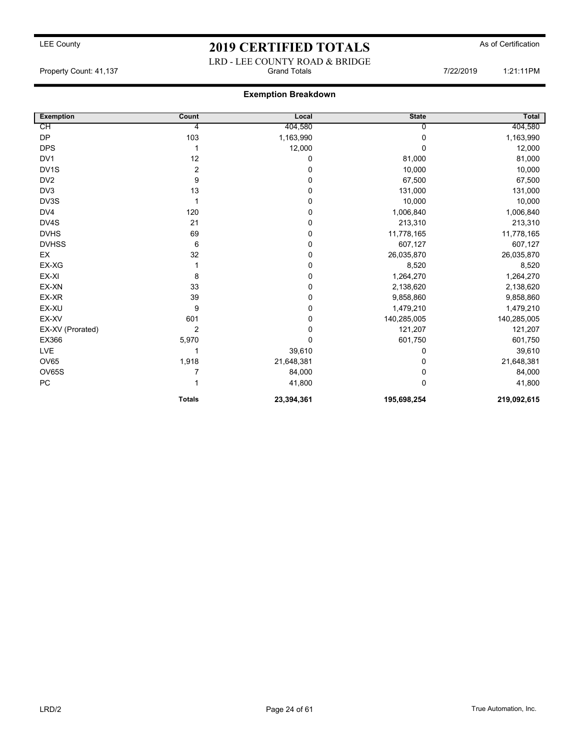LEE County

# 2019 CERTIFIED TOTALS

As of Certification

LRD - LEE COUNTY ROAD & BRIDGE

Property Count: 41,137 | Grand Totals | 7/22/2019 1:21:11PM

## Exemption Breakdown

| Exemption | Count | Local | State | Total |
|---|---|---|---|---|
| CH | 4 | 404,580 | 0 | 404,580 |
| DP | 103 | 1,163,990 | 0 | 1,163,990 |
| DPS | 1 | 12,000 | 0 | 12,000 |
| DV1 | 12 | 0 | 81,000 | 81,000 |
| DV1S | 2 | 0 | 10,000 | 10,000 |
| DV2 | 9 | 0 | 67,500 | 67,500 |
| DV3 | 13 | 0 | 131,000 | 131,000 |
| DV3S | 1 | 0 | 10,000 | 10,000 |
| DV4 | 120 | 0 | 1,006,840 | 1,006,840 |
| DV4S | 21 | 0 | 213,310 | 213,310 |
| DVHS | 69 | 0 | 11,778,165 | 11,778,165 |
| DVHSS | 6 | 0 | 607,127 | 607,127 |
| EX | 32 | 0 | 26,035,870 | 26,035,870 |
| EX-XG | 1 | 0 | 8,520 | 8,520 |
| EX-XI | 8 | 0 | 1,264,270 | 1,264,270 |
| EX-XN | 33 | 0 | 2,138,620 | 2,138,620 |
| EX-XR | 39 | 0 | 9,858,860 | 9,858,860 |
| EX-XU | 9 | 0 | 1,479,210 | 1,479,210 |
| EX-XV | 601 | 0 | 140,285,005 | 140,285,005 |
| EX-XV (Prorated) | 2 | 0 | 121,207 | 121,207 |
| EX366 | 5,970 | 0 | 601,750 | 601,750 |
| LVE | 1 | 39,610 | 0 | 39,610 |
| OV65 | 1,918 | 21,648,381 | 0 | 21,648,381 |
| OV65S | 7 | 84,000 | 0 | 84,000 |
| PC | 1 | 41,800 | 0 | 41,800 |
| | **Totals** | **23,394,361** | **195,698,254** | **219,092,615** |

LRD/2 True Automation, Inc.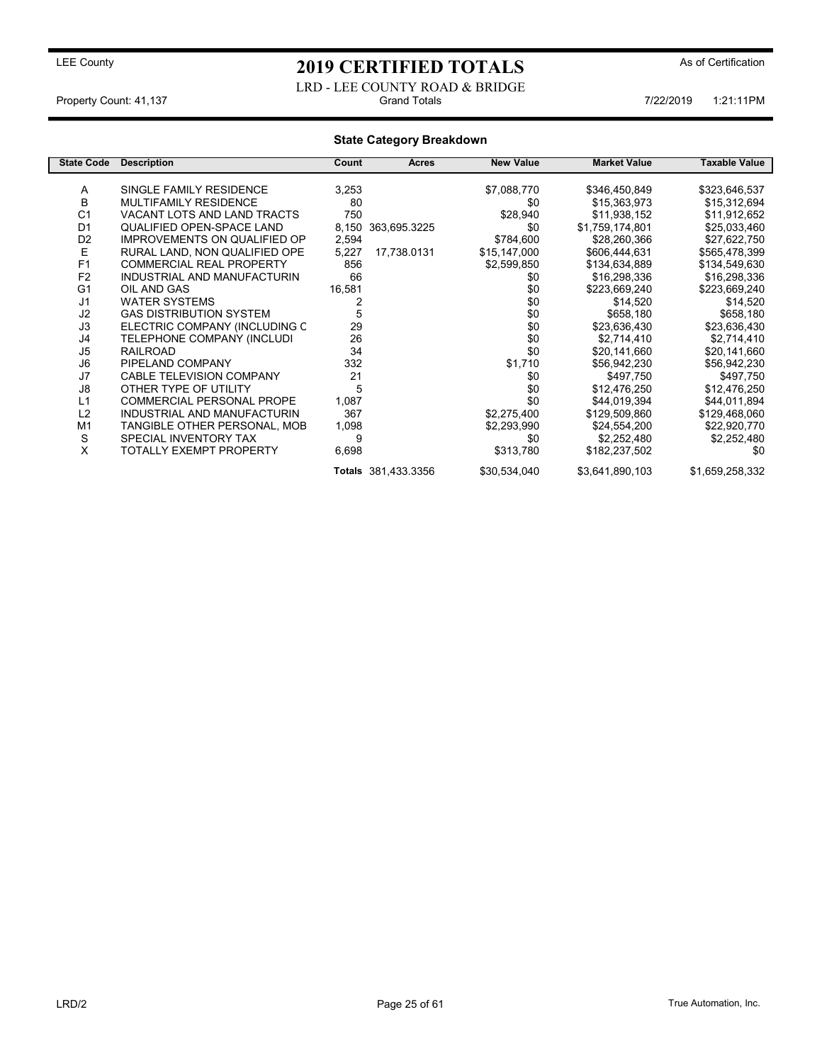LEE County

# 2019 CERTIFIED TOTALS

As of Certification

LRD - LEE COUNTY ROAD & BRIDGE
Grand Totals

Property Count: 41,137

7/22/2019 1:21:11PM

## State Category Breakdown

| State Code | Description | Count | Acres | New Value | Market Value | Taxable Value |
|---|---|---|---|---|---|---|
| A | SINGLE FAMILY RESIDENCE | 3,253 | | $7,088,770 | $346,450,849 | $323,646,537 |
| B | MULTIFAMILY RESIDENCE | 80 | | $0 | $15,363,973 | $15,312,694 |
| C1 | VACANT LOTS AND LAND TRACTS | 750 | | $28,940 | $11,938,152 | $11,912,652 |
| D1 | QUALIFIED OPEN-SPACE LAND | 8,150 | 363,695.3225 | $0 | $1,759,174,801 | $25,033,460 |
| D2 | IMPROVEMENTS ON QUALIFIED OP | 2,594 | | $784,600 | $28,260,366 | $27,622,750 |
| E | RURAL LAND, NON QUALIFIED OPE | 5,227 | 17,738.0131 | $15,147,000 | $606,444,631 | $565,478,399 |
| F1 | COMMERCIAL REAL PROPERTY | 856 | | $2,599,850 | $134,634,889 | $134,549,630 |
| F2 | INDUSTRIAL AND MANUFACTURIN | 66 | | $0 | $16,298,336 | $16,298,336 |
| G1 | OIL AND GAS | 16,581 | | $0 | $223,669,240 | $223,669,240 |
| J1 | WATER SYSTEMS | 2 | | $0 | $14,520 | $14,520 |
| J2 | GAS DISTRIBUTION SYSTEM | 5 | | $0 | $658,180 | $658,180 |
| J3 | ELECTRIC COMPANY (INCLUDING C | 29 | | $0 | $23,636,430 | $23,636,430 |
| J4 | TELEPHONE COMPANY (INCLUDI | 26 | | $0 | $2,714,410 | $2,714,410 |
| J5 | RAILROAD | 34 | | $0 | $20,141,660 | $20,141,660 |
| J6 | PIPELAND COMPANY | 332 | | $1,710 | $56,942,230 | $56,942,230 |
| J7 | CABLE TELEVISION COMPANY | 21 | | $0 | $497,750 | $497,750 |
| J8 | OTHER TYPE OF UTILITY | 5 | | $0 | $12,476,250 | $12,476,250 |
| L1 | COMMERCIAL PERSONAL PROPE | 1,087 | | $0 | $44,019,394 | $44,011,894 |
| L2 | INDUSTRIAL AND MANUFACTURIN | 367 | | $2,275,400 | $129,509,860 | $129,468,060 |
| M1 | TANGIBLE OTHER PERSONAL, MOB | 1,098 | | $2,293,990 | $24,554,200 | $22,920,770 |
| S | SPECIAL INVENTORY TAX | 9 | | $0 | $2,252,480 | $2,252,480 |
| X | TOTALLY EXEMPT PROPERTY | 6,698 | | $313,780 | $182,237,502 | $0 |
| | | **Totals** | 381,433.3356 | $30,534,040 | $3,641,890,103 | $1,659,258,332 |

LRD/2

True Automation, Inc.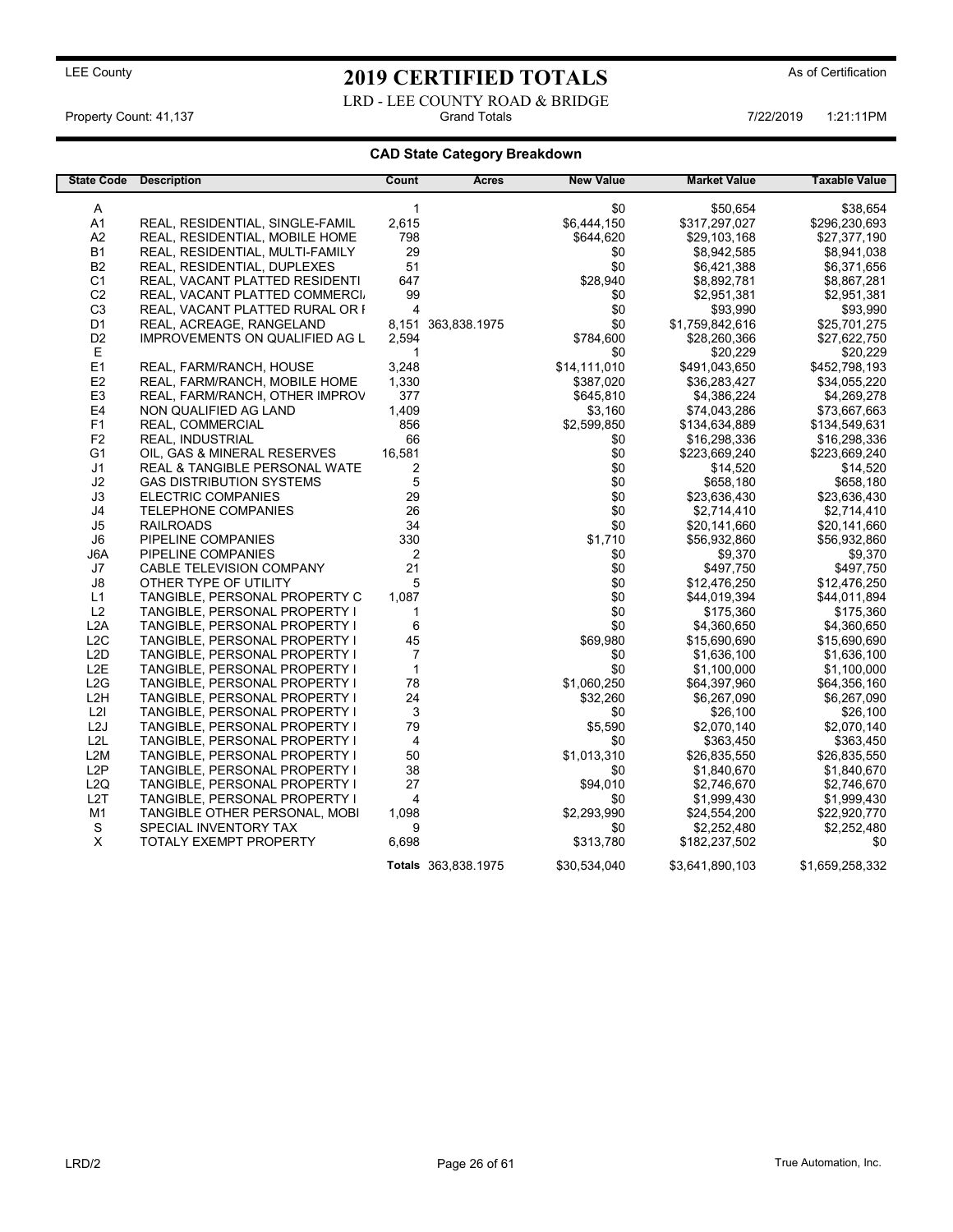LEE County

# 2019 CERTIFIED TOTALS

As of Certification

LRD - LEE COUNTY ROAD & BRIDGE

Property Count: 41,137 — Grand Totals — 7/22/2019 1:21:11PM

## CAD State Category Breakdown

| State Code | Description | Count | Acres | New Value | Market Value | Taxable Value |
|---|---|---|---|---|---|---|
| A | | 1 | | $0 | $50,654 | $38,654 |
| A1 | REAL, RESIDENTIAL, SINGLE-FAMIL | 2,615 | | $6,444,150 | $317,297,027 | $296,230,693 |
| A2 | REAL, RESIDENTIAL, MOBILE HOME | 798 | | $644,620 | $29,103,168 | $27,377,190 |
| B1 | REAL, RESIDENTIAL, MULTI-FAMILY | 29 | | $0 | $8,942,585 | $8,941,038 |
| B2 | REAL, RESIDENTIAL, DUPLEXES | 51 | | $0 | $6,421,388 | $6,371,656 |
| C1 | REAL, VACANT PLATTED RESIDENTI | 647 | | $28,940 | $8,892,781 | $8,867,281 |
| C2 | REAL, VACANT PLATTED COMMERCI | 99 | | $0 | $2,951,381 | $2,951,381 |
| C3 | REAL, VACANT PLATTED RURAL OR I | 4 | | $0 | $93,990 | $93,990 |
| D1 | REAL, ACREAGE, RANGELAND | 8,151 | 363,838.1975 | $0 | $1,759,842,616 | $25,701,275 |
| D2 | IMPROVEMENTS ON QUALIFIED AG L | 2,594 | | $784,600 | $28,260,366 | $27,622,750 |
| E | | 1 | | $0 | $20,229 | $20,229 |
| E1 | REAL, FARM/RANCH, HOUSE | 3,248 | | $14,111,010 | $491,043,650 | $452,798,193 |
| E2 | REAL, FARM/RANCH, MOBILE HOME | 1,330 | | $387,020 | $36,283,427 | $34,055,220 |
| E3 | REAL, FARM/RANCH, OTHER IMPROV | 377 | | $645,810 | $4,386,224 | $4,269,278 |
| E4 | NON QUALIFIED AG LAND | 1,409 | | $3,160 | $74,043,286 | $73,667,663 |
| F1 | REAL, COMMERCIAL | 856 | | $2,599,850 | $134,634,889 | $134,549,631 |
| F2 | REAL, INDUSTRIAL | 66 | | $0 | $16,298,336 | $16,298,336 |
| G1 | OIL, GAS & MINERAL RESERVES | 16,581 | | $0 | $223,669,240 | $223,669,240 |
| J1 | REAL & TANGIBLE PERSONAL WATE | 2 | | $0 | $14,520 | $14,520 |
| J2 | GAS DISTRIBUTION SYSTEMS | 5 | | $0 | $658,180 | $658,180 |
| J3 | ELECTRIC COMPANIES | 29 | | $0 | $23,636,430 | $23,636,430 |
| J4 | TELEPHONE COMPANIES | 26 | | $0 | $2,714,410 | $2,714,410 |
| J5 | RAILROADS | 34 | | $0 | $20,141,660 | $20,141,660 |
| J6 | PIPELINE COMPANIES | 330 | | $1,710 | $56,932,860 | $56,932,860 |
| J6A | PIPELINE COMPANIES | 2 | | $0 | $9,370 | $9,370 |
| J7 | CABLE TELEVISION COMPANY | 21 | | $0 | $497,750 | $497,750 |
| J8 | OTHER TYPE OF UTILITY | 5 | | $0 | $12,476,250 | $12,476,250 |
| L1 | TANGIBLE, PERSONAL PROPERTY C | 1,087 | | $0 | $44,019,394 | $44,011,894 |
| L2 | TANGIBLE, PERSONAL PROPERTY I | 1 | | $0 | $175,360 | $175,360 |
| L2A | TANGIBLE, PERSONAL PROPERTY I | 6 | | $0 | $4,360,650 | $4,360,650 |
| L2C | TANGIBLE, PERSONAL PROPERTY I | 45 | | $69,980 | $15,690,690 | $15,690,690 |
| L2D | TANGIBLE, PERSONAL PROPERTY I | 7 | | $0 | $1,636,100 | $1,636,100 |
| L2E | TANGIBLE, PERSONAL PROPERTY I | 1 | | $0 | $1,100,000 | $1,100,000 |
| L2G | TANGIBLE, PERSONAL PROPERTY I | 78 | | $1,060,250 | $64,397,960 | $64,356,160 |
| L2H | TANGIBLE, PERSONAL PROPERTY I | 24 | | $32,260 | $6,267,090 | $6,267,090 |
| L2I | TANGIBLE, PERSONAL PROPERTY I | 3 | | $0 | $26,100 | $26,100 |
| L2J | TANGIBLE, PERSONAL PROPERTY I | 79 | | $5,590 | $2,070,140 | $2,070,140 |
| L2L | TANGIBLE, PERSONAL PROPERTY I | 4 | | $0 | $363,450 | $363,450 |
| L2M | TANGIBLE, PERSONAL PROPERTY I | 50 | | $1,013,310 | $26,835,550 | $26,835,550 |
| L2P | TANGIBLE, PERSONAL PROPERTY I | 38 | | $0 | $1,840,670 | $1,840,670 |
| L2Q | TANGIBLE, PERSONAL PROPERTY I | 27 | | $94,010 | $2,746,670 | $2,746,670 |
| L2T | TANGIBLE, PERSONAL PROPERTY I | 4 | | $0 | $1,999,430 | $1,999,430 |
| M1 | TANGIBLE OTHER PERSONAL, MOBI | 1,098 | | $2,293,990 | $24,554,200 | $22,920,770 |
| S | SPECIAL INVENTORY TAX | 9 | | $0 | $2,252,480 | $2,252,480 |
| X | TOTALY EXEMPT PROPERTY | 6,698 | | $313,780 | $182,237,502 | $0 |
| | | **Totals** | 363,838.1975 | $30,534,040 | $3,641,890,103 | $1,659,258,332 |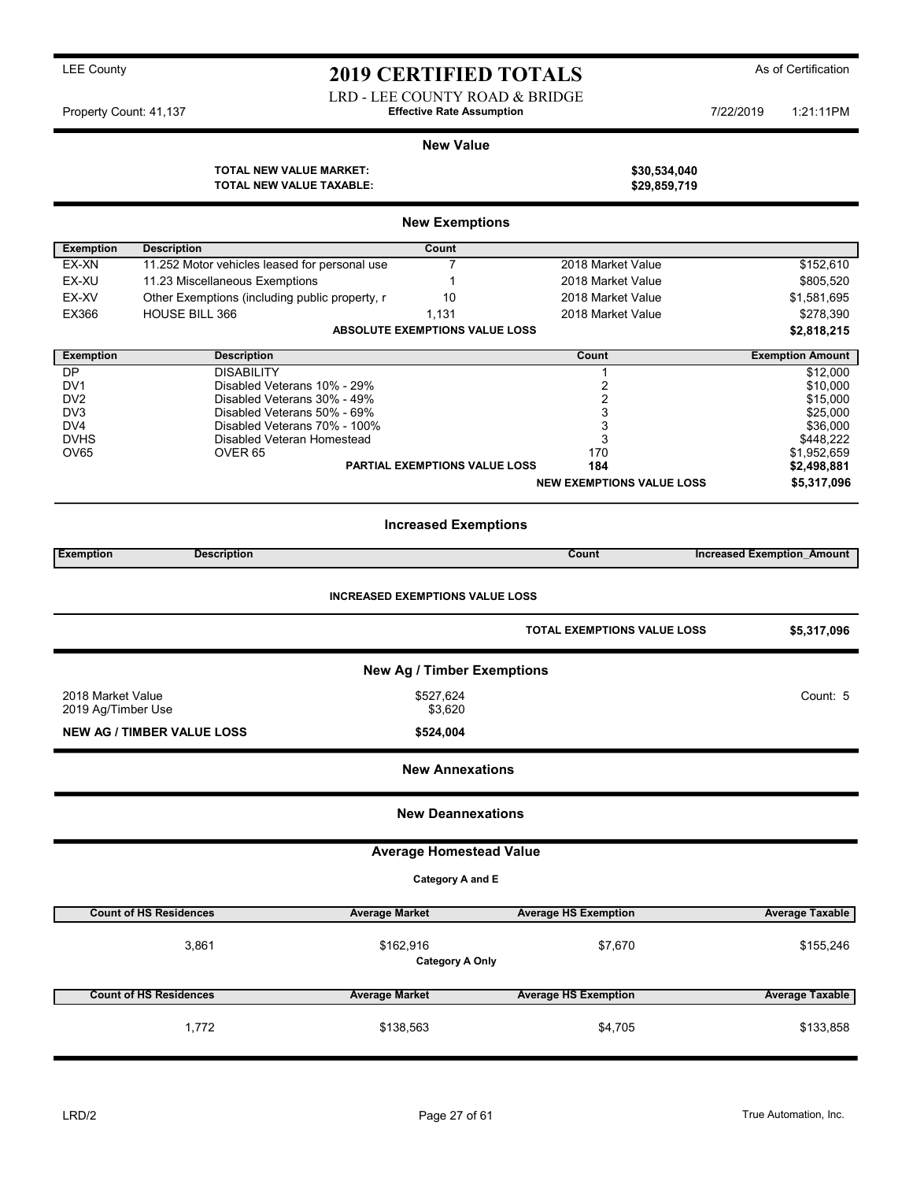LEE County

# 2019 CERTIFIED TOTALS

As of Certification

LRD - LEE COUNTY ROAD & BRIDGE

Property Count: 41,137 | **Effective Rate Assumption** | 7/22/2019 1:21:11PM

## New Value

| | |
|---|---|
| **TOTAL NEW VALUE MARKET:** | **$30,534,040** |
| **TOTAL NEW VALUE TAXABLE:** | **$29,859,719** |

## New Exemptions

| Exemption | Description | Count | | |
|---|---|---|---|---|
| EX-XN | 11.252 Motor vehicles leased for personal use | 7 | 2018 Market Value | $152,610 |
| EX-XU | 11.23 Miscellaneous Exemptions | 1 | 2018 Market Value | $805,520 |
| EX-XV | Other Exemptions (including public property, r | 10 | 2018 Market Value | $1,581,695 |
| EX366 | HOUSE BILL 366 | 1,131 | 2018 Market Value | $278,390 |
| | | **ABSOLUTE EXEMPTIONS VALUE LOSS** | | **$2,818,215** |

| Exemption | Description | Count | Exemption Amount |
|---|---|---|---|
| DP | DISABILITY | 1 | $12,000 |
| DV1 | Disabled Veterans 10% - 29% | 2 | $10,000 |
| DV2 | Disabled Veterans 30% - 49% | 2 | $15,000 |
| DV3 | Disabled Veterans 50% - 69% | 3 | $25,000 |
| DV4 | Disabled Veterans 70% - 100% | 3 | $36,000 |
| DVHS | Disabled Veteran Homestead | 3 | $448,222 |
| OV65 | OVER 65 | 170 | $1,952,659 |
| | **PARTIAL EXEMPTIONS VALUE LOSS** | **184** | **$2,498,881** |
| | | **NEW EXEMPTIONS VALUE LOSS** | **$5,317,096** |

## Increased Exemptions

| Exemption | Description | Count | Increased Exemption_Amount |
|---|---|---|---|

**INCREASED EXEMPTIONS VALUE LOSS**

| | |
|---|---|
| **TOTAL EXEMPTIONS VALUE LOSS** | **$5,317,096** |

## New Ag / Timber Exemptions

| | | |
|---|---|---|
| 2018 Market Value | $527,624 | Count: 5 |
| 2019 Ag/Timber Use | $3,620 | |
| **NEW AG / TIMBER VALUE LOSS** | **$524,004** | |

## New Annexations

## New Deannexations

## Average Homestead Value

**Category A and E**

| Count of HS Residences | Average Market | Average HS Exemption | Average Taxable |
|---|---|---|---|
| 3,861 | $162,916 | $7,670 | $155,246 |

**Category A Only**

| Count of HS Residences | Average Market | Average HS Exemption | Average Taxable |
|---|---|---|---|
| 1,772 | $138,563 | $4,705 | $133,858 |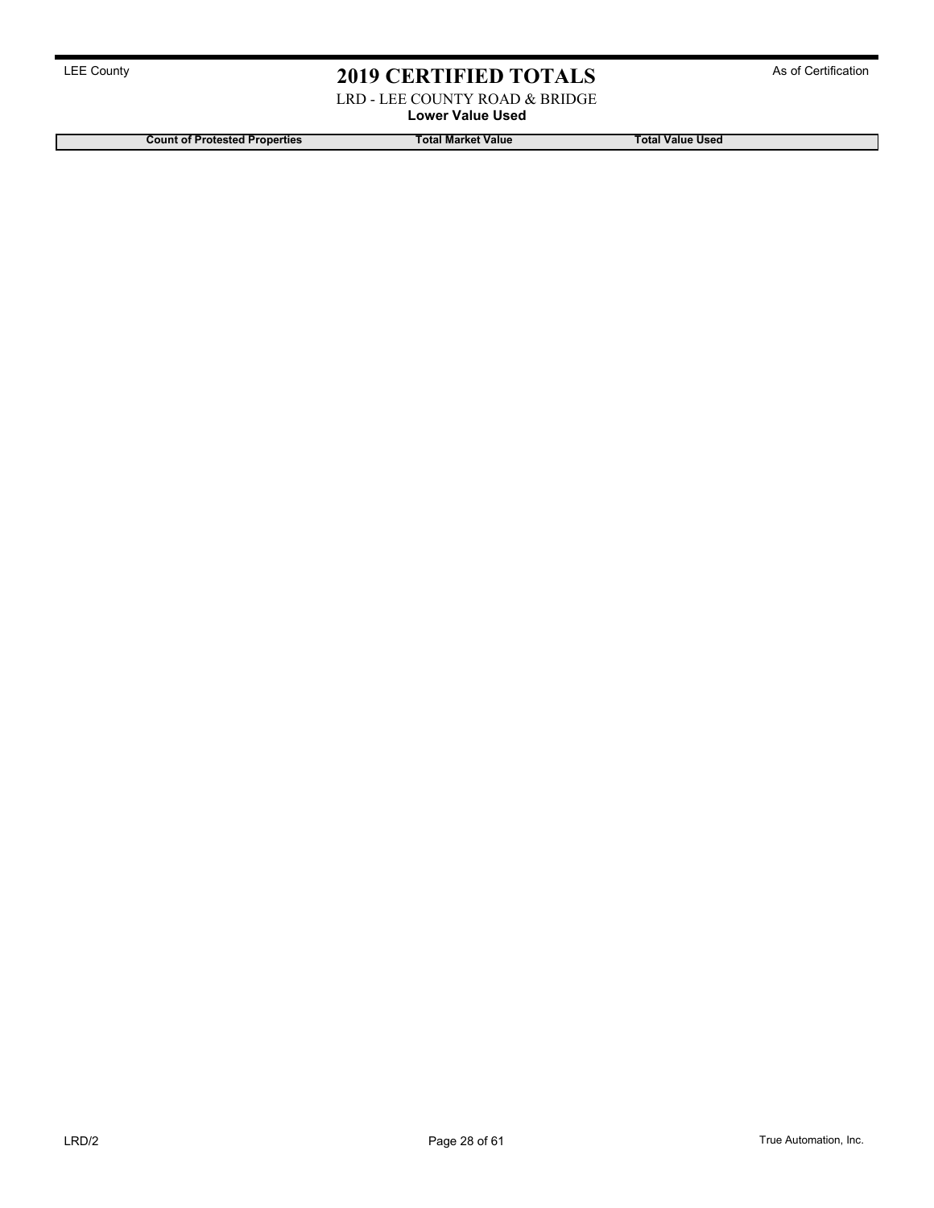# 2019 CERTIFIED TOTALS

LEE County | As of Certification

LRD - LEE COUNTY ROAD & BRIDGE

**Lower Value Used**

| Count of Protested Properties | Total Market Value | Total Value Used |
|---|---|---|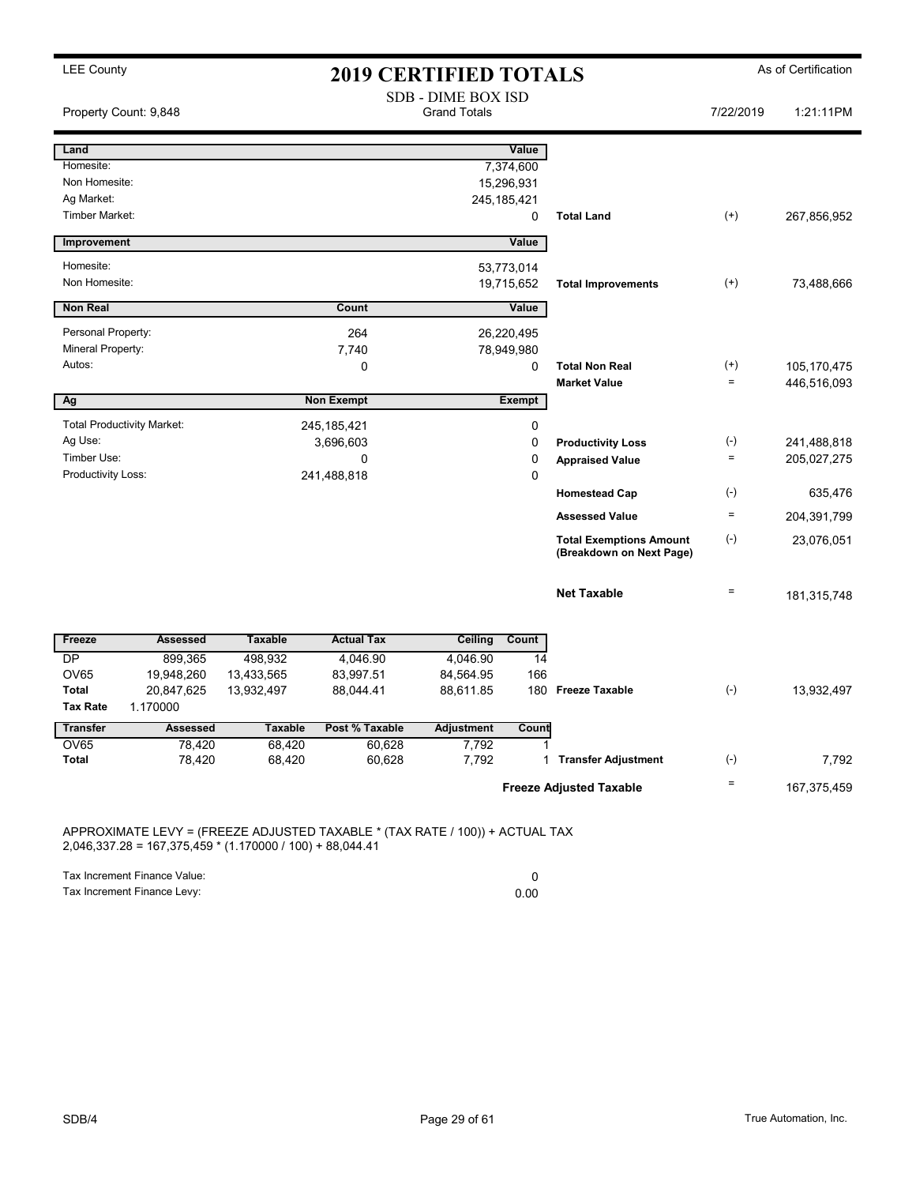LEE County

# 2019 CERTIFIED TOTALS

As of Certification

Property Count: 9,848

SDB - DIME BOX ISD
Grand Totals

7/22/2019 1:21:11PM

| Land | Value | | | |
|---|---|---|---|---|
| Homesite: | 7,374,600 | | | |
| Non Homesite: | 15,296,931 | | | |
| Ag Market: | 245,185,421 | | | |
| Timber Market: | 0 | **Total Land** | (+) | 267,856,952 |

| Improvement | Value | | | |
|---|---|---|---|---|
| Homesite: | 53,773,014 | | | |
| Non Homesite: | 19,715,652 | **Total Improvements** | (+) | 73,488,666 |

| Non Real | Count | Value | | | |
|---|---|---|---|---|---|
| Personal Property: | 264 | 26,220,495 | | | |
| Mineral Property: | 7,740 | 78,949,980 | | | |
| Autos: | 0 | 0 | **Total Non Real** | (+) | 105,170,475 |
| | | | **Market Value** | = | 446,516,093 |

| Ag | Non Exempt | Exempt | | | |
|---|---|---|---|---|---|
| Total Productivity Market: | 245,185,421 | 0 | | | |
| Ag Use: | 3,696,603 | 0 | **Productivity Loss** | (-) | 241,488,818 |
| Timber Use: | 0 | 0 | **Appraised Value** | = | 205,027,275 |
| Productivity Loss: | 241,488,818 | 0 | | | |
| | | | **Homestead Cap** | (-) | 635,476 |
| | | | **Assessed Value** | = | 204,391,799 |
| | | | **Total Exemptions Amount (Breakdown on Next Page)** | (-) | 23,076,051 |
| | | | **Net Taxable** | = | 181,315,748 |

| Freeze | Assessed | Taxable | Actual Tax | Ceiling | Count | | | |
|---|---|---|---|---|---|---|---|---|
| DP | 899,365 | 498,932 | 4,046.90 | 4,046.90 | 14 | | | |
| OV65 | 19,948,260 | 13,433,565 | 83,997.51 | 84,564.95 | 166 | | | |
| **Total** | 20,847,625 | 13,932,497 | 88,044.41 | 88,611.85 | 180 | **Freeze Taxable** | (-) | 13,932,497 |
| **Tax Rate** | 1.170000 | | | | | | | |

| Transfer | Assessed | Taxable | Post % Taxable | Adjustment | Count | | | |
|---|---|---|---|---|---|---|---|---|
| OV65 | 78,420 | 68,420 | 60,628 | 7,792 | 1 | | | |
| **Total** | 78,420 | 68,420 | 60,628 | 7,792 | 1 | **Transfer Adjustment** | (-) | 7,792 |
| | | | | | | **Freeze Adjusted Taxable** | = | 167,375,459 |

APPROXIMATE LEVY = (FREEZE ADJUSTED TAXABLE * (TAX RATE / 100)) + ACTUAL TAX
2,046,337.28 = 167,375,459 * (1.170000 / 100) + 88,044.41

| | |
|---|---|
| Tax Increment Finance Value: | 0 |
| Tax Increment Finance Levy: | 0.00 |

SDB/4

True Automation, Inc.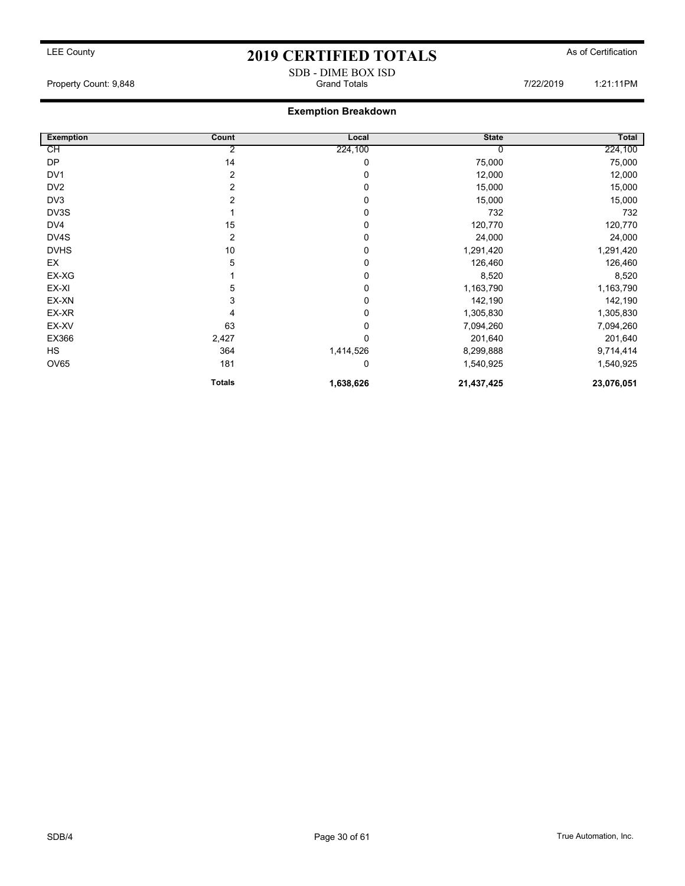LEE County

# 2019 CERTIFIED TOTALS

As of Certification

SDB - DIME BOX ISD

Property Count: 9,848 | Grand Totals | 7/22/2019 | 1:21:11PM

## Exemption Breakdown

| Exemption | Count | Local | State | Total |
|---|---|---|---|---|
| CH | 2 | 224,100 | 0 | 224,100 |
| DP | 14 | 0 | 75,000 | 75,000 |
| DV1 | 2 | 0 | 12,000 | 12,000 |
| DV2 | 2 | 0 | 15,000 | 15,000 |
| DV3 | 2 | 0 | 15,000 | 15,000 |
| DV3S | 1 | 0 | 732 | 732 |
| DV4 | 15 | 0 | 120,770 | 120,770 |
| DV4S | 2 | 0 | 24,000 | 24,000 |
| DVHS | 10 | 0 | 1,291,420 | 1,291,420 |
| EX | 5 | 0 | 126,460 | 126,460 |
| EX-XG | 1 | 0 | 8,520 | 8,520 |
| EX-XI | 5 | 0 | 1,163,790 | 1,163,790 |
| EX-XN | 3 | 0 | 142,190 | 142,190 |
| EX-XR | 4 | 0 | 1,305,830 | 1,305,830 |
| EX-XV | 63 | 0 | 7,094,260 | 7,094,260 |
| EX366 | 2,427 | 0 | 201,640 | 201,640 |
| HS | 364 | 1,414,526 | 8,299,888 | 9,714,414 |
| OV65 | 181 | 0 | 1,540,925 | 1,540,925 |
| | **Totals** | **1,638,626** | **21,437,425** | **23,076,051** |

SDB/4 | True Automation, Inc.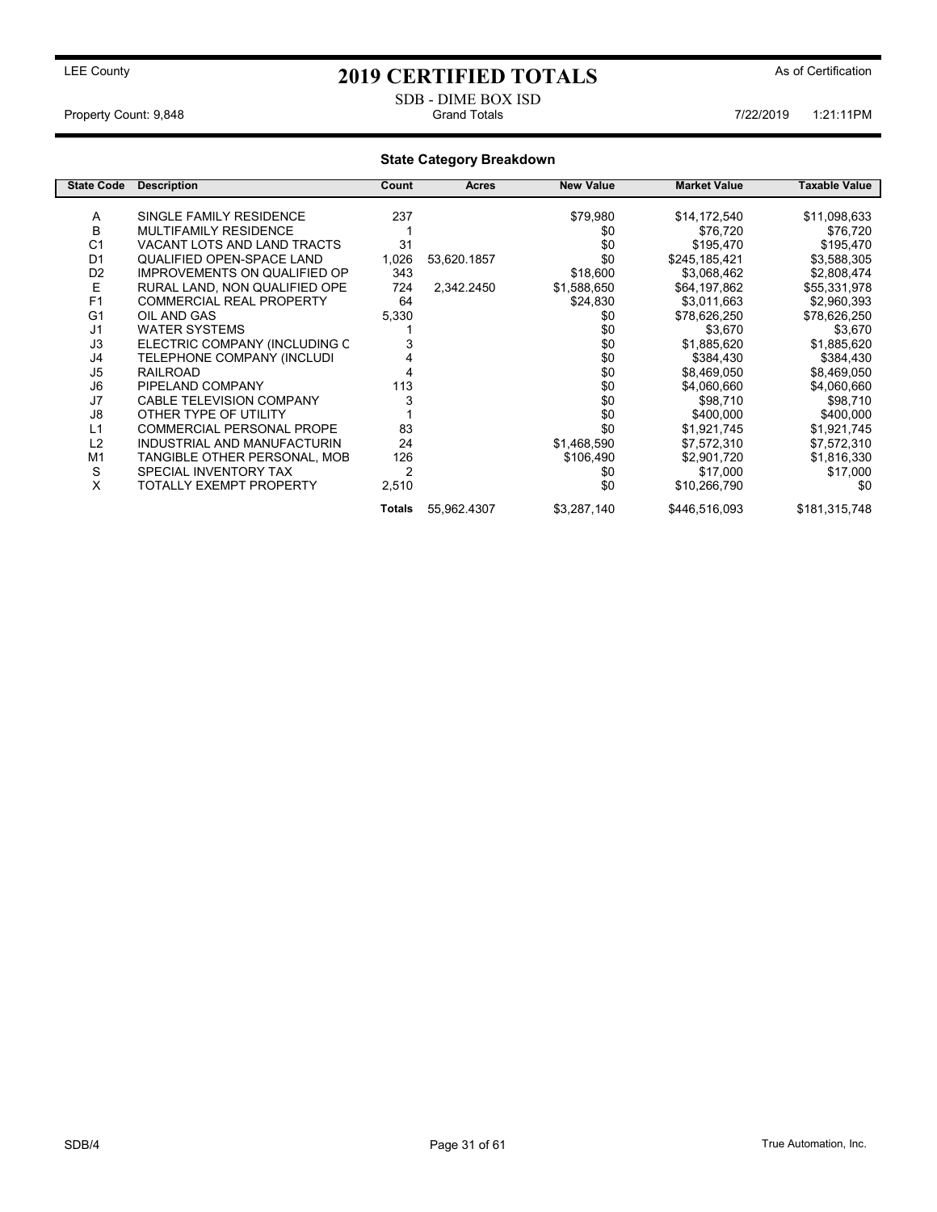LEE County

# 2019 CERTIFIED TOTALS

As of Certification

SDB - DIME BOX ISD

Property Count: 9,848 | Grand Totals | 7/22/2019 1:21:11PM

## State Category Breakdown

| State Code | Description | Count | Acres | New Value | Market Value | Taxable Value |
|---|---|---|---|---|---|---|
| A | SINGLE FAMILY RESIDENCE | 237 | | $79,980 | $14,172,540 | $11,098,633 |
| B | MULTIFAMILY RESIDENCE | 1 | | $0 | $76,720 | $76,720 |
| C1 | VACANT LOTS AND LAND TRACTS | 31 | | $0 | $195,470 | $195,470 |
| D1 | QUALIFIED OPEN-SPACE LAND | 1,026 | 53,620.1857 | $0 | $245,185,421 | $3,588,305 |
| D2 | IMPROVEMENTS ON QUALIFIED OP | 343 | | $18,600 | $3,068,462 | $2,808,474 |
| E | RURAL LAND, NON QUALIFIED OPE | 724 | 2,342.2450 | $1,588,650 | $64,197,862 | $55,331,978 |
| F1 | COMMERCIAL REAL PROPERTY | 64 | | $24,830 | $3,011,663 | $2,960,393 |
| G1 | OIL AND GAS | 5,330 | | $0 | $78,626,250 | $78,626,250 |
| J1 | WATER SYSTEMS | 1 | | $0 | $3,670 | $3,670 |
| J3 | ELECTRIC COMPANY (INCLUDING C | 3 | | $0 | $1,885,620 | $1,885,620 |
| J4 | TELEPHONE COMPANY (INCLUDI | 4 | | $0 | $384,430 | $384,430 |
| J5 | RAILROAD | 4 | | $0 | $8,469,050 | $8,469,050 |
| J6 | PIPELAND COMPANY | 113 | | $0 | $4,060,660 | $4,060,660 |
| J7 | CABLE TELEVISION COMPANY | 3 | | $0 | $98,710 | $98,710 |
| J8 | OTHER TYPE OF UTILITY | 1 | | $0 | $400,000 | $400,000 |
| L1 | COMMERCIAL PERSONAL PROPE | 83 | | $0 | $1,921,745 | $1,921,745 |
| L2 | INDUSTRIAL AND MANUFACTURIN | 24 | | $1,468,590 | $7,572,310 | $7,572,310 |
| M1 | TANGIBLE OTHER PERSONAL, MOB | 126 | | $106,490 | $2,901,720 | $1,816,330 |
| S | SPECIAL INVENTORY TAX | 2 | | $0 | $17,000 | $17,000 |
| X | TOTALLY EXEMPT PROPERTY | 2,510 | | $0 | $10,266,790 | $0 |
| | | **Totals** | 55,962.4307 | $3,287,140 | $446,516,093 | $181,315,748 |

SDB/4 | True Automation, Inc.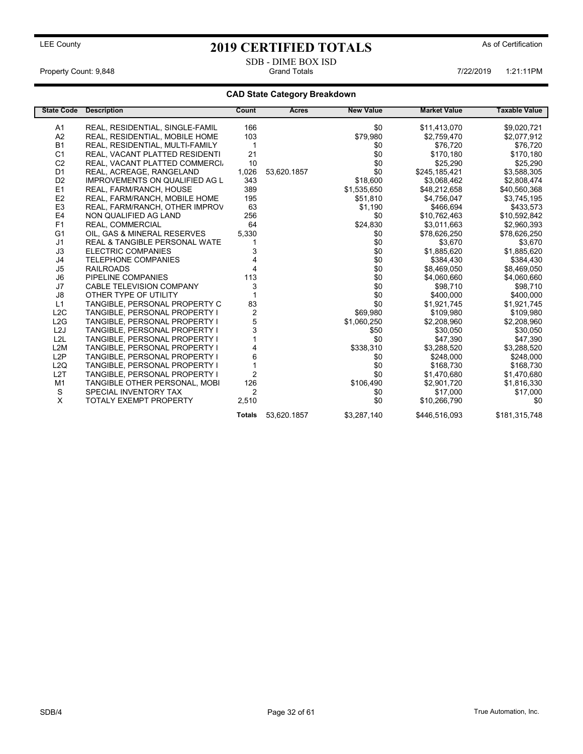LEE County

# 2019 CERTIFIED TOTALS

As of Certification

SDB - DIME BOX ISD

Property Count: 9,848 | Grand Totals | 7/22/2019 1:21:11PM

## CAD State Category Breakdown

| State Code | Description | Count | Acres | New Value | Market Value | Taxable Value |
|---|---|---|---|---|---|---|
| A1 | REAL, RESIDENTIAL, SINGLE-FAMIL | 166 | | $0 | $11,413,070 | $9,020,721 |
| A2 | REAL, RESIDENTIAL, MOBILE HOME | 103 | | $79,980 | $2,759,470 | $2,077,912 |
| B1 | REAL, RESIDENTIAL, MULTI-FAMILY | 1 | | $0 | $76,720 | $76,720 |
| C1 | REAL, VACANT PLATTED RESIDENTI | 21 | | $0 | $170,180 | $170,180 |
| C2 | REAL, VACANT PLATTED COMMERCI | 10 | | $0 | $25,290 | $25,290 |
| D1 | REAL, ACREAGE, RANGELAND | 1,026 | 53,620.1857 | $0 | $245,185,421 | $3,588,305 |
| D2 | IMPROVEMENTS ON QUALIFIED AG L | 343 | | $18,600 | $3,068,462 | $2,808,474 |
| E1 | REAL, FARM/RANCH, HOUSE | 389 | | $1,535,650 | $48,212,658 | $40,560,368 |
| E2 | REAL, FARM/RANCH, MOBILE HOME | 195 | | $51,810 | $4,756,047 | $3,745,195 |
| E3 | REAL, FARM/RANCH, OTHER IMPROV | 63 | | $1,190 | $466,694 | $433,573 |
| E4 | NON QUALIFIED AG LAND | 256 | | $0 | $10,762,463 | $10,592,842 |
| F1 | REAL, COMMERCIAL | 64 | | $24,830 | $3,011,663 | $2,960,393 |
| G1 | OIL, GAS & MINERAL RESERVES | 5,330 | | $0 | $78,626,250 | $78,626,250 |
| J1 | REAL & TANGIBLE PERSONAL WATE | 1 | | $0 | $3,670 | $3,670 |
| J3 | ELECTRIC COMPANIES | 3 | | $0 | $1,885,620 | $1,885,620 |
| J4 | TELEPHONE COMPANIES | 4 | | $0 | $384,430 | $384,430 |
| J5 | RAILROADS | 4 | | $0 | $8,469,050 | $8,469,050 |
| J6 | PIPELINE COMPANIES | 113 | | $0 | $4,060,660 | $4,060,660 |
| J7 | CABLE TELEVISION COMPANY | 3 | | $0 | $98,710 | $98,710 |
| J8 | OTHER TYPE OF UTILITY | 1 | | $0 | $400,000 | $400,000 |
| L1 | TANGIBLE, PERSONAL PROPERTY C | 83 | | $0 | $1,921,745 | $1,921,745 |
| L2C | TANGIBLE, PERSONAL PROPERTY I | 2 | | $69,980 | $109,980 | $109,980 |
| L2G | TANGIBLE, PERSONAL PROPERTY I | 5 | | $1,060,250 | $2,208,960 | $2,208,960 |
| L2J | TANGIBLE, PERSONAL PROPERTY I | 3 | | $50 | $30,050 | $30,050 |
| L2L | TANGIBLE, PERSONAL PROPERTY I | 1 | | $0 | $47,390 | $47,390 |
| L2M | TANGIBLE, PERSONAL PROPERTY I | 4 | | $338,310 | $3,288,520 | $3,288,520 |
| L2P | TANGIBLE, PERSONAL PROPERTY I | 6 | | $0 | $248,000 | $248,000 |
| L2Q | TANGIBLE, PERSONAL PROPERTY I | 1 | | $0 | $168,730 | $168,730 |
| L2T | TANGIBLE, PERSONAL PROPERTY I | 2 | | $0 | $1,470,680 | $1,470,680 |
| M1 | TANGIBLE OTHER PERSONAL, MOBI | 126 | | $106,490 | $2,901,720 | $1,816,330 |
| S | SPECIAL INVENTORY TAX | 2 | | $0 | $17,000 | $17,000 |
| X | TOTALY EXEMPT PROPERTY | 2,510 | | $0 | $10,266,790 | $0 |
| | | **Totals** | 53,620.1857 | $3,287,140 | $446,516,093 | $181,315,748 |

SDB/4 | True Automation, Inc.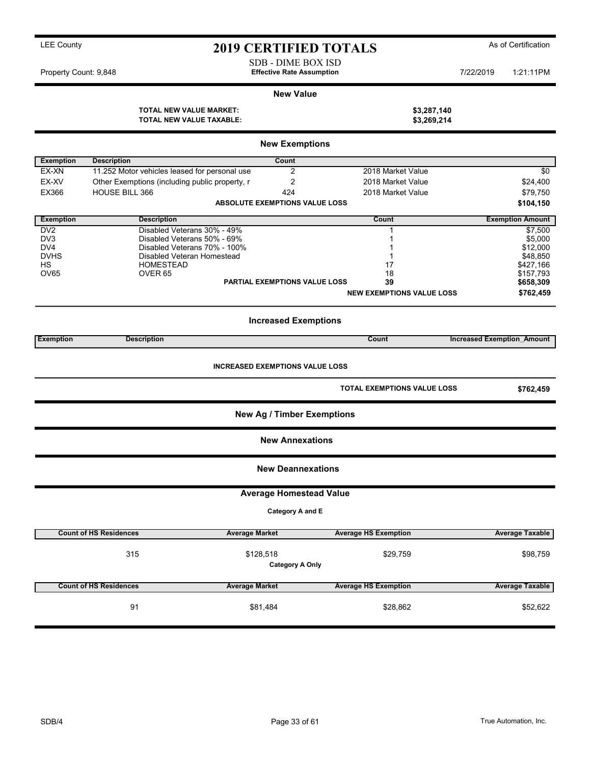LEE County

# 2019 CERTIFIED TOTALS

As of Certification

SDB - DIME BOX ISD

Property Count: 9,848 | **Effective Rate Assumption** | 7/22/2019 1:21:11PM

## New Value

| | |
|---|---|
| **TOTAL NEW VALUE MARKET:** | **$3,287,140** |
| **TOTAL NEW VALUE TAXABLE:** | **$3,269,214** |

## New Exemptions

| Exemption | Description | Count | | |
|---|---|---|---|---|
| EX-XN | 11.252 Motor vehicles leased for personal use | 2 | 2018 Market Value | $0 |
| EX-XV | Other Exemptions (including public property, r | 2 | 2018 Market Value | $24,400 |
| EX366 | HOUSE BILL 366 | 424 | 2018 Market Value | $79,750 |
| | **ABSOLUTE EXEMPTIONS VALUE LOSS** | | | **$104,150** |

| Exemption | Description | Count | Exemption Amount |
|---|---|---|---|
| DV2 | Disabled Veterans 30% - 49% | 1 | $7,500 |
| DV3 | Disabled Veterans 50% - 69% | 1 | $5,000 |
| DV4 | Disabled Veterans 70% - 100% | 1 | $12,000 |
| DVHS | Disabled Veteran Homestead | 1 | $48,850 |
| HS | HOMESTEAD | 17 | $427,166 |
| OV65 | OVER 65 | 18 | $157,793 |
| | **PARTIAL EXEMPTIONS VALUE LOSS** | **39** | **$658,309** |
| | | **NEW EXEMPTIONS VALUE LOSS** | **$762,459** |

## Increased Exemptions

| Exemption | Description | Count | Increased Exemption_Amount |
|---|---|---|---|

**INCREASED EXEMPTIONS VALUE LOSS**

| | |
|---|---|
| **TOTAL EXEMPTIONS VALUE LOSS** | **$762,459** |

## New Ag / Timber Exemptions

## New Annexations

## New Deannexations

## Average Homestead Value

**Category A and E**

| Count of HS Residences | Average Market | Average HS Exemption | Average Taxable |
|---|---|---|---|
| 315 | $128,518 | $29,759 | $98,759 |

**Category A Only**

| Count of HS Residences | Average Market | Average HS Exemption | Average Taxable |
|---|---|---|---|
| 91 | $81,484 | $28,862 | $52,622 |

SDB/4 | True Automation, Inc.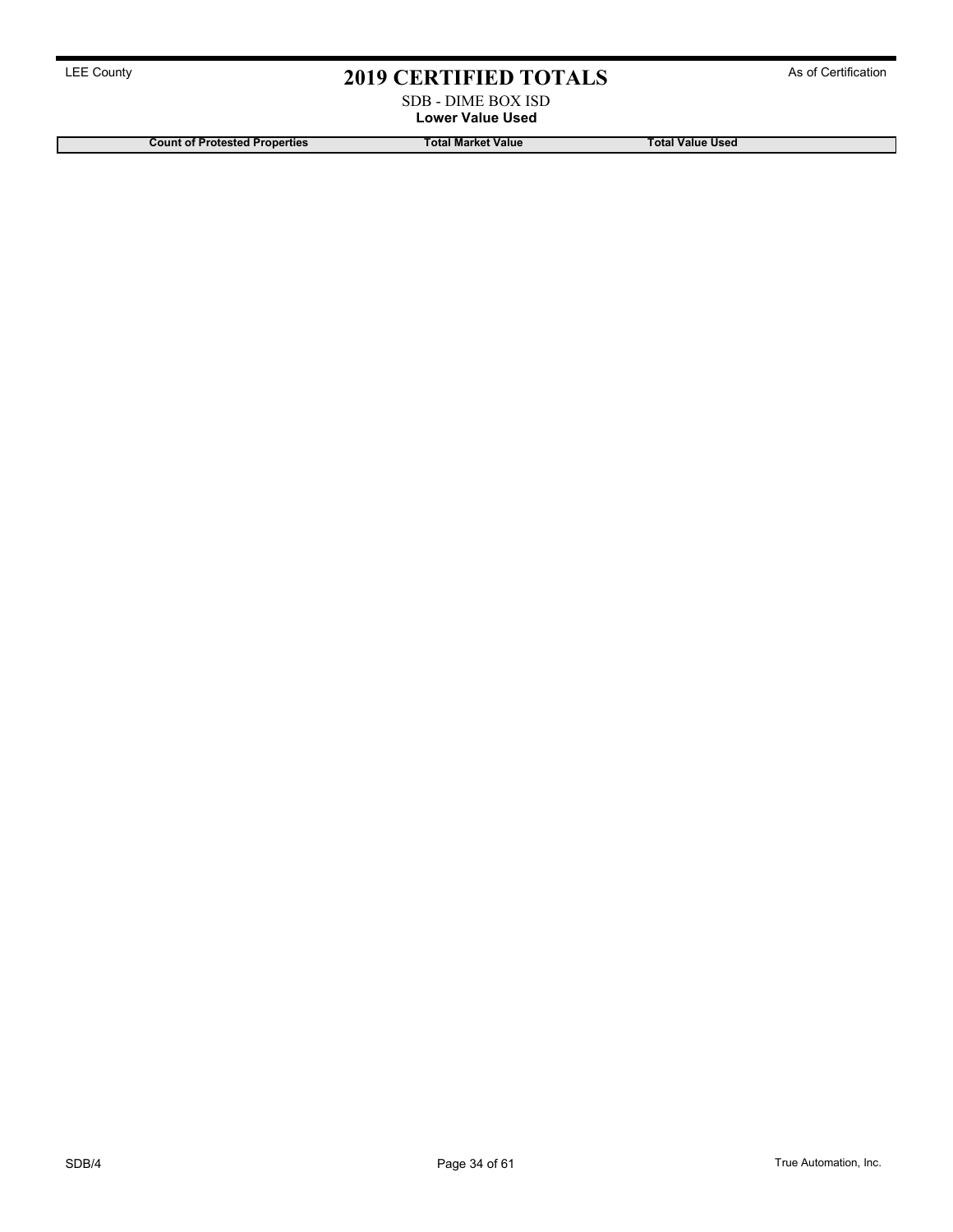LEE County

# 2019 CERTIFIED TOTALS

As of Certification

SDB - DIME BOX ISD

**Lower Value Used**

| Count of Protested Properties | Total Market Value | Total Value Used |
|---|---|---|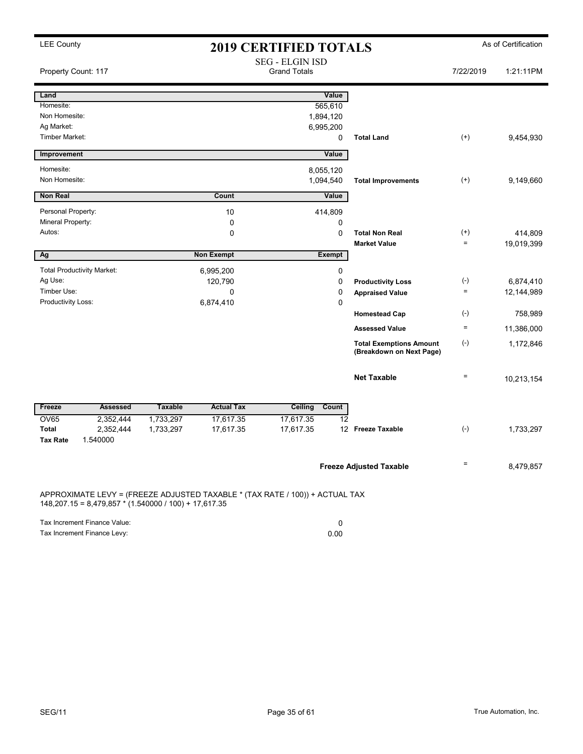LEE County

# 2019 CERTIFIED TOTALS

As of Certification

SEG - ELGIN ISD
Grand Totals

Property Count: 117 | 7/22/2019 1:21:11PM

| Land | | Value | | | |
|---|---|---|---|---|---|
| Homesite: | | 565,610 | | | |
| Non Homesite: | | 1,894,120 | | | |
| Ag Market: | | 6,995,200 | | | |
| Timber Market: | | 0 | Total Land | (+) | 9,454,930 |

| Improvement | | Value | | | |
|---|---|---|---|---|---|
| Homesite: | | 8,055,120 | | | |
| Non Homesite: | | 1,094,540 | Total Improvements | (+) | 9,149,660 |

| Non Real | Count | Value | | | |
|---|---|---|---|---|---|
| Personal Property: | 10 | 414,809 | | | |
| Mineral Property: | 0 | 0 | | | |
| Autos: | 0 | 0 | Total Non Real | (+) | 414,809 |
| | | | Market Value | = | 19,019,399 |

| Ag | Non Exempt | Exempt | | | |
|---|---|---|---|---|---|
| Total Productivity Market: | 6,995,200 | 0 | | | |
| Ag Use: | 120,790 | 0 | Productivity Loss | (-) | 6,874,410 |
| Timber Use: | 0 | 0 | Appraised Value | = | 12,144,989 |
| Productivity Loss: | 6,874,410 | 0 | | | |
| | | | Homestead Cap | (-) | 758,989 |
| | | | Assessed Value | = | 11,386,000 |
| | | | Total Exemptions Amount (Breakdown on Next Page) | (-) | 1,172,846 |
| | | | Net Taxable | = | 10,213,154 |

| Freeze | Assessed | Taxable | Actual Tax | Ceiling | Count | | | |
|---|---|---|---|---|---|---|---|---|
| OV65 | 2,352,444 | 1,733,297 | 17,617.35 | 17,617.35 | 12 | | | |
| Total | 2,352,444 | 1,733,297 | 17,617.35 | 17,617.35 | 12 | Freeze Taxable | (-) | 1,733,297 |
| Tax Rate | 1.540000 | | | | | | | |

**Freeze Adjusted Taxable** = 8,479,857

APPROXIMATE LEVY = (FREEZE ADJUSTED TAXABLE * (TAX RATE / 100)) + ACTUAL TAX
148,207.15 = 8,479,857 * (1.540000 / 100) + 17,617.35

| | |
|---|---|
| Tax Increment Finance Value: | 0 |
| Tax Increment Finance Levy: | 0.00 |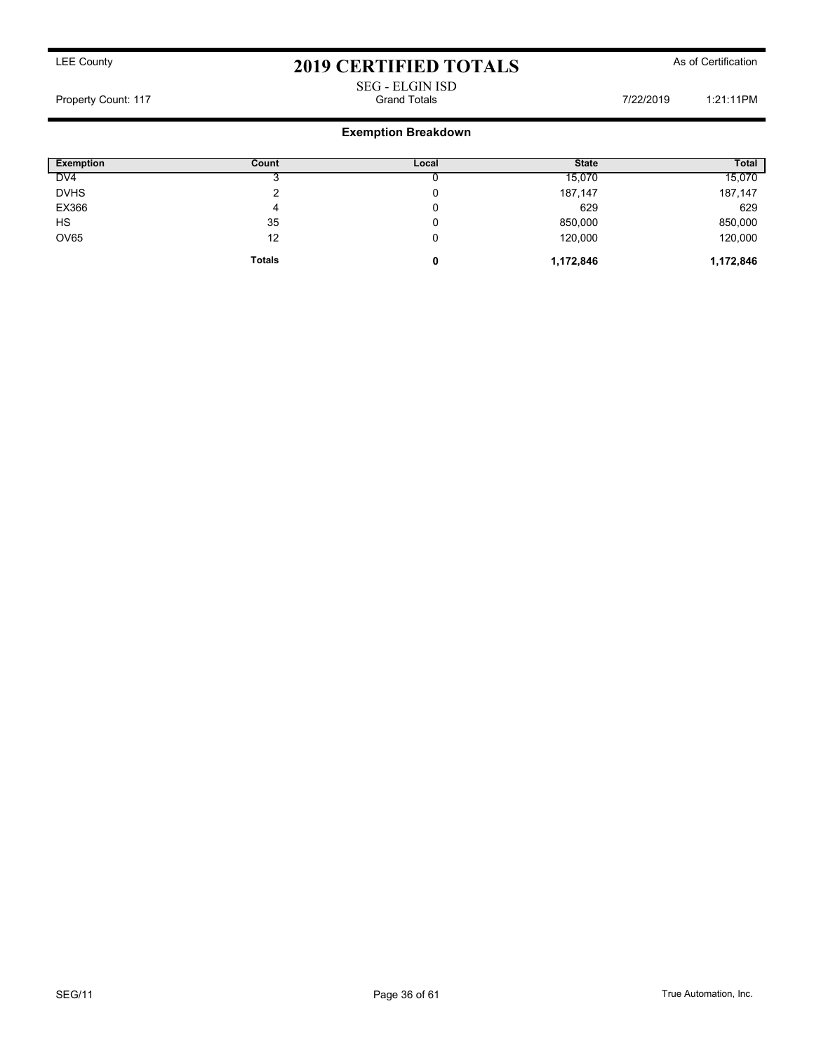LEE County

# 2019 CERTIFIED TOTALS

As of Certification

SEG - ELGIN ISD

Property Count: 117 Grand Totals 7/22/2019 1:21:11PM

### Exemption Breakdown

| Exemption | Count | Local | State | Total |
|---|---|---|---|---|
| DV4 | 3 | 0 | 15,070 | 15,070 |
| DVHS | 2 | 0 | 187,147 | 187,147 |
| EX366 | 4 | 0 | 629 | 629 |
| HS | 35 | 0 | 850,000 | 850,000 |
| OV65 | 12 | 0 | 120,000 | 120,000 |
| | **Totals** | **0** | **1,172,846** | **1,172,846** |

SEG/11

True Automation, Inc.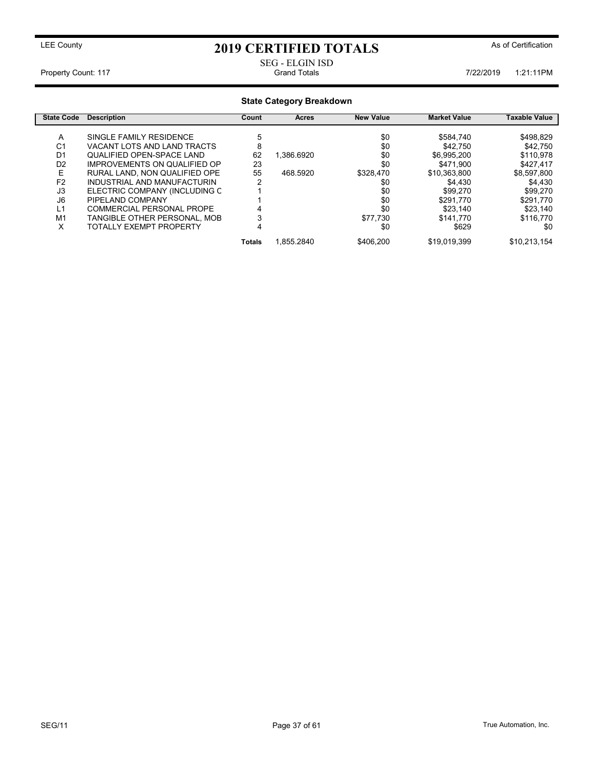LEE County

# 2019 CERTIFIED TOTALS

As of Certification

SEG - ELGIN ISD

Property Count: 117 Grand Totals 7/22/2019 1:21:11PM

## State Category Breakdown

| State Code | Description | Count | Acres | New Value | Market Value | Taxable Value |
|---|---|---|---|---|---|---|
| A | SINGLE FAMILY RESIDENCE | 5 | | $0 | $584,740 | $498,829 |
| C1 | VACANT LOTS AND LAND TRACTS | 8 | | $0 | $42,750 | $42,750 |
| D1 | QUALIFIED OPEN-SPACE LAND | 62 | 1,386.6920 | $0 | $6,995,200 | $110,978 |
| D2 | IMPROVEMENTS ON QUALIFIED OP | 23 | | $0 | $471,900 | $427,417 |
| E | RURAL LAND, NON QUALIFIED OPE | 55 | 468.5920 | $328,470 | $10,363,800 | $8,597,800 |
| F2 | INDUSTRIAL AND MANUFACTURIN | 2 | | $0 | $4,430 | $4,430 |
| J3 | ELECTRIC COMPANY (INCLUDING C | 1 | | $0 | $99,270 | $99,270 |
| J6 | PIPELAND COMPANY | 1 | | $0 | $291,770 | $291,770 |
| L1 | COMMERCIAL PERSONAL PROPE | 4 | | $0 | $23,140 | $23,140 |
| M1 | TANGIBLE OTHER PERSONAL, MOB | 3 | | $77,730 | $141,770 | $116,770 |
| X | TOTALLY EXEMPT PROPERTY | 4 | | $0 | $629 | $0 |
| | | **Totals** | 1,855.2840 | $406,200 | $19,019,399 | $10,213,154 |

SEG/11 True Automation, Inc.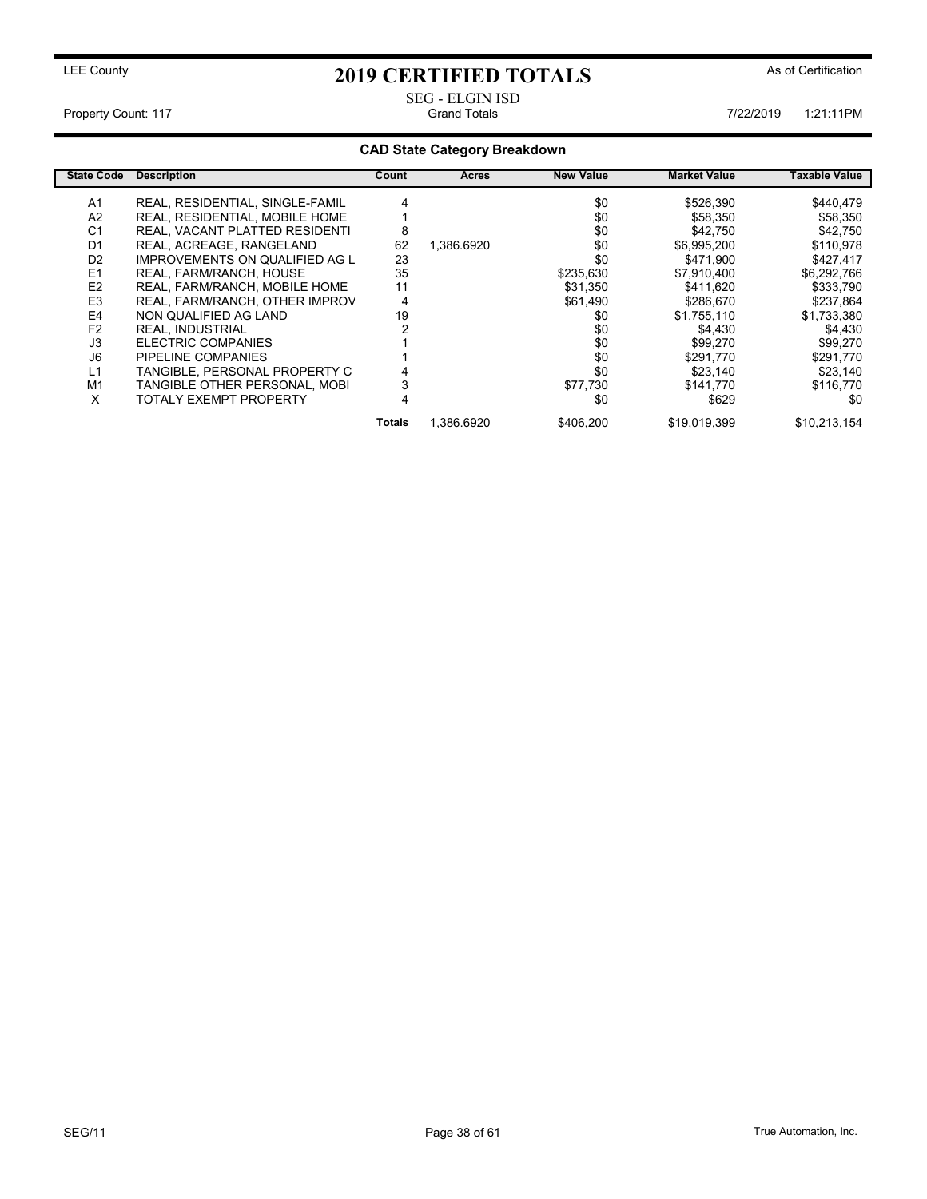LEE County

# 2019 CERTIFIED TOTALS

As of Certification

SEG - ELGIN ISD

Property Count: 117 | Grand Totals | 7/22/2019 1:21:11PM

## CAD State Category Breakdown

| State Code | Description | Count | Acres | New Value | Market Value | Taxable Value |
|---|---|---|---|---|---|---|
| A1 | REAL, RESIDENTIAL, SINGLE-FAMIL | 4 | | $0 | $526,390 | $440,479 |
| A2 | REAL, RESIDENTIAL, MOBILE HOME | 1 | | $0 | $58,350 | $58,350 |
| C1 | REAL, VACANT PLATTED RESIDENTI | 8 | | $0 | $42,750 | $42,750 |
| D1 | REAL, ACREAGE, RANGELAND | 62 | 1,386.6920 | $0 | $6,995,200 | $110,978 |
| D2 | IMPROVEMENTS ON QUALIFIED AG L | 23 | | $0 | $471,900 | $427,417 |
| E1 | REAL, FARM/RANCH, HOUSE | 35 | | $235,630 | $7,910,400 | $6,292,766 |
| E2 | REAL, FARM/RANCH, MOBILE HOME | 11 | | $31,350 | $411,620 | $333,790 |
| E3 | REAL, FARM/RANCH, OTHER IMPROV | 4 | | $61,490 | $286,670 | $237,864 |
| E4 | NON QUALIFIED AG LAND | 19 | | $0 | $1,755,110 | $1,733,380 |
| F2 | REAL, INDUSTRIAL | 2 | | $0 | $4,430 | $4,430 |
| J3 | ELECTRIC COMPANIES | 1 | | $0 | $99,270 | $99,270 |
| J6 | PIPELINE COMPANIES | 1 | | $0 | $291,770 | $291,770 |
| L1 | TANGIBLE, PERSONAL PROPERTY C | 4 | | $0 | $23,140 | $23,140 |
| M1 | TANGIBLE OTHER PERSONAL, MOBI | 3 | | $77,730 | $141,770 | $116,770 |
| X | TOTALY EXEMPT PROPERTY | 4 | | $0 | $629 | $0 |
| | | **Totals** | 1,386.6920 | $406,200 | $19,019,399 | $10,213,154 |

SEG/11

True Automation, Inc.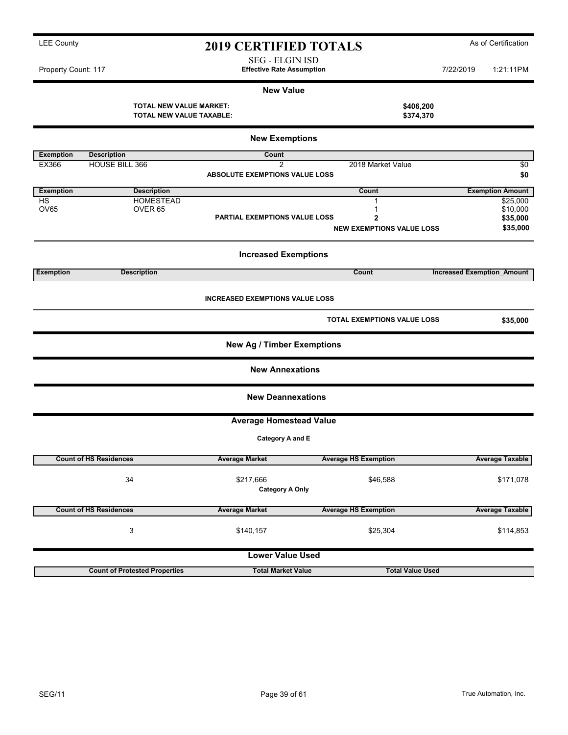LEE County

# 2019 CERTIFIED TOTALS

As of Certification

SEG - ELGIN ISD

Property Count: 117 — **Effective Rate Assumption** — 7/22/2019 1:21:11PM

## New Value

| | |
|---|---|
| **TOTAL NEW VALUE MARKET:** | **$406,200** |
| **TOTAL NEW VALUE TAXABLE:** | **$374,370** |

## New Exemptions

| Exemption | Description | Count | | |
|---|---|---|---|---|
| EX366 | HOUSE BILL 366 | 2 | 2018 Market Value | $0 |
| | | **ABSOLUTE EXEMPTIONS VALUE LOSS** | | **$0** |

| Exemption | Description | | Count | Exemption Amount |
|---|---|---|---|---|
| HS | HOMESTEAD | | 1 | $25,000 |
| OV65 | OVER 65 | | 1 | $10,000 |
| | | **PARTIAL EXEMPTIONS VALUE LOSS** | **2** | **$35,000** |
| | | | **NEW EXEMPTIONS VALUE LOSS** | **$35,000** |

## Increased Exemptions

| Exemption | Description | Count | Increased Exemption_Amount |
|---|---|---|---|

**INCREASED EXEMPTIONS VALUE LOSS**

| | |
|---|---|
| **TOTAL EXEMPTIONS VALUE LOSS** | **$35,000** |

## New Ag / Timber Exemptions

## New Annexations

## New Deannexations

## Average Homestead Value

**Category A and E**

| Count of HS Residences | Average Market | Average HS Exemption | Average Taxable |
|---|---|---|---|
| 34 | $217,666 | $46,588 | $171,078 |

**Category A Only**

| Count of HS Residences | Average Market | Average HS Exemption | Average Taxable |
|---|---|---|---|
| 3 | $140,157 | $25,304 | $114,853 |

## Lower Value Used

| Count of Protested Properties | Total Market Value | Total Value Used |
|---|---|---|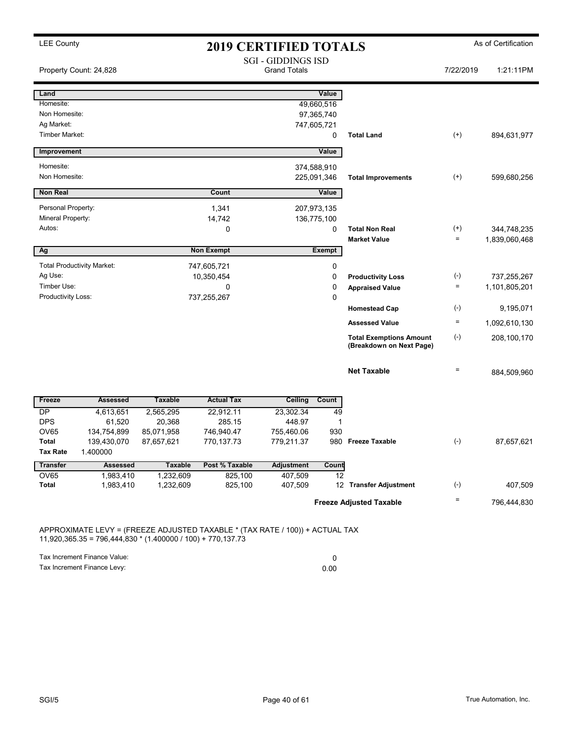LEE County

# 2019 CERTIFIED TOTALS

As of Certification

Property Count: 24,828

SGI - GIDDINGS ISD
Grand Totals

7/22/2019 1:21:11PM

| Land | | Value | | | |
|---|---|---|---|---|---|
| Homesite: | | 49,660,516 | | | |
| Non Homesite: | | 97,365,740 | | | |
| Ag Market: | | 747,605,721 | | | |
| Timber Market: | | 0 | Total Land | (+) | 894,631,977 |

| Improvement | | Value | | | |
|---|---|---|---|---|---|
| Homesite: | | 374,588,910 | | | |
| Non Homesite: | | 225,091,346 | Total Improvements | (+) | 599,680,256 |

| Non Real | Count | Value | | | |
|---|---|---|---|---|---|
| Personal Property: | 1,341 | 207,973,135 | | | |
| Mineral Property: | 14,742 | 136,775,100 | | | |
| Autos: | 0 | 0 | Total Non Real | (+) | 344,748,235 |
| | | | Market Value | = | 1,839,060,468 |

| Ag | Non Exempt | Exempt | | | |
|---|---|---|---|---|---|
| Total Productivity Market: | 747,605,721 | 0 | | | |
| Ag Use: | 10,350,454 | 0 | Productivity Loss | (-) | 737,255,267 |
| Timber Use: | 0 | 0 | Appraised Value | = | 1,101,805,201 |
| Productivity Loss: | 737,255,267 | 0 | | | |
| | | | Homestead Cap | (-) | 9,195,071 |
| | | | Assessed Value | = | 1,092,610,130 |
| | | | Total Exemptions Amount (Breakdown on Next Page) | (-) | 208,100,170 |
| | | | Net Taxable | = | 884,509,960 |

| Freeze | Assessed | Taxable | Actual Tax | Ceiling | Count | | | |
|---|---|---|---|---|---|---|---|---|
| DP | 4,613,651 | 2,565,295 | 22,912.11 | 23,302.34 | 49 | | | |
| DPS | 61,520 | 20,368 | 285.15 | 448.97 | 1 | | | |
| OV65 | 134,754,899 | 85,071,958 | 746,940.47 | 755,460.06 | 930 | | | |
| Total | 139,430,070 | 87,657,621 | 770,137.73 | 779,211.37 | 980 | Freeze Taxable | (-) | 87,657,621 |
| Tax Rate | 1.400000 | | | | | | | |

| Transfer | Assessed | Taxable | Post % Taxable | Adjustment | Count | | | |
|---|---|---|---|---|---|---|---|---|
| OV65 | 1,983,410 | 1,232,609 | 825,100 | 407,509 | 12 | | | |
| Total | 1,983,410 | 1,232,609 | 825,100 | 407,509 | 12 | Transfer Adjustment | (-) | 407,509 |
| | | | | | | Freeze Adjusted Taxable | = | 796,444,830 |

APPROXIMATE LEVY = (FREEZE ADJUSTED TAXABLE * (TAX RATE / 100)) + ACTUAL TAX
11,920,365.35 = 796,444,830 * (1.400000 / 100) + 770,137.73

| | |
|---|---|
| Tax Increment Finance Value: | 0 |
| Tax Increment Finance Levy: | 0.00 |

SGI/5

True Automation, Inc.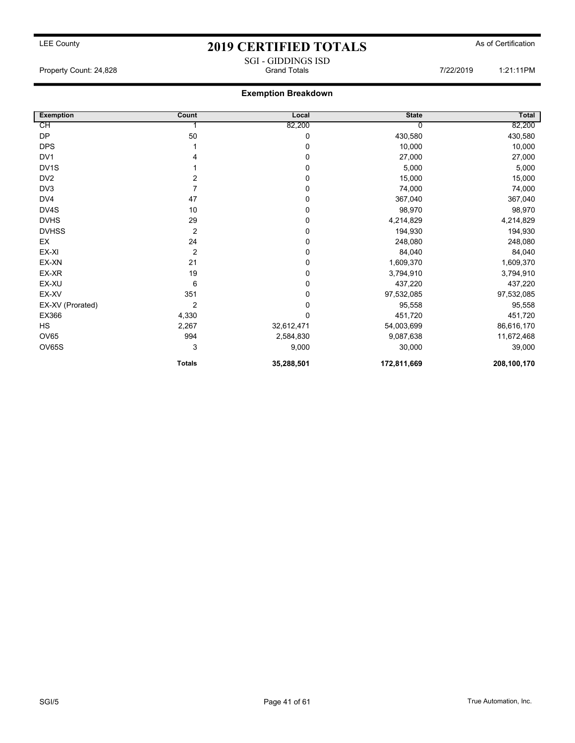LEE County

# 2019 CERTIFIED TOTALS

As of Certification

SGI - GIDDINGS ISD

Property Count: 24,828 — Grand Totals — 7/22/2019 1:21:11PM

## Exemption Breakdown

| Exemption | Count | Local | State | Total |
|---|---|---|---|---|
| CH | 1 | 82,200 | 0 | 82,200 |
| DP | 50 | 0 | 430,580 | 430,580 |
| DPS | 1 | 0 | 10,000 | 10,000 |
| DV1 | 4 | 0 | 27,000 | 27,000 |
| DV1S | 1 | 0 | 5,000 | 5,000 |
| DV2 | 2 | 0 | 15,000 | 15,000 |
| DV3 | 7 | 0 | 74,000 | 74,000 |
| DV4 | 47 | 0 | 367,040 | 367,040 |
| DV4S | 10 | 0 | 98,970 | 98,970 |
| DVHS | 29 | 0 | 4,214,829 | 4,214,829 |
| DVHSS | 2 | 0 | 194,930 | 194,930 |
| EX | 24 | 0 | 248,080 | 248,080 |
| EX-XI | 2 | 0 | 84,040 | 84,040 |
| EX-XN | 21 | 0 | 1,609,370 | 1,609,370 |
| EX-XR | 19 | 0 | 3,794,910 | 3,794,910 |
| EX-XU | 6 | 0 | 437,220 | 437,220 |
| EX-XV | 351 | 0 | 97,532,085 | 97,532,085 |
| EX-XV (Prorated) | 2 | 0 | 95,558 | 95,558 |
| EX366 | 4,330 | 0 | 451,720 | 451,720 |
| HS | 2,267 | 32,612,471 | 54,003,699 | 86,616,170 |
| OV65 | 994 | 2,584,830 | 9,087,638 | 11,672,468 |
| OV65S | 3 | 9,000 | 30,000 | 39,000 |
| | **Totals** | **35,288,501** | **172,811,669** | **208,100,170** |

SGI/5 — True Automation, Inc.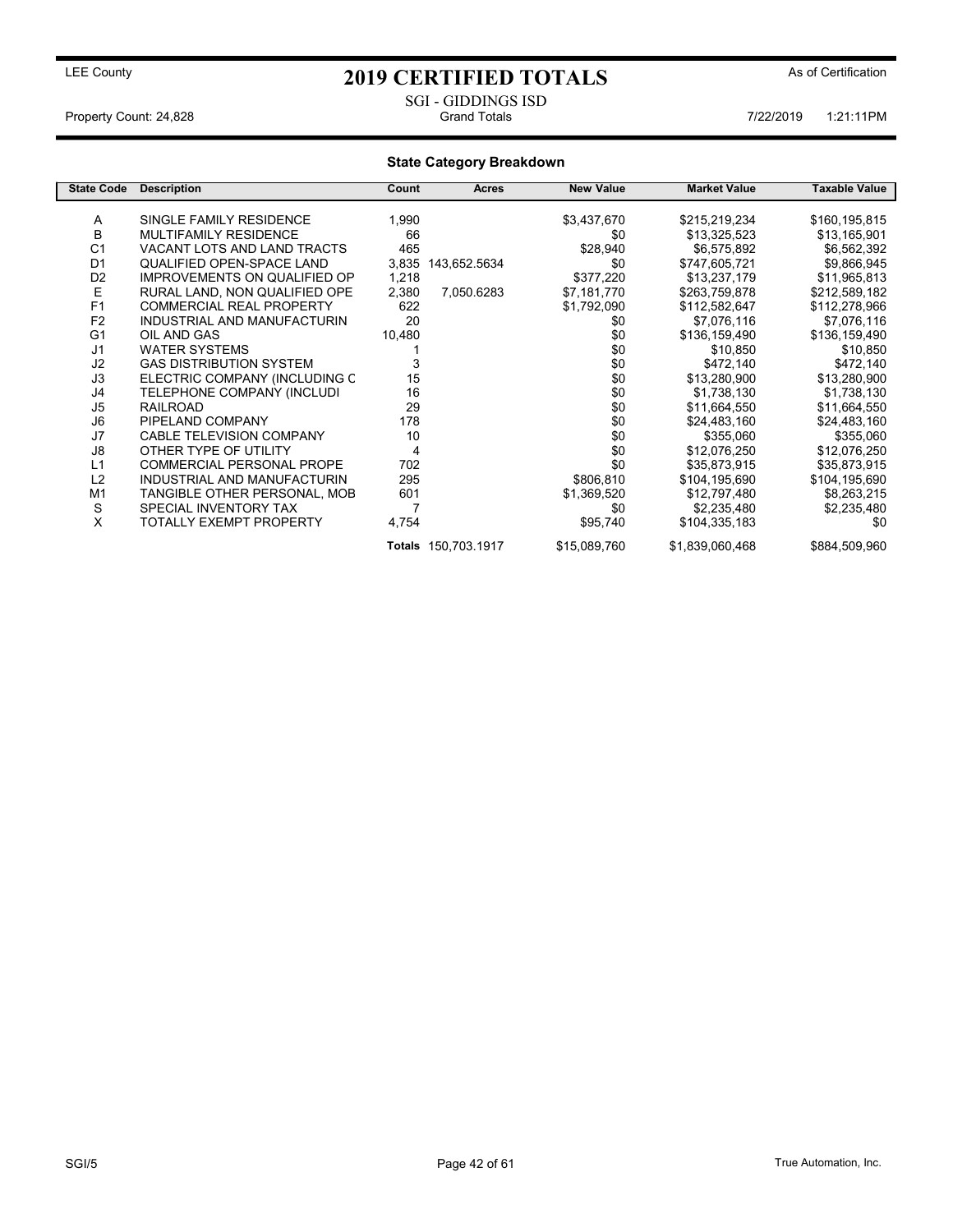LEE County

# 2019 CERTIFIED TOTALS

As of Certification

SGI - GIDDINGS ISD

Property Count: 24,828 Grand Totals 7/22/2019 1:21:11PM

## State Category Breakdown

| State Code | Description | Count | Acres | New Value | Market Value | Taxable Value |
|---|---|---|---|---|---|---|
| A | SINGLE FAMILY RESIDENCE | 1,990 | | $3,437,670 | $215,219,234 | $160,195,815 |
| B | MULTIFAMILY RESIDENCE | 66 | | $0 | $13,325,523 | $13,165,901 |
| C1 | VACANT LOTS AND LAND TRACTS | 465 | | $28,940 | $6,575,892 | $6,562,392 |
| D1 | QUALIFIED OPEN-SPACE LAND | 3,835 | 143,652.5634 | $0 | $747,605,721 | $9,866,945 |
| D2 | IMPROVEMENTS ON QUALIFIED OP | 1,218 | | $377,220 | $13,237,179 | $11,965,813 |
| E | RURAL LAND, NON QUALIFIED OPE | 2,380 | 7,050.6283 | $7,181,770 | $263,759,878 | $212,589,182 |
| F1 | COMMERCIAL REAL PROPERTY | 622 | | $1,792,090 | $112,582,647 | $112,278,966 |
| F2 | INDUSTRIAL AND MANUFACTURIN | 20 | | $0 | $7,076,116 | $7,076,116 |
| G1 | OIL AND GAS | 10,480 | | $0 | $136,159,490 | $136,159,490 |
| J1 | WATER SYSTEMS | 1 | | $0 | $10,850 | $10,850 |
| J2 | GAS DISTRIBUTION SYSTEM | 3 | | $0 | $472,140 | $472,140 |
| J3 | ELECTRIC COMPANY (INCLUDING C | 15 | | $0 | $13,280,900 | $13,280,900 |
| J4 | TELEPHONE COMPANY (INCLUDI | 16 | | $0 | $1,738,130 | $1,738,130 |
| J5 | RAILROAD | 29 | | $0 | $11,664,550 | $11,664,550 |
| J6 | PIPELAND COMPANY | 178 | | $0 | $24,483,160 | $24,483,160 |
| J7 | CABLE TELEVISION COMPANY | 10 | | $0 | $355,060 | $355,060 |
| J8 | OTHER TYPE OF UTILITY | 4 | | $0 | $12,076,250 | $12,076,250 |
| L1 | COMMERCIAL PERSONAL PROPE | 702 | | $0 | $35,873,915 | $35,873,915 |
| L2 | INDUSTRIAL AND MANUFACTURIN | 295 | | $806,810 | $104,195,690 | $104,195,690 |
| M1 | TANGIBLE OTHER PERSONAL, MOB | 601 | | $1,369,520 | $12,797,480 | $8,263,215 |
| S | SPECIAL INVENTORY TAX | 7 | | $0 | $2,235,480 | $2,235,480 |
| X | TOTALLY EXEMPT PROPERTY | 4,754 | | $95,740 | $104,335,183 | $0 |
| | | **Totals** | 150,703.1917 | $15,089,760 | $1,839,060,468 | $884,509,960 |

SGI/5 True Automation, Inc.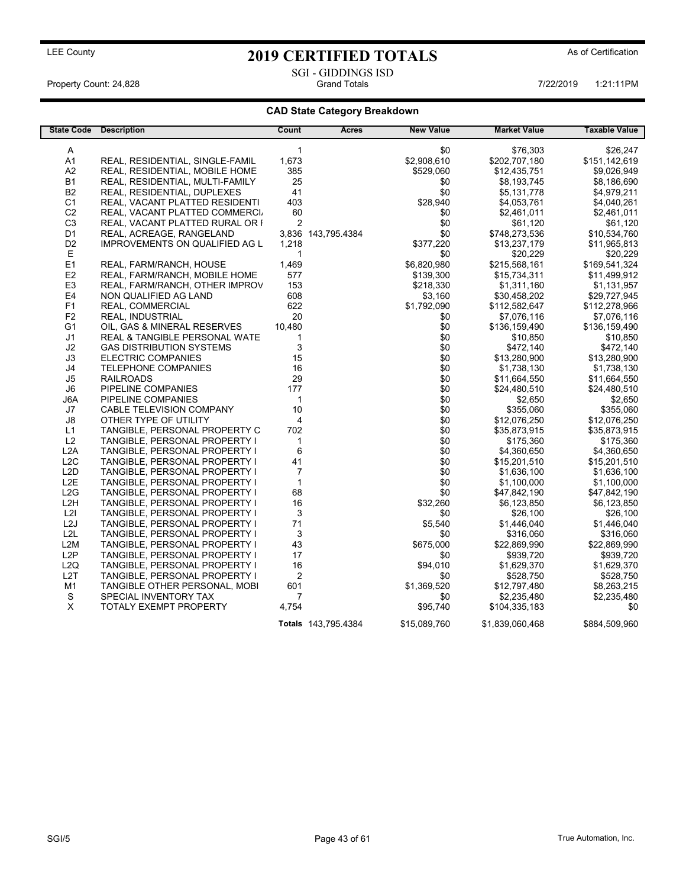LEE County

# 2019 CERTIFIED TOTALS

As of Certification

SGI - GIDDINGS ISD

Property Count: 24,828 | Grand Totals | 7/22/2019 1:21:11PM

## CAD State Category Breakdown

| State Code | Description | Count | Acres | New Value | Market Value | Taxable Value |
|---|---|---|---|---|---|---|
| A | | 1 | | $0 | $76,303 | $26,247 |
| A1 | REAL, RESIDENTIAL, SINGLE-FAMIL | 1,673 | | $2,908,610 | $202,707,180 | $151,142,619 |
| A2 | REAL, RESIDENTIAL, MOBILE HOME | 385 | | $529,060 | $12,435,751 | $9,026,949 |
| B1 | REAL, RESIDENTIAL, MULTI-FAMILY | 25 | | $0 | $8,193,745 | $8,186,690 |
| B2 | REAL, RESIDENTIAL, DUPLEXES | 41 | | $0 | $5,131,778 | $4,979,211 |
| C1 | REAL, VACANT PLATTED RESIDENTI | 403 | | $28,940 | $4,053,761 | $4,040,261 |
| C2 | REAL, VACANT PLATTED COMMERCI | 60 | | $0 | $2,461,011 | $2,461,011 |
| C3 | REAL, VACANT PLATTED RURAL OR I | 2 | | $0 | $61,120 | $61,120 |
| D1 | REAL, ACREAGE, RANGELAND | 3,836 | 143,795.4384 | $0 | $748,273,536 | $10,534,760 |
| D2 | IMPROVEMENTS ON QUALIFIED AG L | 1,218 | | $377,220 | $13,237,179 | $11,965,813 |
| E | | 1 | | $0 | $20,229 | $20,229 |
| E1 | REAL, FARM/RANCH, HOUSE | 1,469 | | $6,820,980 | $215,568,161 | $169,541,324 |
| E2 | REAL, FARM/RANCH, MOBILE HOME | 577 | | $139,300 | $15,734,311 | $11,499,912 |
| E3 | REAL, FARM/RANCH, OTHER IMPROV | 153 | | $218,330 | $1,311,160 | $1,131,957 |
| E4 | NON QUALIFIED AG LAND | 608 | | $3,160 | $30,458,202 | $29,727,945 |
| F1 | REAL, COMMERCIAL | 622 | | $1,792,090 | $112,582,647 | $112,278,966 |
| F2 | REAL, INDUSTRIAL | 20 | | $0 | $7,076,116 | $7,076,116 |
| G1 | OIL, GAS & MINERAL RESERVES | 10,480 | | $0 | $136,159,490 | $136,159,490 |
| J1 | REAL & TANGIBLE PERSONAL WATE | 1 | | $0 | $10,850 | $10,850 |
| J2 | GAS DISTRIBUTION SYSTEMS | 3 | | $0 | $472,140 | $472,140 |
| J3 | ELECTRIC COMPANIES | 15 | | $0 | $13,280,900 | $13,280,900 |
| J4 | TELEPHONE COMPANIES | 16 | | $0 | $1,738,130 | $1,738,130 |
| J5 | RAILROADS | 29 | | $0 | $11,664,550 | $11,664,550 |
| J6 | PIPELINE COMPANIES | 177 | | $0 | $24,480,510 | $24,480,510 |
| J6A | PIPELINE COMPANIES | 1 | | $0 | $2,650 | $2,650 |
| J7 | CABLE TELEVISION COMPANY | 10 | | $0 | $355,060 | $355,060 |
| J8 | OTHER TYPE OF UTILITY | 4 | | $0 | $12,076,250 | $12,076,250 |
| L1 | TANGIBLE, PERSONAL PROPERTY C | 702 | | $0 | $35,873,915 | $35,873,915 |
| L2 | TANGIBLE, PERSONAL PROPERTY I | 1 | | $0 | $175,360 | $175,360 |
| L2A | TANGIBLE, PERSONAL PROPERTY I | 6 | | $0 | $4,360,650 | $4,360,650 |
| L2C | TANGIBLE, PERSONAL PROPERTY I | 41 | | $0 | $15,201,510 | $15,201,510 |
| L2D | TANGIBLE, PERSONAL PROPERTY I | 7 | | $0 | $1,636,100 | $1,636,100 |
| L2E | TANGIBLE, PERSONAL PROPERTY I | 1 | | $0 | $1,100,000 | $1,100,000 |
| L2G | TANGIBLE, PERSONAL PROPERTY I | 68 | | $0 | $47,842,190 | $47,842,190 |
| L2H | TANGIBLE, PERSONAL PROPERTY I | 16 | | $32,260 | $6,123,850 | $6,123,850 |
| L2I | TANGIBLE, PERSONAL PROPERTY I | 3 | | $0 | $26,100 | $26,100 |
| L2J | TANGIBLE, PERSONAL PROPERTY I | 71 | | $5,540 | $1,446,040 | $1,446,040 |
| L2L | TANGIBLE, PERSONAL PROPERTY I | 3 | | $0 | $316,060 | $316,060 |
| L2M | TANGIBLE, PERSONAL PROPERTY I | 43 | | $675,000 | $22,869,990 | $22,869,990 |
| L2P | TANGIBLE, PERSONAL PROPERTY I | 17 | | $0 | $939,720 | $939,720 |
| L2Q | TANGIBLE, PERSONAL PROPERTY I | 16 | | $94,010 | $1,629,370 | $1,629,370 |
| L2T | TANGIBLE, PERSONAL PROPERTY I | 2 | | $0 | $528,750 | $528,750 |
| M1 | TANGIBLE OTHER PERSONAL, MOBI | 601 | | $1,369,520 | $12,797,480 | $8,263,215 |
| S | SPECIAL INVENTORY TAX | 7 | | $0 | $2,235,480 | $2,235,480 |
| X | TOTALY EXEMPT PROPERTY | 4,754 | | $95,740 | $104,335,183 | $0 |
| | | **Totals** | 143,795.4384 | $15,089,760 | $1,839,060,468 | $884,509,960 |

SGI/5 | True Automation, Inc.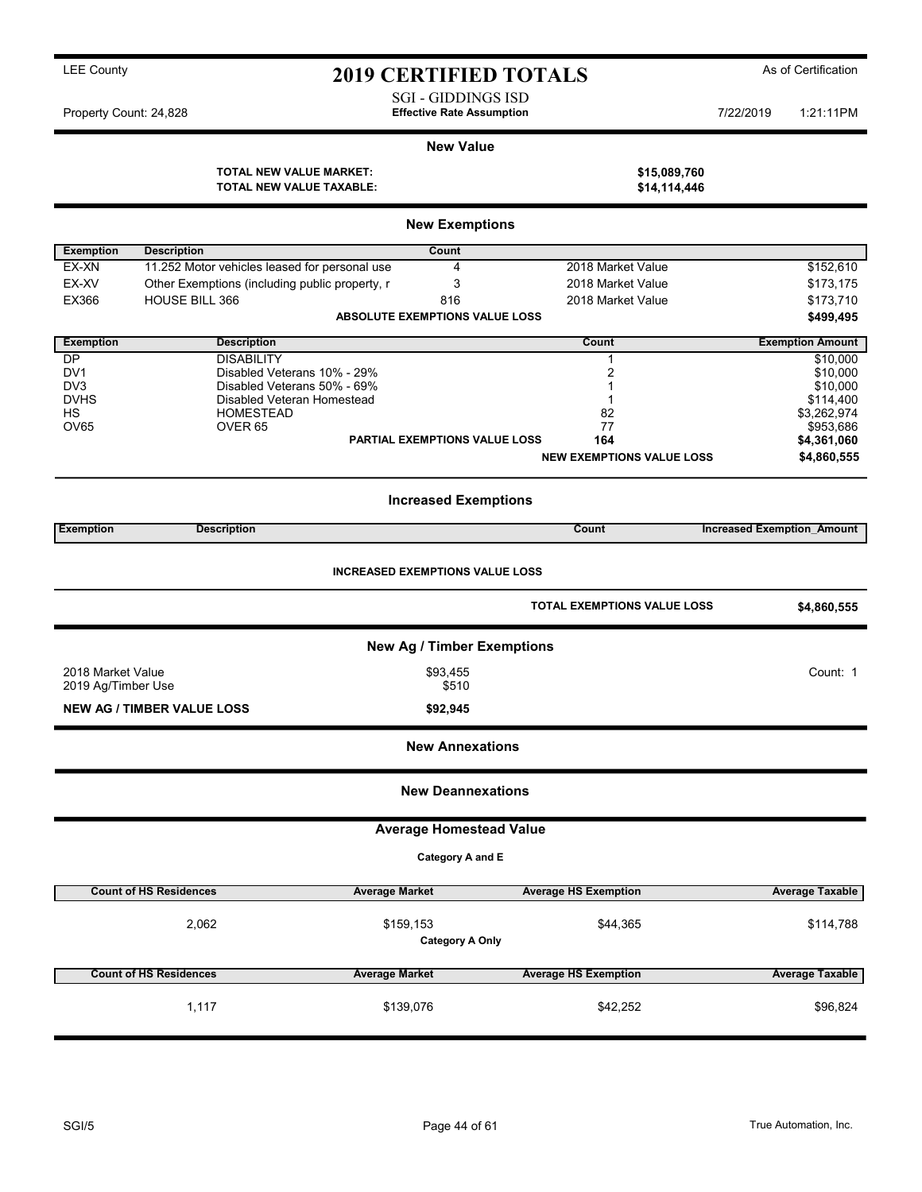LEE County

# 2019 CERTIFIED TOTALS

As of Certification

SGI - GIDDINGS ISD
**Effective Rate Assumption**

Property Count: 24,828

7/22/2019 1:21:11PM

## New Value

| | |
|---|---|
| **TOTAL NEW VALUE MARKET:** | **$15,089,760** |
| **TOTAL NEW VALUE TAXABLE:** | **$14,114,446** |

## New Exemptions

| Exemption | Description | Count | | |
|---|---|---|---|---|
| EX-XN | 11.252 Motor vehicles leased for personal use | 4 | 2018 Market Value | $152,610 |
| EX-XV | Other Exemptions (including public property, r | 3 | 2018 Market Value | $173,175 |
| EX366 | HOUSE BILL 366 | 816 | 2018 Market Value | $173,710 |
| | **ABSOLUTE EXEMPTIONS VALUE LOSS** | | | **$499,495** |

| Exemption | Description | Count | Exemption Amount |
|---|---|---|---|
| DP | DISABILITY | 1 | $10,000 |
| DV1 | Disabled Veterans 10% - 29% | 2 | $10,000 |
| DV3 | Disabled Veterans 50% - 69% | 1 | $10,000 |
| DVHS | Disabled Veteran Homestead | 1 | $114,400 |
| HS | HOMESTEAD | 82 | $3,262,974 |
| OV65 | OVER 65 | 77 | $953,686 |
| | **PARTIAL EXEMPTIONS VALUE LOSS** | **164** | **$4,361,060** |
| | | **NEW EXEMPTIONS VALUE LOSS** | **$4,860,555** |

## Increased Exemptions

| Exemption | Description | Count | Increased Exemption_Amount |
|---|---|---|---|

**INCREASED EXEMPTIONS VALUE LOSS**

| | |
|---|---|
| **TOTAL EXEMPTIONS VALUE LOSS** | **$4,860,555** |

## New Ag / Timber Exemptions

| | | |
|---|---|---|
| 2018 Market Value | $93,455 | Count: 1 |
| 2019 Ag/Timber Use | $510 | |
| **NEW AG / TIMBER VALUE LOSS** | **$92,945** | |

## New Annexations

## New Deannexations

## Average Homestead Value

**Category A and E**

| Count of HS Residences | Average Market | Average HS Exemption | Average Taxable |
|---|---|---|---|
| 2,062 | $159,153 | $44,365 | $114,788 |

**Category A Only**

| Count of HS Residences | Average Market | Average HS Exemption | Average Taxable |
|---|---|---|---|
| 1,117 | $139,076 | $42,252 | $96,824 |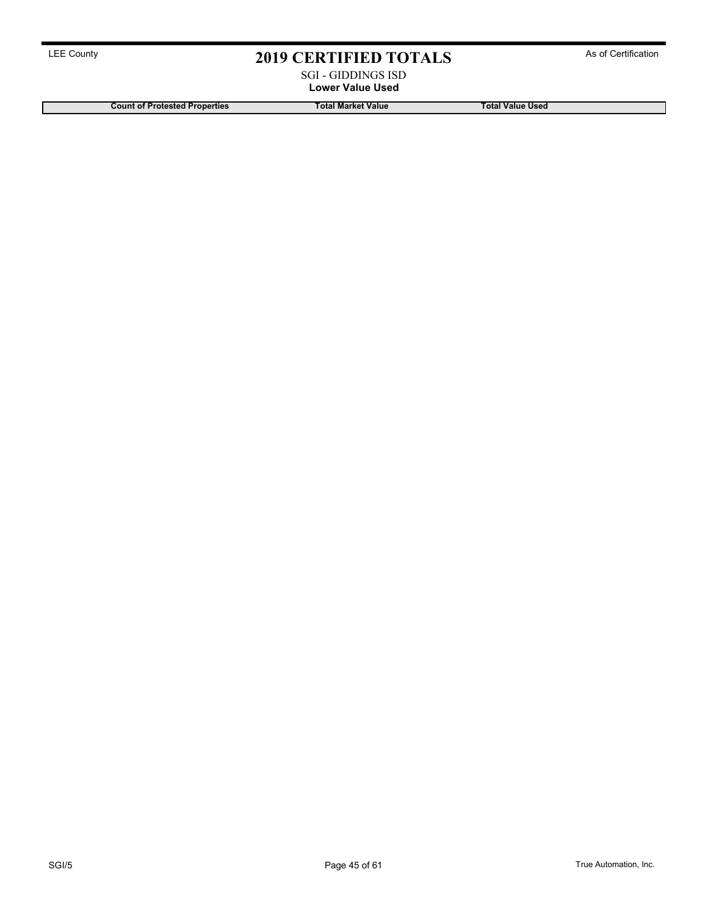# 2019 CERTIFIED TOTALS

SGI - GIDDINGS ISD

**Lower Value Used**

| Count of Protested Properties | Total Market Value | Total Value Used |
|---|---|---|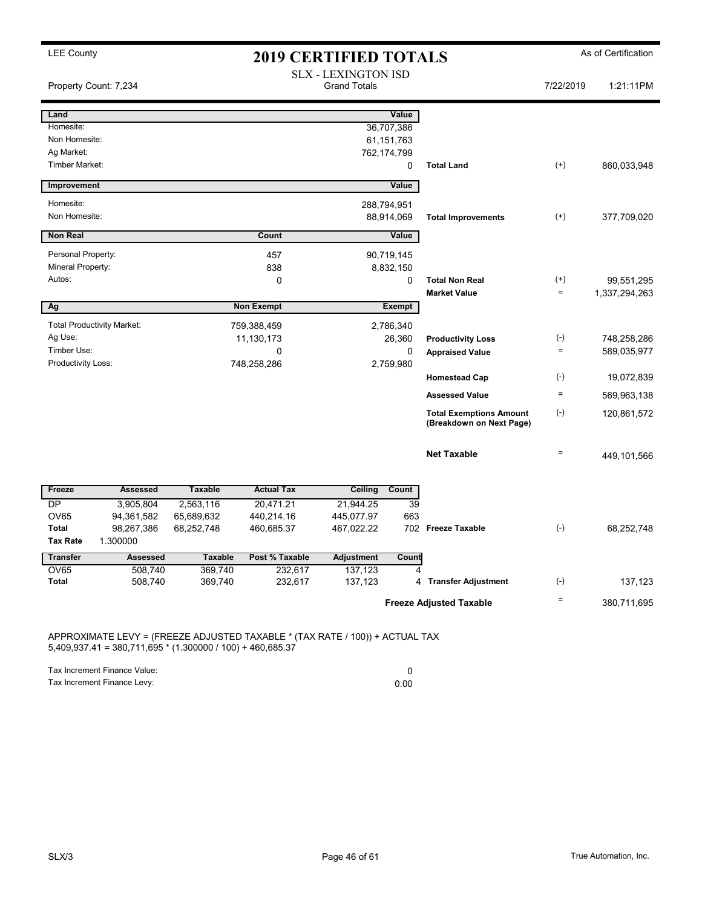LEE County

# 2019 CERTIFIED TOTALS

As of Certification

SLX - LEXINGTON ISD

Property Count: 7,234 | Grand Totals | 7/22/2019 1:21:11PM

| Land | Value | | | |
|---|---|---|---|---|
| Homesite: | 36,707,386 | | | |
| Non Homesite: | 61,151,763 | | | |
| Ag Market: | 762,174,799 | | | |
| Timber Market: | 0 | Total Land | (+) | 860,033,948 |

| Improvement | Value | | | |
|---|---|---|---|---|
| Homesite: | 288,794,951 | | | |
| Non Homesite: | 88,914,069 | Total Improvements | (+) | 377,709,020 |

| Non Real | Count | Value | | | |
|---|---|---|---|---|---|
| Personal Property: | 457 | 90,719,145 | | | |
| Mineral Property: | 838 | 8,832,150 | | | |
| Autos: | 0 | 0 | Total Non Real | (+) | 99,551,295 |
| | | | Market Value | = | 1,337,294,263 |

| Ag | Non Exempt | Exempt | | | |
|---|---|---|---|---|---|
| Total Productivity Market: | 759,388,459 | 2,786,340 | | | |
| Ag Use: | 11,130,173 | 26,360 | Productivity Loss | (-) | 748,258,286 |
| Timber Use: | 0 | 0 | Appraised Value | = | 589,035,977 |
| Productivity Loss: | 748,258,286 | 2,759,980 | | | |
| | | | Homestead Cap | (-) | 19,072,839 |
| | | | Assessed Value | = | 569,963,138 |
| | | | Total Exemptions Amount (Breakdown on Next Page) | (-) | 120,861,572 |
| | | | Net Taxable | = | 449,101,566 |

| Freeze | Assessed | Taxable | Actual Tax | Ceiling | Count | | | |
|---|---|---|---|---|---|---|---|---|
| DP | 3,905,804 | 2,563,116 | 20,471.21 | 21,944.25 | 39 | | | |
| OV65 | 94,361,582 | 65,689,632 | 440,214.16 | 445,077.97 | 663 | | | |
| Total | 98,267,386 | 68,252,748 | 460,685.37 | 467,022.22 | 702 | Freeze Taxable | (-) | 68,252,748 |
| Tax Rate | 1.300000 | | | | | | | |

| Transfer | Assessed | Taxable | Post % Taxable | Adjustment | Count | | | |
|---|---|---|---|---|---|---|---|---|
| OV65 | 508,740 | 369,740 | 232,617 | 137,123 | 4 | | | |
| Total | 508,740 | 369,740 | 232,617 | 137,123 | 4 | Transfer Adjustment | (-) | 137,123 |
| | | | | | | Freeze Adjusted Taxable | = | 380,711,695 |

APPROXIMATE LEVY = (FREEZE ADJUSTED TAXABLE * (TAX RATE / 100)) + ACTUAL TAX
5,409,937.41 = 380,711,695 * (1.300000 / 100) + 460,685.37

| | |
|---|---|
| Tax Increment Finance Value: | 0 |
| Tax Increment Finance Levy: | 0.00 |

SLX/3 | True Automation, Inc.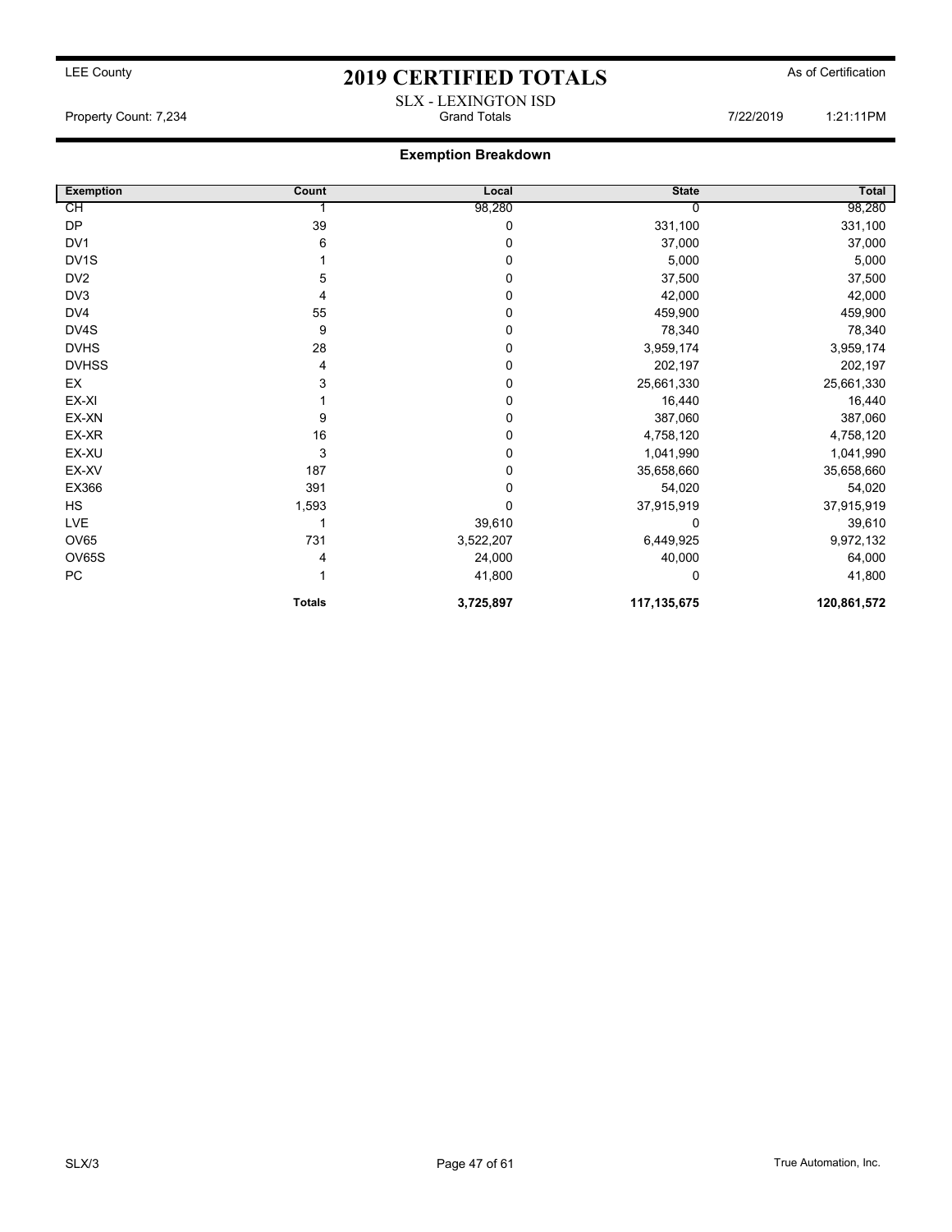LEE County

# 2019 CERTIFIED TOTALS

As of Certification

SLX - LEXINGTON ISD

Property Count: 7,234 | Grand Totals | 7/22/2019 | 1:21:11PM

## Exemption Breakdown

| Exemption | Count | Local | State | Total |
|---|---|---|---|---|
| CH | 1 | 98,280 | 0 | 98,280 |
| DP | 39 | 0 | 331,100 | 331,100 |
| DV1 | 6 | 0 | 37,000 | 37,000 |
| DV1S | 1 | 0 | 5,000 | 5,000 |
| DV2 | 5 | 0 | 37,500 | 37,500 |
| DV3 | 4 | 0 | 42,000 | 42,000 |
| DV4 | 55 | 0 | 459,900 | 459,900 |
| DV4S | 9 | 0 | 78,340 | 78,340 |
| DVHS | 28 | 0 | 3,959,174 | 3,959,174 |
| DVHSS | 4 | 0 | 202,197 | 202,197 |
| EX | 3 | 0 | 25,661,330 | 25,661,330 |
| EX-XI | 1 | 0 | 16,440 | 16,440 |
| EX-XN | 9 | 0 | 387,060 | 387,060 |
| EX-XR | 16 | 0 | 4,758,120 | 4,758,120 |
| EX-XU | 3 | 0 | 1,041,990 | 1,041,990 |
| EX-XV | 187 | 0 | 35,658,660 | 35,658,660 |
| EX366 | 391 | 0 | 54,020 | 54,020 |
| HS | 1,593 | 0 | 37,915,919 | 37,915,919 |
| LVE | 1 | 39,610 | 0 | 39,610 |
| OV65 | 731 | 3,522,207 | 6,449,925 | 9,972,132 |
| OV65S | 4 | 24,000 | 40,000 | 64,000 |
| PC | 1 | 41,800 | 0 | 41,800 |
| | **Totals** | **3,725,897** | **117,135,675** | **120,861,572** |

SLX/3 | True Automation, Inc.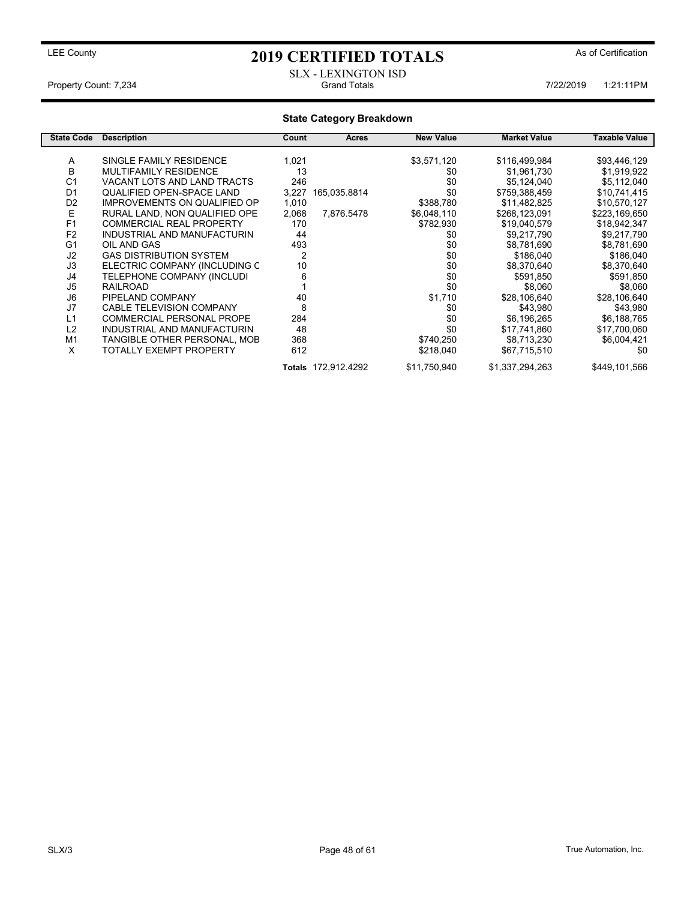LEE County

# 2019 CERTIFIED TOTALS

As of Certification

SLX - LEXINGTON ISD

Property Count: 7,234 | Grand Totals | 7/22/2019 1:21:11PM

## State Category Breakdown

| State Code | Description | Count | Acres | New Value | Market Value | Taxable Value |
|---|---|---|---|---|---|---|
| A | SINGLE FAMILY RESIDENCE | 1,021 | | $3,571,120 | $116,499,984 | $93,446,129 |
| B | MULTIFAMILY RESIDENCE | 13 | | $0 | $1,961,730 | $1,919,922 |
| C1 | VACANT LOTS AND LAND TRACTS | 246 | | $0 | $5,124,040 | $5,112,040 |
| D1 | QUALIFIED OPEN-SPACE LAND | 3,227 | 165,035.8814 | $0 | $759,388,459 | $10,741,415 |
| D2 | IMPROVEMENTS ON QUALIFIED OP | 1,010 | | $388,780 | $11,482,825 | $10,570,127 |
| E | RURAL LAND, NON QUALIFIED OPE | 2,068 | 7,876.5478 | $6,048,110 | $268,123,091 | $223,169,650 |
| F1 | COMMERCIAL REAL PROPERTY | 170 | | $782,930 | $19,040,579 | $18,942,347 |
| F2 | INDUSTRIAL AND MANUFACTURIN | 44 | | $0 | $9,217,790 | $9,217,790 |
| G1 | OIL AND GAS | 493 | | $0 | $8,781,690 | $8,781,690 |
| J2 | GAS DISTRIBUTION SYSTEM | 2 | | $0 | $186,040 | $186,040 |
| J3 | ELECTRIC COMPANY (INCLUDING C | 10 | | $0 | $8,370,640 | $8,370,640 |
| J4 | TELEPHONE COMPANY (INCLUDI | 6 | | $0 | $591,850 | $591,850 |
| J5 | RAILROAD | 1 | | $0 | $8,060 | $8,060 |
| J6 | PIPELAND COMPANY | 40 | | $1,710 | $28,106,640 | $28,106,640 |
| J7 | CABLE TELEVISION COMPANY | 8 | | $0 | $43,980 | $43,980 |
| L1 | COMMERCIAL PERSONAL PROPE | 284 | | $0 | $6,196,265 | $6,188,765 |
| L2 | INDUSTRIAL AND MANUFACTURIN | 48 | | $0 | $17,741,860 | $17,700,060 |
| M1 | TANGIBLE OTHER PERSONAL, MOB | 368 | | $740,250 | $8,713,230 | $6,004,421 |
| X | TOTALLY EXEMPT PROPERTY | 612 | | $218,040 | $67,715,510 | $0 |
| | | **Totals** | 172,912.4292 | $11,750,940 | $1,337,294,263 | $449,101,566 |

SLX/3 | True Automation, Inc.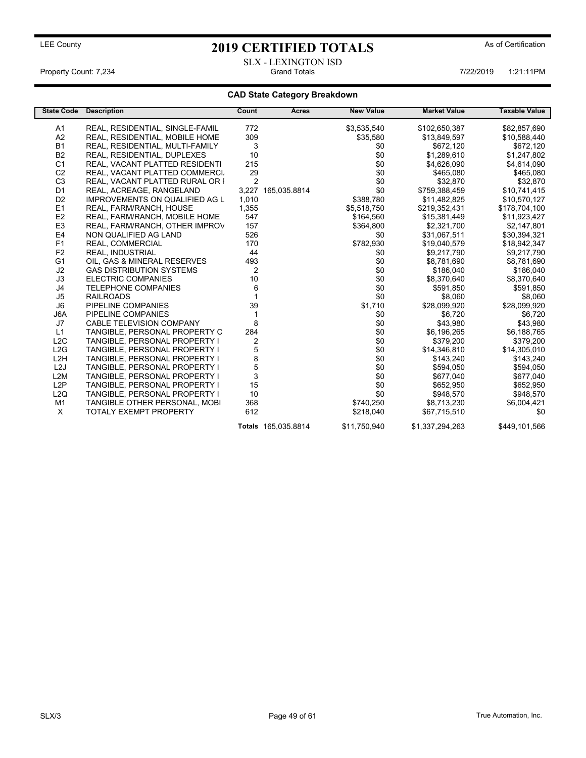LEE County

# 2019 CERTIFIED TOTALS

As of Certification

SLX - LEXINGTON ISD

Property Count: 7,234 — Grand Totals — 7/22/2019 1:21:11PM

## CAD State Category Breakdown

| State Code | Description | Count | Acres | New Value | Market Value | Taxable Value |
|---|---|---|---|---|---|---|
| A1 | REAL, RESIDENTIAL, SINGLE-FAMIL | 772 | | $3,535,540 | $102,650,387 | $82,857,690 |
| A2 | REAL, RESIDENTIAL, MOBILE HOME | 309 | | $35,580 | $13,849,597 | $10,588,440 |
| B1 | REAL, RESIDENTIAL, MULTI-FAMILY | 3 | | $0 | $672,120 | $672,120 |
| B2 | REAL, RESIDENTIAL, DUPLEXES | 10 | | $0 | $1,289,610 | $1,247,802 |
| C1 | REAL, VACANT PLATTED RESIDENTI | 215 | | $0 | $4,626,090 | $4,614,090 |
| C2 | REAL, VACANT PLATTED COMMERCI | 29 | | $0 | $465,080 | $465,080 |
| C3 | REAL, VACANT PLATTED RURAL OR I | 2 | | $0 | $32,870 | $32,870 |
| D1 | REAL, ACREAGE, RANGELAND | 3,227 | 165,035.8814 | $0 | $759,388,459 | $10,741,415 |
| D2 | IMPROVEMENTS ON QUALIFIED AG L | 1,010 | | $388,780 | $11,482,825 | $10,570,127 |
| E1 | REAL, FARM/RANCH, HOUSE | 1,355 | | $5,518,750 | $219,352,431 | $178,704,100 |
| E2 | REAL, FARM/RANCH, MOBILE HOME | 547 | | $164,560 | $15,381,449 | $11,923,427 |
| E3 | REAL, FARM/RANCH, OTHER IMPROV | 157 | | $364,800 | $2,321,700 | $2,147,801 |
| E4 | NON QUALIFIED AG LAND | 526 | | $0 | $31,067,511 | $30,394,321 |
| F1 | REAL, COMMERCIAL | 170 | | $782,930 | $19,040,579 | $18,942,347 |
| F2 | REAL, INDUSTRIAL | 44 | | $0 | $9,217,790 | $9,217,790 |
| G1 | OIL, GAS & MINERAL RESERVES | 493 | | $0 | $8,781,690 | $8,781,690 |
| J2 | GAS DISTRIBUTION SYSTEMS | 2 | | $0 | $186,040 | $186,040 |
| J3 | ELECTRIC COMPANIES | 10 | | $0 | $8,370,640 | $8,370,640 |
| J4 | TELEPHONE COMPANIES | 6 | | $0 | $591,850 | $591,850 |
| J5 | RAILROADS | 1 | | $0 | $8,060 | $8,060 |
| J6 | PIPELINE COMPANIES | 39 | | $1,710 | $28,099,920 | $28,099,920 |
| J6A | PIPELINE COMPANIES | 1 | | $0 | $6,720 | $6,720 |
| J7 | CABLE TELEVISION COMPANY | 8 | | $0 | $43,980 | $43,980 |
| L1 | TANGIBLE, PERSONAL PROPERTY C | 284 | | $0 | $6,196,265 | $6,188,765 |
| L2C | TANGIBLE, PERSONAL PROPERTY I | 2 | | $0 | $379,200 | $379,200 |
| L2G | TANGIBLE, PERSONAL PROPERTY I | 5 | | $0 | $14,346,810 | $14,305,010 |
| L2H | TANGIBLE, PERSONAL PROPERTY I | 8 | | $0 | $143,240 | $143,240 |
| L2J | TANGIBLE, PERSONAL PROPERTY I | 5 | | $0 | $594,050 | $594,050 |
| L2M | TANGIBLE, PERSONAL PROPERTY I | 3 | | $0 | $677,040 | $677,040 |
| L2P | TANGIBLE, PERSONAL PROPERTY I | 15 | | $0 | $652,950 | $652,950 |
| L2Q | TANGIBLE, PERSONAL PROPERTY I | 10 | | $0 | $948,570 | $948,570 |
| M1 | TANGIBLE OTHER PERSONAL, MOBI | 368 | | $740,250 | $8,713,230 | $6,004,421 |
| X | TOTALY EXEMPT PROPERTY | 612 | | $218,040 | $67,715,510 | $0 |
| | | Totals | 165,035.8814 | $11,750,940 | $1,337,294,263 | $449,101,566 |

SLX/3 — True Automation, Inc.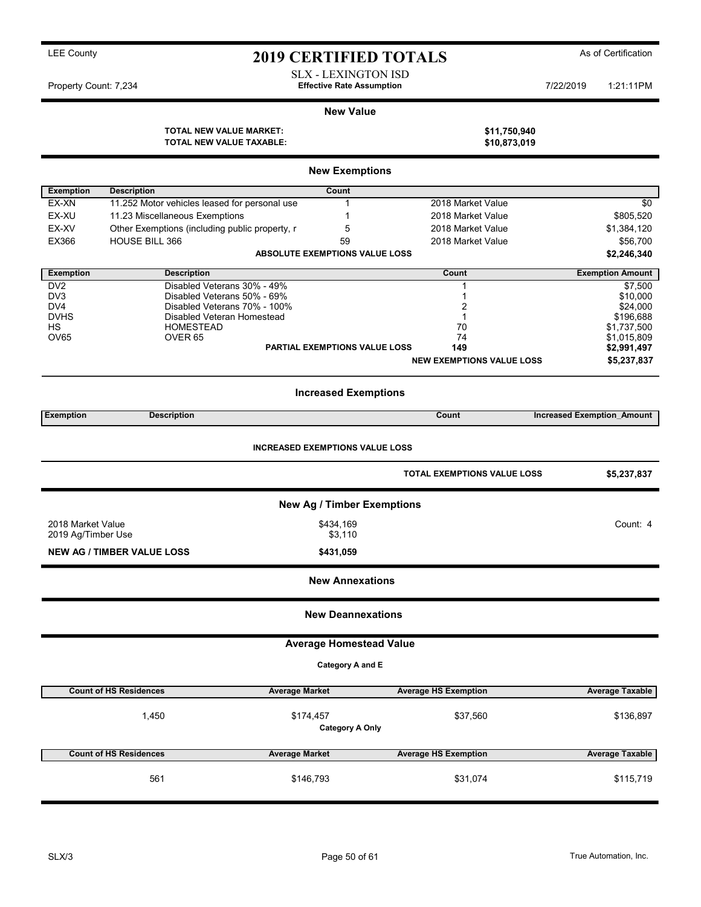LEE County

# 2019 CERTIFIED TOTALS

As of Certification

SLX - LEXINGTON ISD
**Effective Rate Assumption**

Property Count: 7,234 | 7/22/2019 1:21:11PM

## New Value

| | |
|---|---|
| **TOTAL NEW VALUE MARKET:** | **$11,750,940** |
| **TOTAL NEW VALUE TAXABLE:** | **$10,873,019** |

## New Exemptions

| Exemption | Description | Count | | |
|---|---|---|---|---|
| EX-XN | 11.252 Motor vehicles leased for personal use | 1 | 2018 Market Value | $0 |
| EX-XU | 11.23 Miscellaneous Exemptions | 1 | 2018 Market Value | $805,520 |
| EX-XV | Other Exemptions (including public property, r | 5 | 2018 Market Value | $1,384,120 |
| EX366 | HOUSE BILL 366 | 59 | 2018 Market Value | $56,700 |
| | **ABSOLUTE EXEMPTIONS VALUE LOSS** | | | **$2,246,340** |

| Exemption | Description | Count | Exemption Amount |
|---|---|---|---|
| DV2 | Disabled Veterans 30% - 49% | 1 | $7,500 |
| DV3 | Disabled Veterans 50% - 69% | 1 | $10,000 |
| DV4 | Disabled Veterans 70% - 100% | 2 | $24,000 |
| DVHS | Disabled Veteran Homestead | 1 | $196,688 |
| HS | HOMESTEAD | 70 | $1,737,500 |
| OV65 | OVER 65 | 74 | $1,015,809 |
| | **PARTIAL EXEMPTIONS VALUE LOSS** | **149** | **$2,991,497** |
| | | **NEW EXEMPTIONS VALUE LOSS** | **$5,237,837** |

## Increased Exemptions

| Exemption | Description | Count | Increased Exemption_Amount |
|---|---|---|---|

**INCREASED EXEMPTIONS VALUE LOSS**

**TOTAL EXEMPTIONS VALUE LOSS** **$5,237,837**

## New Ag / Timber Exemptions

| | | |
|---|---|---|
| 2018 Market Value | $434,169 | Count: 4 |
| 2019 Ag/Timber Use | $3,110 | |
| **NEW AG / TIMBER VALUE LOSS** | **$431,059** | |

## New Annexations

## New Deannexations

## Average Homestead Value

**Category A and E**

| Count of HS Residences | Average Market | Average HS Exemption | Average Taxable |
|---|---|---|---|
| 1,450 | $174,457 | $37,560 | $136,897 |

**Category A Only**

| Count of HS Residences | Average Market | Average HS Exemption | Average Taxable |
|---|---|---|---|
| 561 | $146,793 | $31,074 | $115,719 |

SLX/3 True Automation, Inc.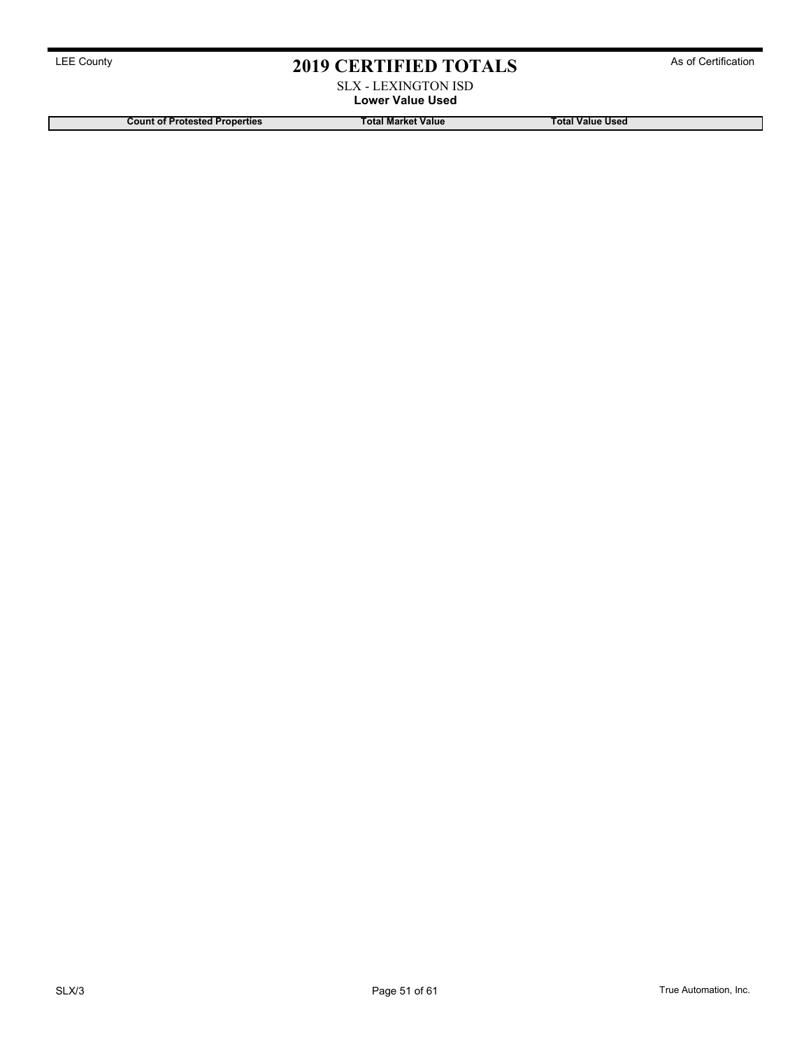# 2019 CERTIFIED TOTALS

SLX - LEXINGTON ISD

**Lower Value Used**

| Count of Protested Properties | Total Market Value | Total Value Used |
|---|---|---|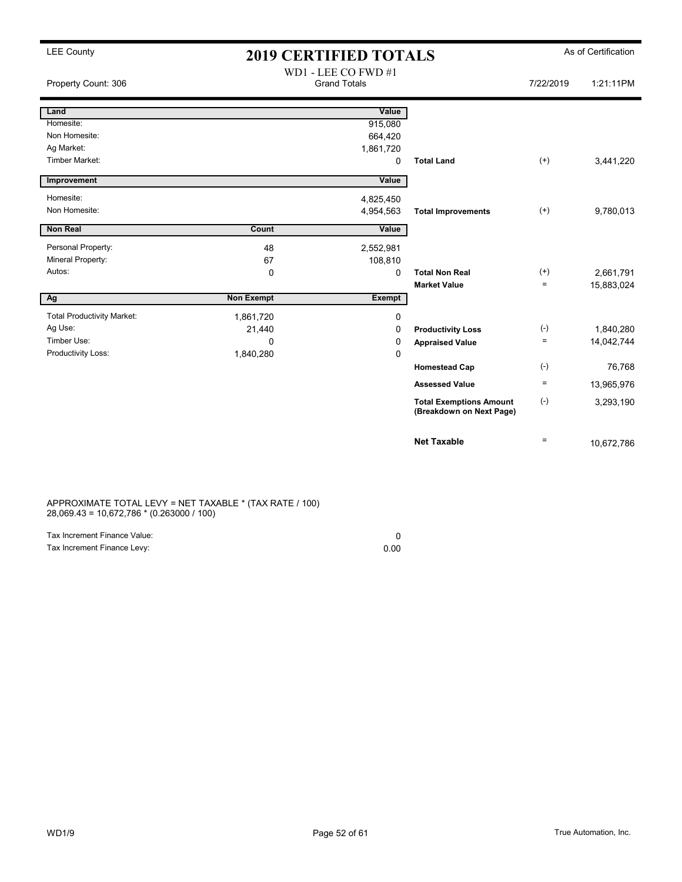LEE County

# 2019 CERTIFIED TOTALS

As of Certification

WD1 - LEE CO FWD #1
Grand Totals

Property Count: 306 | 7/22/2019 | 1:21:11PM

| Land | | Value | | | |
|---|---|---|---|---|---|
| Homesite: | | 915,080 | | | |
| Non Homesite: | | 664,420 | | | |
| Ag Market: | | 1,861,720 | | | |
| Timber Market: | | 0 | **Total Land** | (+) | 3,441,220 |

| Improvement | | Value | | | |
|---|---|---|---|---|---|
| Homesite: | | 4,825,450 | | | |
| Non Homesite: | | 4,954,563 | **Total Improvements** | (+) | 9,780,013 |

| Non Real | Count | Value | | | |
|---|---|---|---|---|---|
| Personal Property: | 48 | 2,552,981 | | | |
| Mineral Property: | 67 | 108,810 | | | |
| Autos: | 0 | 0 | **Total Non Real** | (+) | 2,661,791 |
| | | | **Market Value** | = | 15,883,024 |

| Ag | Non Exempt | Exempt | | | |
|---|---|---|---|---|---|
| Total Productivity Market: | 1,861,720 | 0 | | | |
| Ag Use: | 21,440 | 0 | **Productivity Loss** | (-) | 1,840,280 |
| Timber Use: | 0 | 0 | **Appraised Value** | = | 14,042,744 |
| Productivity Loss: | 1,840,280 | 0 | | | |
| | | | **Homestead Cap** | (-) | 76,768 |
| | | | **Assessed Value** | = | 13,965,976 |
| | | | **Total Exemptions Amount (Breakdown on Next Page)** | (-) | 3,293,190 |
| | | | **Net Taxable** | = | 10,672,786 |

APPROXIMATE TOTAL LEVY = NET TAXABLE * (TAX RATE / 100)
28,069.43 = 10,672,786 * (0.263000 / 100)

| | |
|---|---|
| Tax Increment Finance Value: | 0 |
| Tax Increment Finance Levy: | 0.00 |

WD1/9

True Automation, Inc.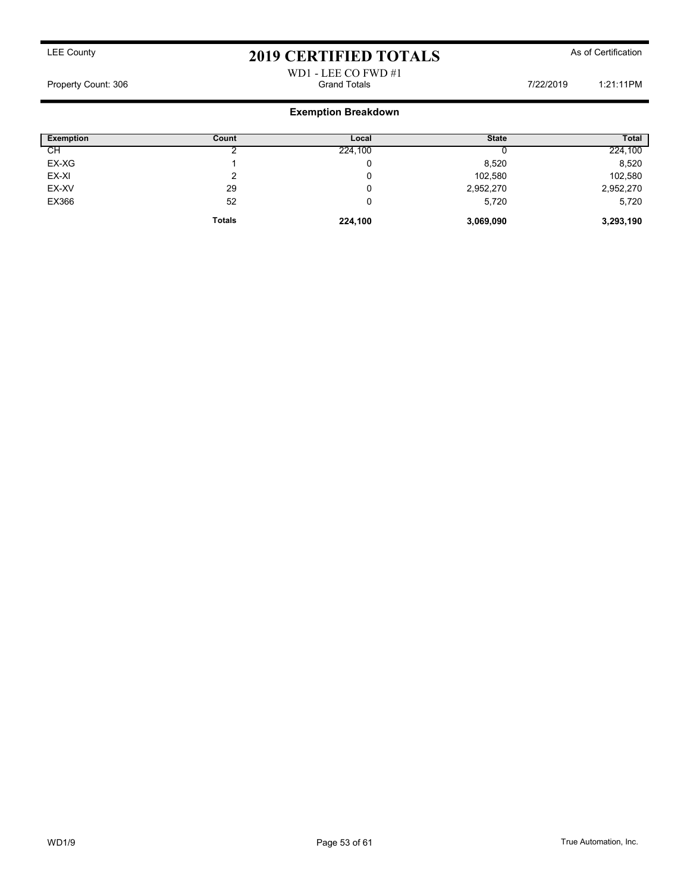# 2019 CERTIFIED TOTALS

LEE County — As of Certification

WD1 - LEE CO FWD #1

Property Count: 306 — Grand Totals — 7/22/2019 1:21:11PM

## Exemption Breakdown

| Exemption | Count | Local | State | Total |
|---|---|---|---|---|
| CH | 2 | 224,100 | 0 | 224,100 |
| EX-XG | 1 | 0 | 8,520 | 8,520 |
| EX-XI | 2 | 0 | 102,580 | 102,580 |
| EX-XV | 29 | 0 | 2,952,270 | 2,952,270 |
| EX366 | 52 | 0 | 5,720 | 5,720 |
| | **Totals** | **224,100** | **3,069,090** | **3,293,190** |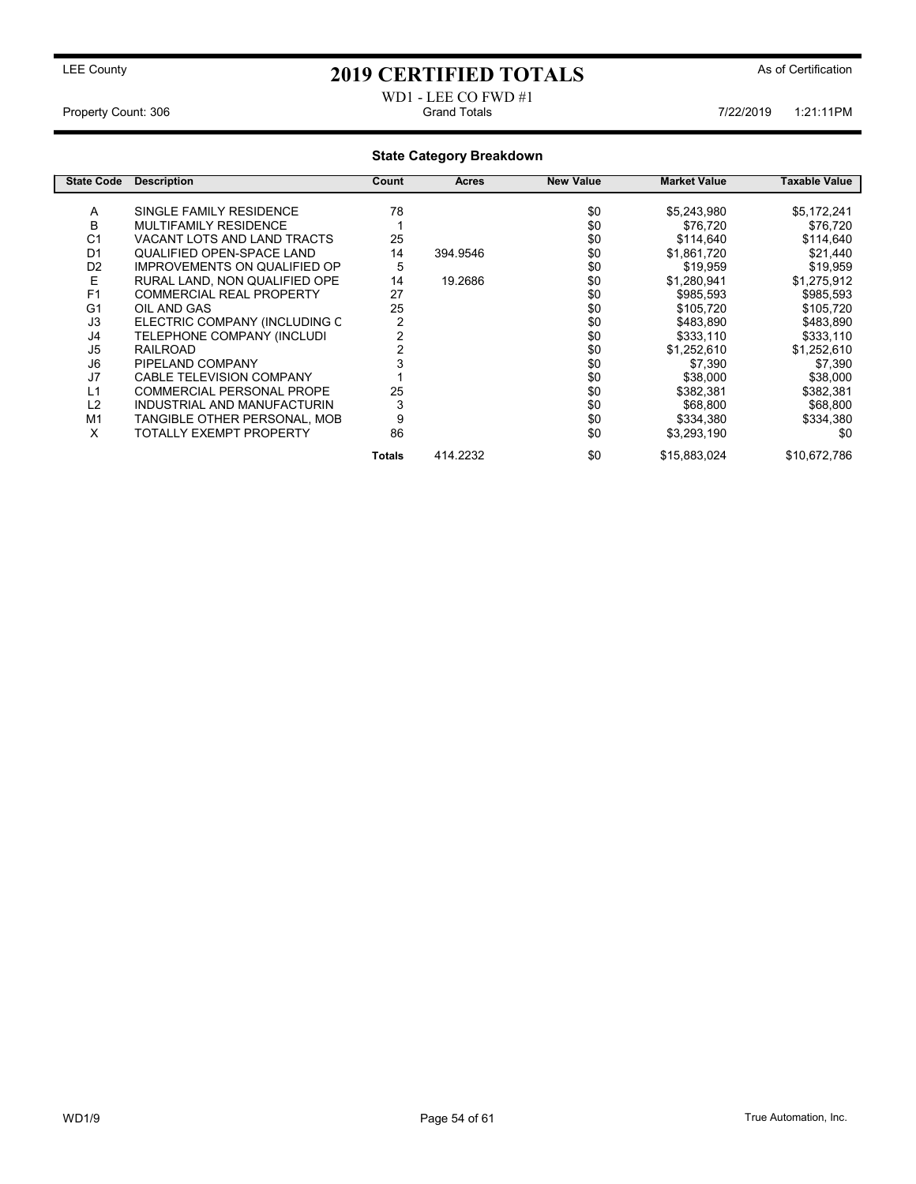LEE County

# 2019 CERTIFIED TOTALS

As of Certification

WD1 - LEE CO FWD #1

Property Count: 306 | Grand Totals | 7/22/2019 1:21:11PM

## State Category Breakdown

| State Code | Description | Count | Acres | New Value | Market Value | Taxable Value |
|---|---|---|---|---|---|---|
| A | SINGLE FAMILY RESIDENCE | 78 | | $0 | $5,243,980 | $5,172,241 |
| B | MULTIFAMILY RESIDENCE | 1 | | $0 | $76,720 | $76,720 |
| C1 | VACANT LOTS AND LAND TRACTS | 25 | | $0 | $114,640 | $114,640 |
| D1 | QUALIFIED OPEN-SPACE LAND | 14 | 394.9546 | $0 | $1,861,720 | $21,440 |
| D2 | IMPROVEMENTS ON QUALIFIED OP | 5 | | $0 | $19,959 | $19,959 |
| E | RURAL LAND, NON QUALIFIED OPE | 14 | 19.2686 | $0 | $1,280,941 | $1,275,912 |
| F1 | COMMERCIAL REAL PROPERTY | 27 | | $0 | $985,593 | $985,593 |
| G1 | OIL AND GAS | 25 | | $0 | $105,720 | $105,720 |
| J3 | ELECTRIC COMPANY (INCLUDING C | 2 | | $0 | $483,890 | $483,890 |
| J4 | TELEPHONE COMPANY (INCLUDI | 2 | | $0 | $333,110 | $333,110 |
| J5 | RAILROAD | 2 | | $0 | $1,252,610 | $1,252,610 |
| J6 | PIPELAND COMPANY | 3 | | $0 | $7,390 | $7,390 |
| J7 | CABLE TELEVISION COMPANY | 1 | | $0 | $38,000 | $38,000 |
| L1 | COMMERCIAL PERSONAL PROPE | 25 | | $0 | $382,381 | $382,381 |
| L2 | INDUSTRIAL AND MANUFACTURIN | 3 | | $0 | $68,800 | $68,800 |
| M1 | TANGIBLE OTHER PERSONAL, MOB | 9 | | $0 | $334,380 | $334,380 |
| X | TOTALLY EXEMPT PROPERTY | 86 | | $0 | $3,293,190 | $0 |
| | | **Totals** | 414.2232 | $0 | $15,883,024 | $10,672,786 |

WD1/9

True Automation, Inc.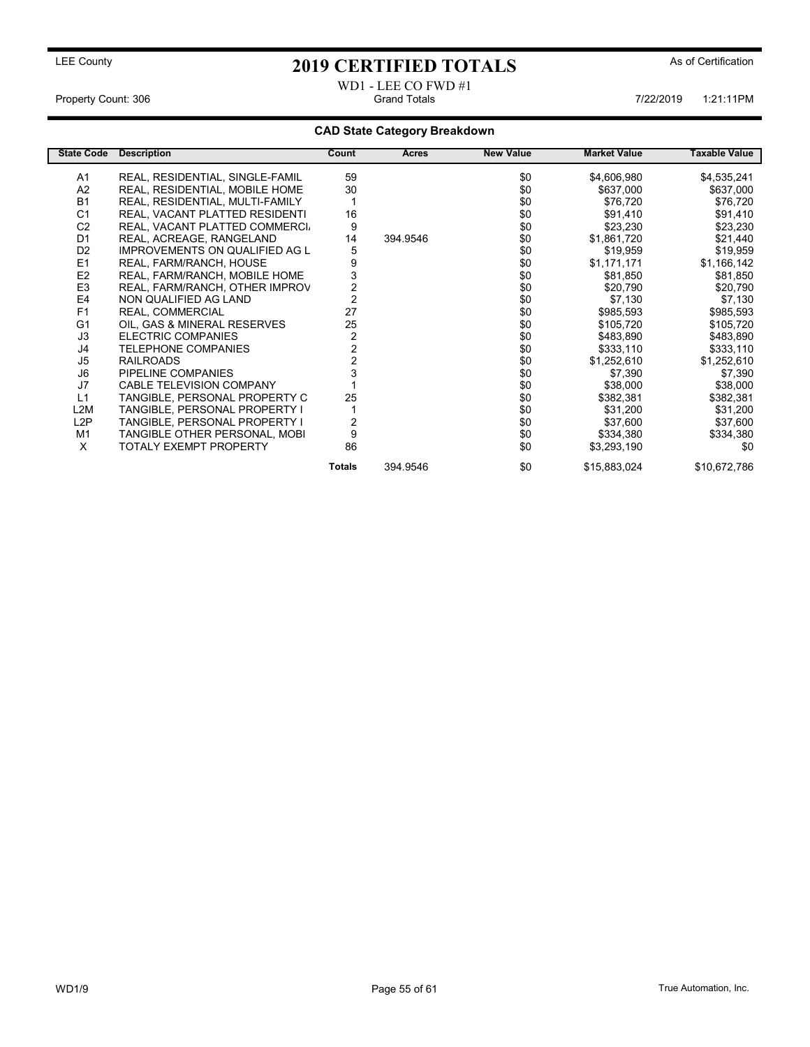LEE County

# 2019 CERTIFIED TOTALS

As of Certification

WD1 - LEE CO FWD #1

Property Count: 306 — Grand Totals — 7/22/2019 1:21:11PM

## CAD State Category Breakdown

| State Code | Description | Count | Acres | New Value | Market Value | Taxable Value |
|---|---|---|---|---|---|---|
| A1 | REAL, RESIDENTIAL, SINGLE-FAMIL | 59 | | $0 | $4,606,980 | $4,535,241 |
| A2 | REAL, RESIDENTIAL, MOBILE HOME | 30 | | $0 | $637,000 | $637,000 |
| B1 | REAL, RESIDENTIAL, MULTI-FAMILY | 1 | | $0 | $76,720 | $76,720 |
| C1 | REAL, VACANT PLATTED RESIDENTI | 16 | | $0 | $91,410 | $91,410 |
| C2 | REAL, VACANT PLATTED COMMERCI | 9 | | $0 | $23,230 | $23,230 |
| D1 | REAL, ACREAGE, RANGELAND | 14 | 394.9546 | $0 | $1,861,720 | $21,440 |
| D2 | IMPROVEMENTS ON QUALIFIED AG L | 5 | | $0 | $19,959 | $19,959 |
| E1 | REAL, FARM/RANCH, HOUSE | 9 | | $0 | $1,171,171 | $1,166,142 |
| E2 | REAL, FARM/RANCH, MOBILE HOME | 3 | | $0 | $81,850 | $81,850 |
| E3 | REAL, FARM/RANCH, OTHER IMPROV | 2 | | $0 | $20,790 | $20,790 |
| E4 | NON QUALIFIED AG LAND | 2 | | $0 | $7,130 | $7,130 |
| F1 | REAL, COMMERCIAL | 27 | | $0 | $985,593 | $985,593 |
| G1 | OIL, GAS & MINERAL RESERVES | 25 | | $0 | $105,720 | $105,720 |
| J3 | ELECTRIC COMPANIES | 2 | | $0 | $483,890 | $483,890 |
| J4 | TELEPHONE COMPANIES | 2 | | $0 | $333,110 | $333,110 |
| J5 | RAILROADS | 2 | | $0 | $1,252,610 | $1,252,610 |
| J6 | PIPELINE COMPANIES | 3 | | $0 | $7,390 | $7,390 |
| J7 | CABLE TELEVISION COMPANY | 1 | | $0 | $38,000 | $38,000 |
| L1 | TANGIBLE, PERSONAL PROPERTY C | 25 | | $0 | $382,381 | $382,381 |
| L2M | TANGIBLE, PERSONAL PROPERTY I | 1 | | $0 | $31,200 | $31,200 |
| L2P | TANGIBLE, PERSONAL PROPERTY I | 2 | | $0 | $37,600 | $37,600 |
| M1 | TANGIBLE OTHER PERSONAL, MOBI | 9 | | $0 | $334,380 | $334,380 |
| X | TOTALY EXEMPT PROPERTY | 86 | | $0 | $3,293,190 | $0 |
| | | **Totals** | 394.9546 | $0 | $15,883,024 | $10,672,786 |

WD1/9

True Automation, Inc.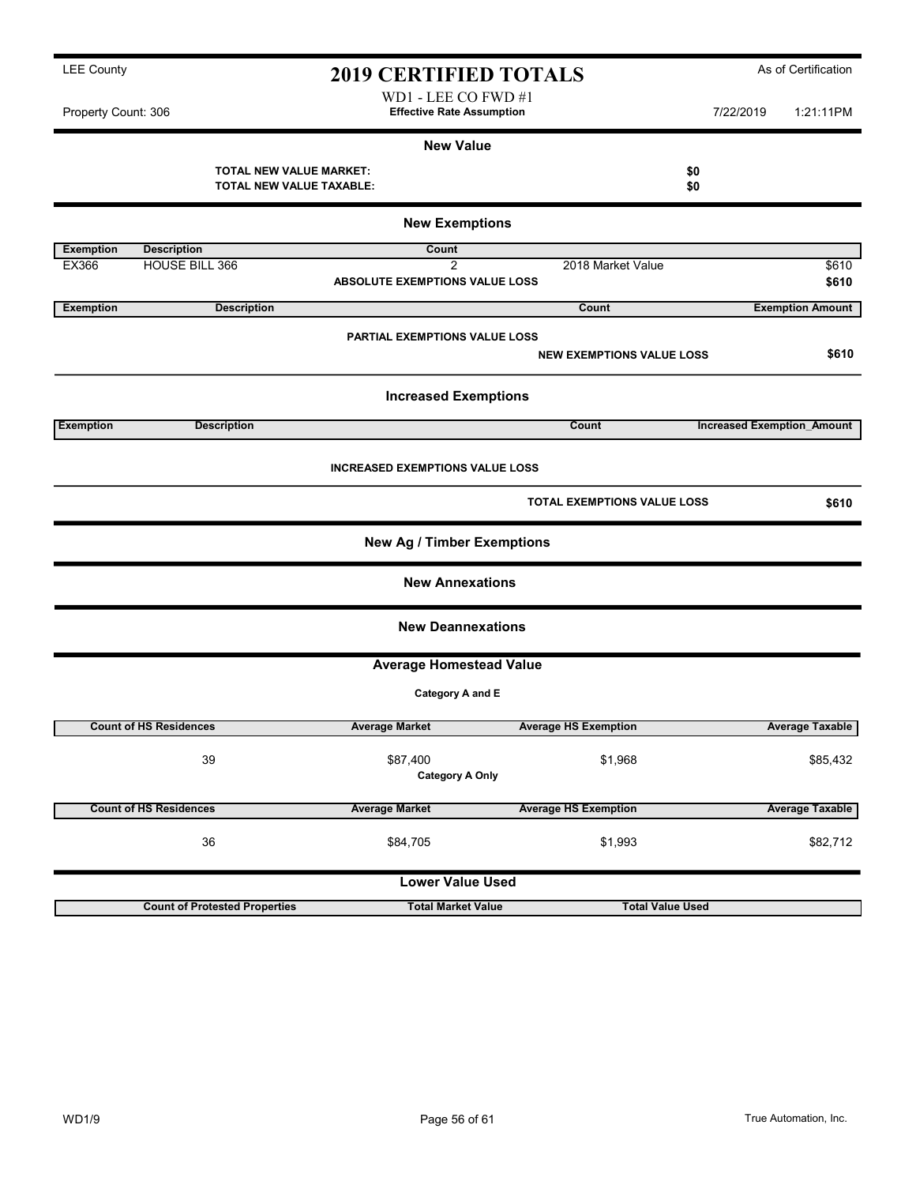LEE County

# 2019 CERTIFIED TOTALS

As of Certification

WD1 - LEE CO FWD #1

Property Count: 306 — **Effective Rate Assumption** — 7/22/2019 1:21:11PM

## New Value

| | |
|---|---|
| **TOTAL NEW VALUE MARKET:** | **$0** |
| **TOTAL NEW VALUE TAXABLE:** | **$0** |

## New Exemptions

| Exemption | Description | Count | | |
|---|---|---|---|---|
| EX366 | HOUSE BILL 366 | 2 | 2018 Market Value | $610 |
| | | **ABSOLUTE EXEMPTIONS VALUE LOSS** | | **$610** |

| Exemption | Description | Count | Exemption Amount |
|---|---|---|---|
| | **PARTIAL EXEMPTIONS VALUE LOSS** | | |
| | | **NEW EXEMPTIONS VALUE LOSS** | **$610** |

## Increased Exemptions

| Exemption | Description | Count | Increased Exemption_Amount |
|---|---|---|---|
| | **INCREASED EXEMPTIONS VALUE LOSS** | | |
| | | **TOTAL EXEMPTIONS VALUE LOSS** | **$610** |

## New Ag / Timber Exemptions

## New Annexations

## New Deannexations

## Average Homestead Value

**Category A and E**

| Count of HS Residences | Average Market | Average HS Exemption | Average Taxable |
|---|---|---|---|
| 39 | $87,400 | $1,968 | $85,432 |

**Category A Only**

| Count of HS Residences | Average Market | Average HS Exemption | Average Taxable |
|---|---|---|---|
| 36 | $84,705 | $1,993 | $82,712 |

## Lower Value Used

| Count of Protested Properties | Total Market Value | Total Value Used |
|---|---|---|

WD1/9 — True Automation, Inc.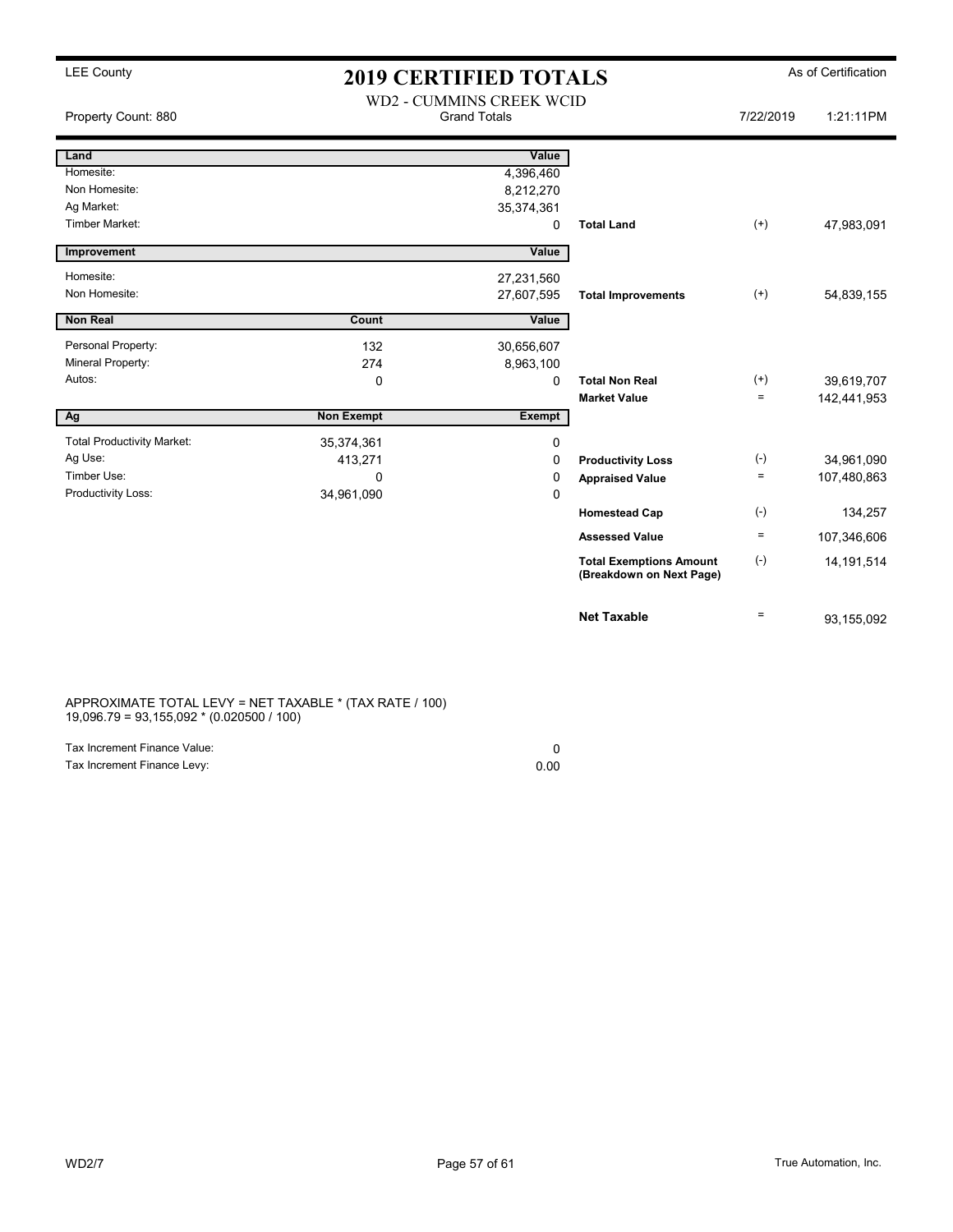LEE County

# 2019 CERTIFIED TOTALS

As of Certification

WD2 - CUMMINS CREEK WCID

Property Count: 880 | Grand Totals | 7/22/2019 1:21:11PM

| Land | | Value | | | |
|---|---|---|---|---|---|
| Homesite: | | 4,396,460 | | | |
| Non Homesite: | | 8,212,270 | | | |
| Ag Market: | | 35,374,361 | | | |
| Timber Market: | | 0 | **Total Land** | (+) | 47,983,091 |

| Improvement | | Value | | | |
|---|---|---|---|---|---|
| Homesite: | | 27,231,560 | | | |
| Non Homesite: | | 27,607,595 | **Total Improvements** | (+) | 54,839,155 |

| Non Real | Count | Value | | | |
|---|---|---|---|---|---|
| Personal Property: | 132 | 30,656,607 | | | |
| Mineral Property: | 274 | 8,963,100 | | | |
| Autos: | 0 | 0 | **Total Non Real** | (+) | 39,619,707 |
| | | | **Market Value** | = | 142,441,953 |

| Ag | Non Exempt | Exempt | | | |
|---|---|---|---|---|---|
| Total Productivity Market: | 35,374,361 | 0 | | | |
| Ag Use: | 413,271 | 0 | **Productivity Loss** | (-) | 34,961,090 |
| Timber Use: | 0 | 0 | **Appraised Value** | = | 107,480,863 |
| Productivity Loss: | 34,961,090 | 0 | | | |
| | | | **Homestead Cap** | (-) | 134,257 |
| | | | **Assessed Value** | = | 107,346,606 |
| | | | **Total Exemptions Amount (Breakdown on Next Page)** | (-) | 14,191,514 |
| | | | **Net Taxable** | = | 93,155,092 |

APPROXIMATE TOTAL LEVY = NET TAXABLE * (TAX RATE / 100)
19,096.79 = 93,155,092 * (0.020500 / 100)

| | |
|---|---|
| Tax Increment Finance Value: | 0 |
| Tax Increment Finance Levy: | 0.00 |

WD2/7 True Automation, Inc.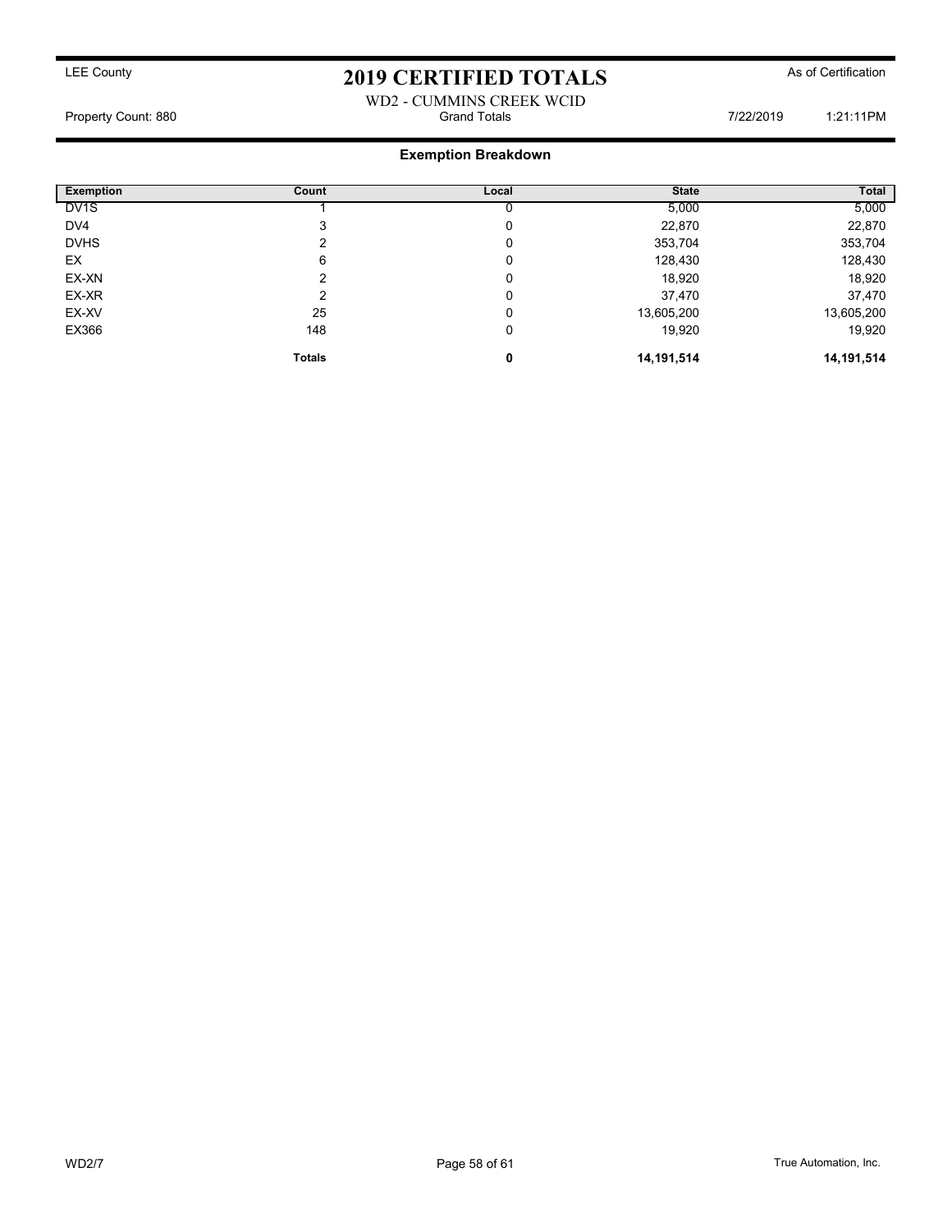LEE County

# 2019 CERTIFIED TOTALS

As of Certification

WD2 - CUMMINS CREEK WCID

Property Count: 880 | Grand Totals | 7/22/2019 1:21:11PM

## Exemption Breakdown

| Exemption | Count | Local | State | Total |
|---|---|---|---|---|
| DV1S | 1 | 0 | 5,000 | 5,000 |
| DV4 | 3 | 0 | 22,870 | 22,870 |
| DVHS | 2 | 0 | 353,704 | 353,704 |
| EX | 6 | 0 | 128,430 | 128,430 |
| EX-XN | 2 | 0 | 18,920 | 18,920 |
| EX-XR | 2 | 0 | 37,470 | 37,470 |
| EX-XV | 25 | 0 | 13,605,200 | 13,605,200 |
| EX366 | 148 | 0 | 19,920 | 19,920 |
| | **Totals** | **0** | **14,191,514** | **14,191,514** |

WD2/7 True Automation, Inc.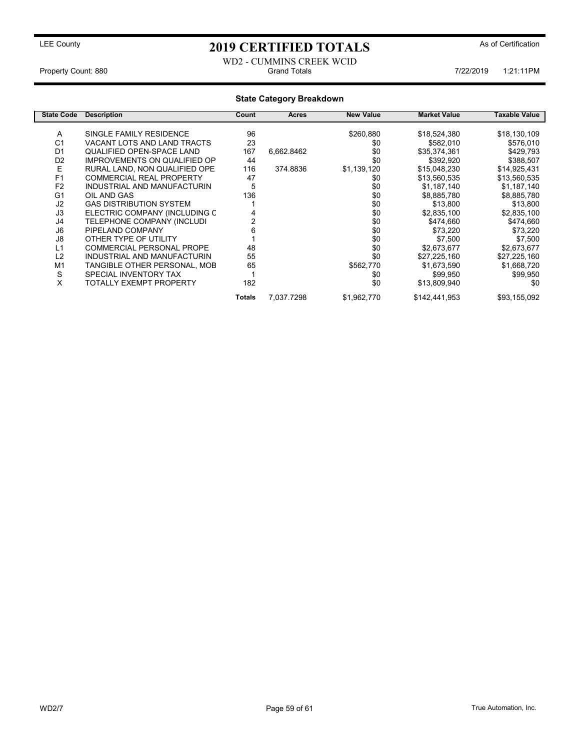LEE County

# 2019 CERTIFIED TOTALS

As of Certification

WD2 - CUMMINS CREEK WCID

Property Count: 880 Grand Totals 7/22/2019 1:21:11PM

## State Category Breakdown

| State Code | Description | Count | Acres | New Value | Market Value | Taxable Value |
|---|---|---|---|---|---|---|
| A | SINGLE FAMILY RESIDENCE | 96 | | $260,880 | $18,524,380 | $18,130,109 |
| C1 | VACANT LOTS AND LAND TRACTS | 23 | | $0 | $582,010 | $576,010 |
| D1 | QUALIFIED OPEN-SPACE LAND | 167 | 6,662.8462 | $0 | $35,374,361 | $429,793 |
| D2 | IMPROVEMENTS ON QUALIFIED OP | 44 | | $0 | $392,920 | $388,507 |
| E | RURAL LAND, NON QUALIFIED OPE | 116 | 374.8836 | $1,139,120 | $15,048,230 | $14,925,431 |
| F1 | COMMERCIAL REAL PROPERTY | 47 | | $0 | $13,560,535 | $13,560,535 |
| F2 | INDUSTRIAL AND MANUFACTURIN | 5 | | $0 | $1,187,140 | $1,187,140 |
| G1 | OIL AND GAS | 136 | | $0 | $8,885,780 | $8,885,780 |
| J2 | GAS DISTRIBUTION SYSTEM | 1 | | $0 | $13,800 | $13,800 |
| J3 | ELECTRIC COMPANY (INCLUDING C | 4 | | $0 | $2,835,100 | $2,835,100 |
| J4 | TELEPHONE COMPANY (INCLUDI | 2 | | $0 | $474,660 | $474,660 |
| J6 | PIPELAND COMPANY | 6 | | $0 | $73,220 | $73,220 |
| J8 | OTHER TYPE OF UTILITY | 1 | | $0 | $7,500 | $7,500 |
| L1 | COMMERCIAL PERSONAL PROPE | 48 | | $0 | $2,673,677 | $2,673,677 |
| L2 | INDUSTRIAL AND MANUFACTURIN | 55 | | $0 | $27,225,160 | $27,225,160 |
| M1 | TANGIBLE OTHER PERSONAL, MOB | 65 | | $562,770 | $1,673,590 | $1,668,720 |
| S | SPECIAL INVENTORY TAX | 1 | | $0 | $99,950 | $99,950 |
| X | TOTALLY EXEMPT PROPERTY | 182 | | $0 | $13,809,940 | $0 |
| | | **Totals** | 7,037.7298 | $1,962,770 | $142,441,953 | $93,155,092 |

WD2/7 True Automation, Inc.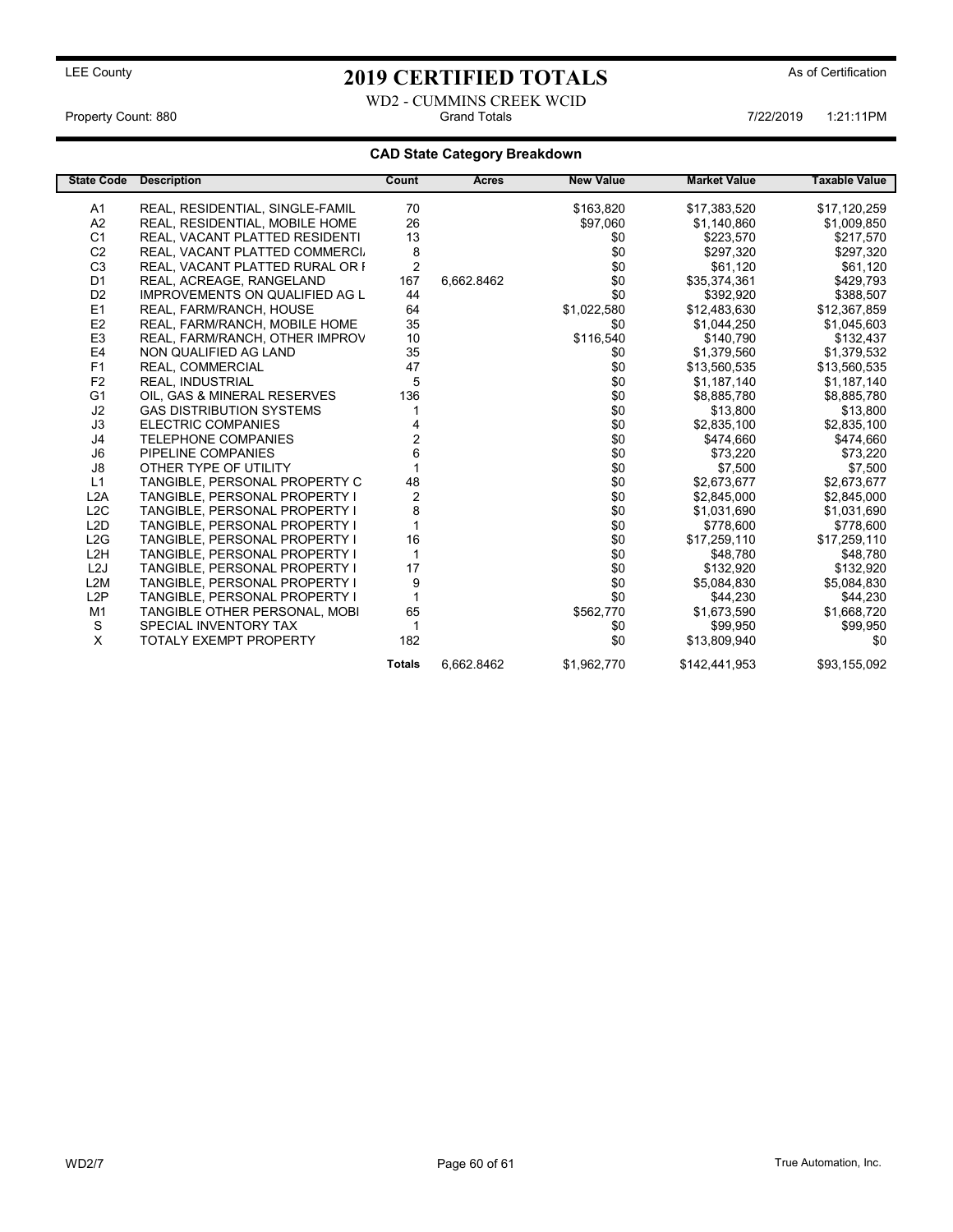LEE County

# 2019 CERTIFIED TOTALS

As of Certification

WD2 - CUMMINS CREEK WCID

Property Count: 880 | Grand Totals | 7/22/2019 1:21:11PM

## CAD State Category Breakdown

| State Code | Description | Count | Acres | New Value | Market Value | Taxable Value |
|---|---|---|---|---|---|---|
| A1 | REAL, RESIDENTIAL, SINGLE-FAMIL | 70 | | $163,820 | $17,383,520 | $17,120,259 |
| A2 | REAL, RESIDENTIAL, MOBILE HOME | 26 | | $97,060 | $1,140,860 | $1,009,850 |
| C1 | REAL, VACANT PLATTED RESIDENTI | 13 | | $0 | $223,570 | $217,570 |
| C2 | REAL, VACANT PLATTED COMMERCI | 8 | | $0 | $297,320 | $297,320 |
| C3 | REAL, VACANT PLATTED RURAL OR I | 2 | | $0 | $61,120 | $61,120 |
| D1 | REAL, ACREAGE, RANGELAND | 167 | 6,662.8462 | $0 | $35,374,361 | $429,793 |
| D2 | IMPROVEMENTS ON QUALIFIED AG L | 44 | | $0 | $392,920 | $388,507 |
| E1 | REAL, FARM/RANCH, HOUSE | 64 | | $1,022,580 | $12,483,630 | $12,367,859 |
| E2 | REAL, FARM/RANCH, MOBILE HOME | 35 | | $0 | $1,044,250 | $1,045,603 |
| E3 | REAL, FARM/RANCH, OTHER IMPROV | 10 | | $116,540 | $140,790 | $132,437 |
| E4 | NON QUALIFIED AG LAND | 35 | | $0 | $1,379,560 | $1,379,532 |
| F1 | REAL, COMMERCIAL | 47 | | $0 | $13,560,535 | $13,560,535 |
| F2 | REAL, INDUSTRIAL | 5 | | $0 | $1,187,140 | $1,187,140 |
| G1 | OIL, GAS & MINERAL RESERVES | 136 | | $0 | $8,885,780 | $8,885,780 |
| J2 | GAS DISTRIBUTION SYSTEMS | 1 | | $0 | $13,800 | $13,800 |
| J3 | ELECTRIC COMPANIES | 4 | | $0 | $2,835,100 | $2,835,100 |
| J4 | TELEPHONE COMPANIES | 2 | | $0 | $474,660 | $474,660 |
| J6 | PIPELINE COMPANIES | 6 | | $0 | $73,220 | $73,220 |
| J8 | OTHER TYPE OF UTILITY | 1 | | $0 | $7,500 | $7,500 |
| L1 | TANGIBLE, PERSONAL PROPERTY C | 48 | | $0 | $2,673,677 | $2,673,677 |
| L2A | TANGIBLE, PERSONAL PROPERTY I | 2 | | $0 | $2,845,000 | $2,845,000 |
| L2C | TANGIBLE, PERSONAL PROPERTY I | 8 | | $0 | $1,031,690 | $1,031,690 |
| L2D | TANGIBLE, PERSONAL PROPERTY I | 1 | | $0 | $778,600 | $778,600 |
| L2G | TANGIBLE, PERSONAL PROPERTY I | 16 | | $0 | $17,259,110 | $17,259,110 |
| L2H | TANGIBLE, PERSONAL PROPERTY I | 1 | | $0 | $48,780 | $48,780 |
| L2J | TANGIBLE, PERSONAL PROPERTY I | 17 | | $0 | $132,920 | $132,920 |
| L2M | TANGIBLE, PERSONAL PROPERTY I | 9 | | $0 | $5,084,830 | $5,084,830 |
| L2P | TANGIBLE, PERSONAL PROPERTY I | 1 | | $0 | $44,230 | $44,230 |
| M1 | TANGIBLE OTHER PERSONAL, MOBI | 65 | | $562,770 | $1,673,590 | $1,668,720 |
| S | SPECIAL INVENTORY TAX | 1 | | $0 | $99,950 | $99,950 |
| X | TOTALY EXEMPT PROPERTY | 182 | | $0 | $13,809,940 | $0 |
| | | **Totals** | 6,662.8462 | $1,962,770 | $142,441,953 | $93,155,092 |

WD2/7

True Automation, Inc.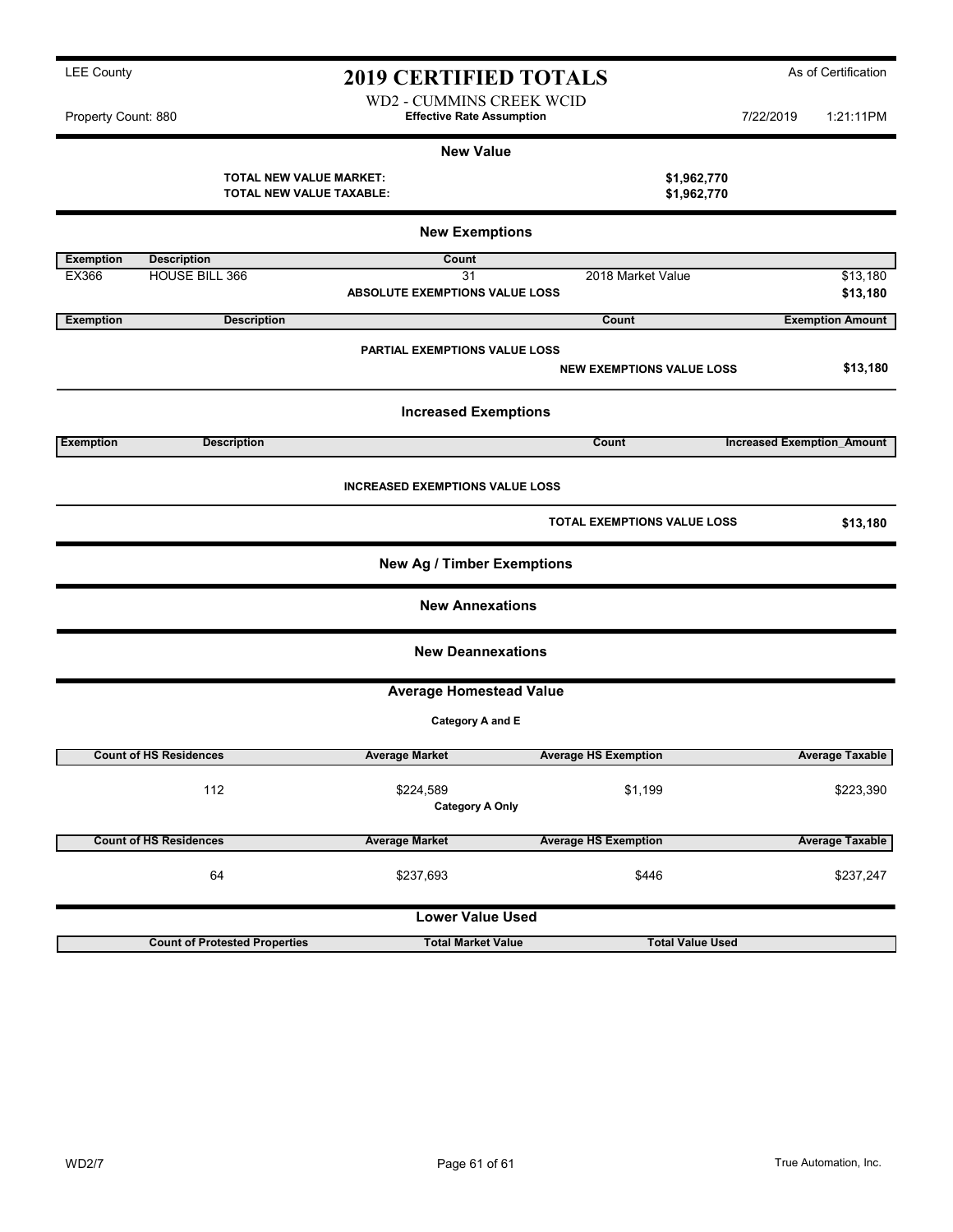LEE County

# 2019 CERTIFIED TOTALS

As of Certification

WD2 - CUMMINS CREEK WCID

Property Count: 880 — **Effective Rate Assumption** — 7/22/2019 1:21:11PM

## New Value

**TOTAL NEW VALUE MARKET:** $1,962,770

**TOTAL NEW VALUE TAXABLE:** $1,962,770

## New Exemptions

| Exemption | Description | Count | | |
|---|---|---|---|---|
| EX366 | HOUSE BILL 366 | 31 | 2018 Market Value | $13,180 |
| | | ABSOLUTE EXEMPTIONS VALUE LOSS | | $13,180 |

| Exemption | Description | Count | Exemption Amount |
|---|---|---|---|

**PARTIAL EXEMPTIONS VALUE LOSS**

**NEW EXEMPTIONS VALUE LOSS** $13,180

## Increased Exemptions

| Exemption | Description | Count | Increased Exemption_Amount |
|---|---|---|---|

**INCREASED EXEMPTIONS VALUE LOSS**

**TOTAL EXEMPTIONS VALUE LOSS** $13,180

## New Ag / Timber Exemptions

## New Annexations

## New Deannexations

## Average Homestead Value

**Category A and E**

| Count of HS Residences | Average Market | Average HS Exemption | Average Taxable |
|---|---|---|---|
| 112 | $224,589 | $1,199 | $223,390 |

**Category A Only**

| Count of HS Residences | Average Market | Average HS Exemption | Average Taxable |
|---|---|---|---|
| 64 | $237,693 | $446 | $237,247 |

## Lower Value Used

| Count of Protested Properties | Total Market Value | Total Value Used |
|---|---|---|

WD2/7 — True Automation, Inc.